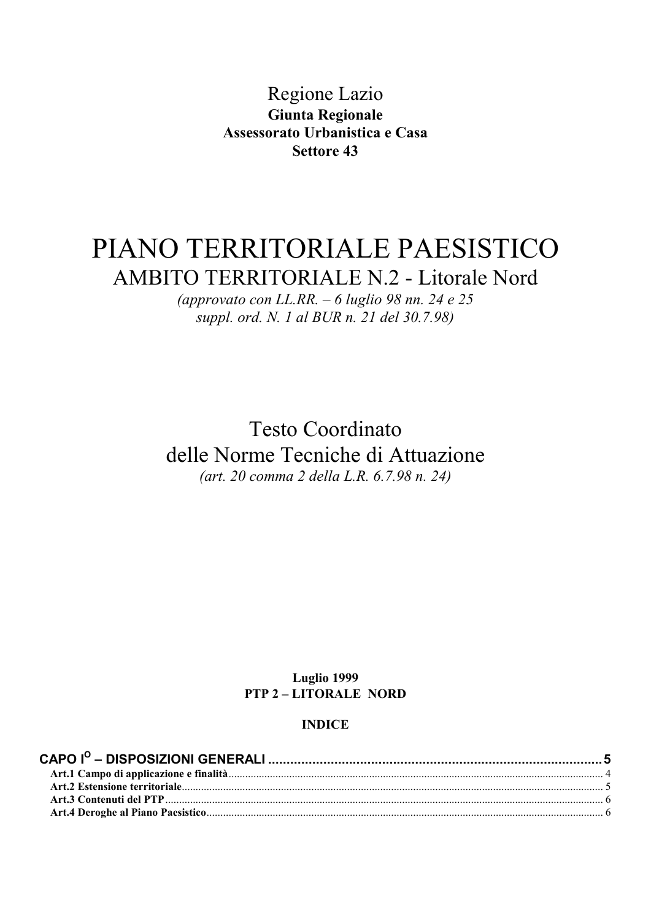Regione Lazio

**Giunta Regionale**

**Assessorato Urbanistica e Casa**

**Settore 43**

# PIANO TERRITORIALE PAESISTICO

## AMBITO TERRITORIALE N.2 - Litorale Nord

*(approvato con LL.RR. – 6 luglio 98 nn. 24 e 25 suppl. ord. N. 1 al BUR n. 21 del 30.7.98)*

## Testo Coordinato delle Norme Tecniche di Attuazione

*(art. 20 comma 2 della L.R. 6.7.98 n. 24)*

**Luglio 1999**

**PTP 2 – LITORALE NORD**

**INDICE**

**CAPO I[O] – DISPOSIZIONI GENERALI ........................................................................................ 5**

- **Art.1 Campo di applicazione e finalità** ........................................................................................ 4
- **Art.2 Estensione territoriale** ........................................................................................ 5
- **Art.3 Contenuti del PTP** ........................................................................................ 6
- **Art.4 Deroghe al Piano Paesistico** ........................................................................................ 6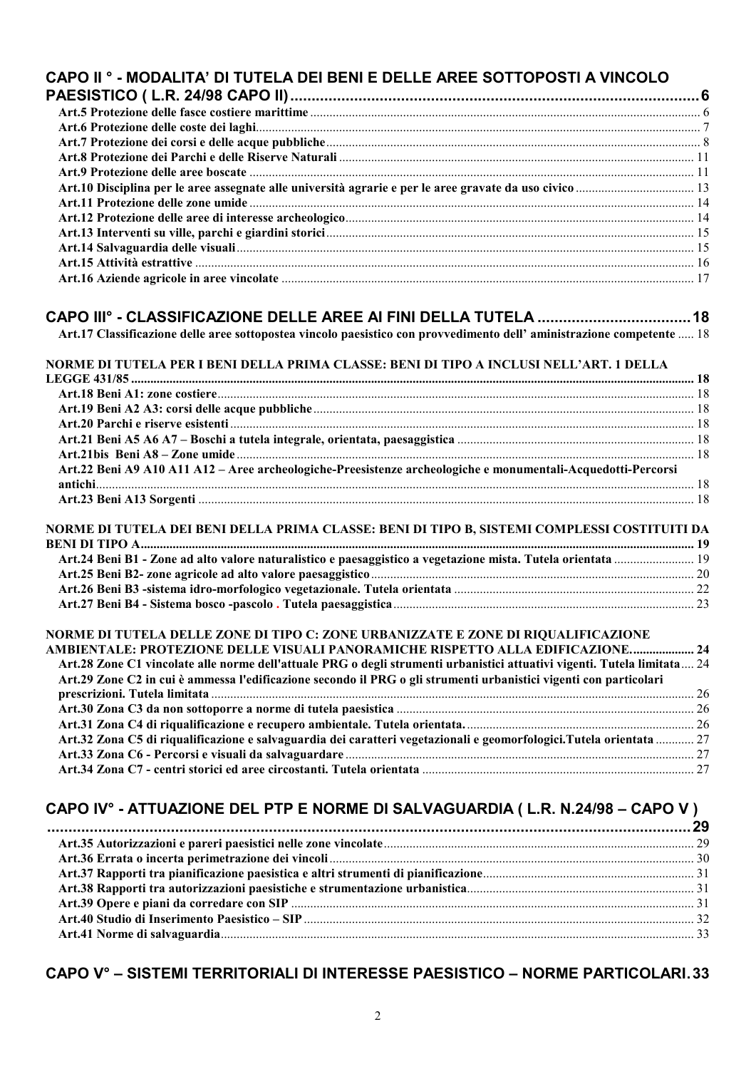## CAPO II ° - MODALITA' DI TUTELA DEI BENI E DELLE AREE SOTTOPOSTI A VINCOLO PAESISTICO ( L.R. 24/98 CAPO II) ..... 6

**Art.5 Protezione delle fasce costiere marittime** ..... 6
**Art.6 Protezione delle coste dei laghi** ..... 7
**Art.7 Protezione dei corsi e delle acque pubbliche** ..... 8
**Art.8 Protezione dei Parchi e delle Riserve Naturali** ..... 11
**Art.9 Protezione delle aree boscate** ..... 11
**Art.10 Disciplina per le aree assegnate alle università agrarie e per le aree gravate da uso civico** ..... 13
**Art.11 Protezione delle zone umide** ..... 14
**Art.12 Protezione delle aree di interesse archeologico** ..... 14
**Art.13 Interventi su ville, parchi e giardini storici** ..... 15
**Art.14 Salvaguardia delle visuali** ..... 15
**Art.15 Attività estrattive** ..... 16
**Art.16 Aziende agricole in aree vincolate** ..... 17

## CAPO III° - CLASSIFICAZIONE DELLE AREE AI FINI DELLA TUTELA ..... 18

**Art.17 Classificazione delle aree sottopostea vincolo paesistico con provvedimento dell' aministrazione competente** ..... 18

**NORME DI TUTELA PER I BENI DELLA PRIMA CLASSE: BENI DI TIPO A INCLUSI NELL'ART. 1 DELLA LEGGE 431/85** ..... 18

**Art.18 Beni A1: zone costiere** ..... 18
**Art.19 Beni A2 A3: corsi delle acque pubbliche** ..... 18
**Art.20 Parchi e riserve esistenti** ..... 18
**Art.21 Beni A5 A6 A7 – Boschi a tutela integrale, orientata, paesaggistica** ..... 18
**Art.21bis Beni A8 – Zone umide** ..... 18
**Art.22 Beni A9 A10 A11 A12 – Aree archeologiche-Preesistenze archeologiche e monumentali-Acquedotti-Percorsi antichi** ..... 18
**Art.23 Beni A13 Sorgenti** ..... 18

**NORME DI TUTELA DEI BENI DELLA PRIMA CLASSE: BENI DI TIPO B, SISTEMI COMPLESSI COSTITUITI DA BENI DI TIPO A** ..... 19

**Art.24 Beni B1 - Zone ad alto valore naturalistico e paesaggistico a vegetazione mista. Tutela orientata** ..... 19
**Art.25 Beni B2- zone agricole ad alto valore paesaggistico** ..... 20
**Art.26 Beni B3 -sistema idro-morfologico vegetazionale. Tutela orientata** ..... 22
**Art.27 Beni B4 - Sistema bosco -pascolo . Tutela paesaggistica** ..... 23

**NORME DI TUTELA DELLE ZONE DI TIPO C: ZONE URBANIZZATE E ZONE DI RIQUALIFICAZIONE AMBIENTALE: PROTEZIONE DELLE VISUALI PANORAMICHE RISPETTO ALLA EDIFICAZIONE.** ..... 24

**Art.28 Zone C1 vincolate alle norme dell'attuale PRG o degli strumenti urbanistici attuativi vigenti. Tutela limitata** ..... 24
**Art.29 Zone C2 in cui è ammessa l'edificazione secondo il PRG o gli strumenti urbanistici vigenti con particolari prescrizioni. Tutela limitata** ..... 26
**Art.30 Zona C3 da non sottoporre a norme di tutela paesistica** ..... 26
**Art.31 Zona C4 di riqualificazione e recupero ambientale. Tutela orientata.** ..... 26
**Art.32 Zona C5 di riqualificazione e salvaguardia dei caratteri vegetazionali e geomorfologici.Tutela orientata** ..... 27
**Art.33 Zona C6 - Percorsi e visuali da salvaguardare** ..... 27
**Art.34 Zona C7 - centri storici ed aree circostanti. Tutela orientata** ..... 27

## CAPO IV° - ATTUAZIONE DEL PTP E NORME DI SALVAGUARDIA ( L.R. N.24/98 – CAPO V ) ..... 29

**Art.35 Autorizzazioni e pareri paesistici nelle zone vincolate** ..... 29
**Art.36 Errata o incerta perimetrazione dei vincoli** ..... 30
**Art.37 Rapporti tra pianificazione paesistica e altri strumenti di pianificazione** ..... 31
**Art.38 Rapporti tra autorizzazioni paesistiche e strumentazione urbanistica** ..... 31
**Art.39 Opere e piani da corredare con SIP** ..... 31
**Art.40 Studio di Inserimento Paesistico – SIP** ..... 32
**Art.41 Norme di salvaguardia** ..... 33

## CAPO V° – SISTEMI TERRITORIALI DI INTERESSE PAESISTICO – NORME PARTICOLARI ..... 33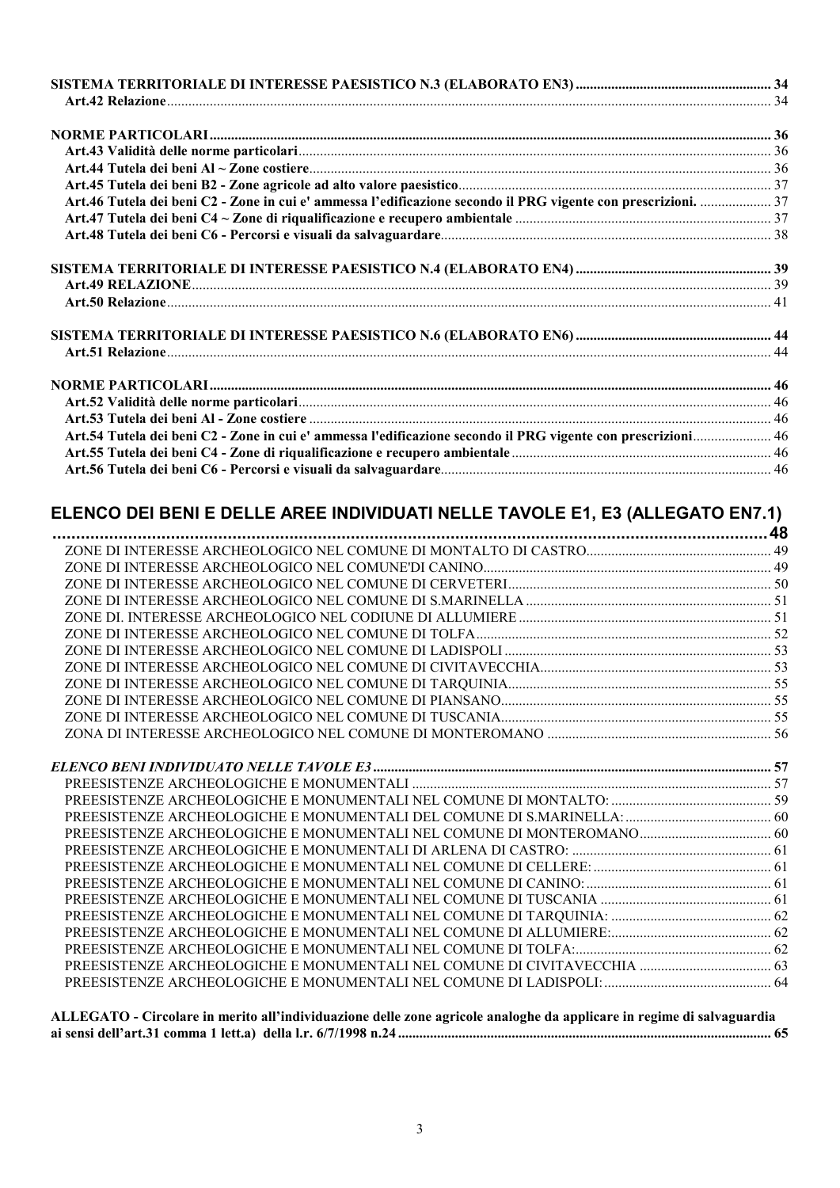**SISTEMA TERRITORIALE DI INTERESSE PAESISTICO N.3 (ELABORATO EN3)** ... 34
**Art.42 Relazione** ... 34

**NORME PARTICOLARI** ... 36
**Art.43 Validità delle norme particolari** ... 36
**Art.44 Tutela dei beni Al ~ Zone costiere** ... 36
**Art.45 Tutela dei beni B2 - Zone agricole ad alto valore paesistico** ... 37
**Art.46 Tutela dei beni C2 - Zone in cui e' ammessa l'edificazione secondo il PRG vigente con prescrizioni.** ... 37
**Art.47 Tutela dei beni C4 ~ Zone di riqualificazione e recupero ambientale** ... 37
**Art.48 Tutela dei beni C6 - Percorsi e visuali da salvaguardare** ... 38

**SISTEMA TERRITORIALE DI INTERESSE PAESISTICO N.4 (ELABORATO EN4)** ... 39
**Art.49 RELAZIONE** ... 39
**Art.50 Relazione** ... 41

**SISTEMA TERRITORIALE DI INTERESSE PAESISTICO N.6 (ELABORATO EN6)** ... 44
**Art.51 Relazione** ... 44

**NORME PARTICOLARI** ... 46
**Art.52 Validità delle norme particolari** ... 46
**Art.53 Tutela dei beni Al - Zone costiere** ... 46
**Art.54 Tutela dei beni C2 - Zone in cui e' ammessa l'edificazione secondo il PRG vigente con prescrizioni** ... 46
**Art.55 Tutela dei beni C4 - Zone di riqualificazione e recupero ambientale** ... 46
**Art.56 Tutela dei beni C6 - Percorsi e visuali da salvaguardare** ... 46

## ELENCO DEI BENI E DELLE AREE INDIVIDUATI NELLE TAVOLE E1, E3 (ALLEGATO EN7.1) ... 48

ZONE DI INTERESSE ARCHEOLOGICO NEL COMUNE DI MONTALTO DI CASTRO ... 49
ZONE DI INTERESSE ARCHEOLOGICO NEL COMUNE'DI CANINO ... 49
ZONE DI INTERESSE ARCHEOLOGICO NEL COMUNE DI CERVETERI ... 50
ZONE DI INTERESSE ARCHEOLOGICO NEL COMUNE DI S.MARINELLA ... 51
ZONE DI. INTERESSE ARCHEOLOGICO NEL CODIUNE DI ALLUMIERE ... 51
ZONE DI INTERESSE ARCHEOLOGICO NEL COMUNE DI TOLFA ... 52
ZONE DI INTERESSE ARCHEOLOGICO NEL COMUNE DI LADISPOLI ... 53
ZONE DI INTERESSE ARCHEOLOGICO NEL COMUNE DI CIVITAVECCHIA ... 53
ZONE DI INTERESSE ARCHEOLOGICO NEL COMUNE DI TARQUINIA ... 55
ZONE DI INTERESSE ARCHEOLOGICO NEL COMUNE DI PIANSANO ... 55
ZONE DI INTERESSE ARCHEOLOGICO NEL COMUNE DI TUSCANIA ... 55
ZONA DI INTERESSE ARCHEOLOGICO NEL COMUNE DI MONTEROMANO ... 56

***ELENCO BENI INDIVIDUATO NELLE TAVOLE E3*** ... 57
PREESISTENZE ARCHEOLOGICHE E MONUMENTALI ... 57
PREESISTENZE ARCHEOLOGICHE E MONUMENTALI NEL COMUNE DI MONTALTO: ... 59
PREESISTENZE ARCHEOLOGICHE E MONUMENTALI DEL COMUNE DI S.MARINELLA: ... 60
PREESISTENZE ARCHEOLOGICHE E MONUMENTALI NEL COMUNE DI MONTEROMANO ... 60
PREESISTENZE ARCHEOLOGICHE E MONUMENTALI DI ARLENA DI CASTRO: ... 61
PREESISTENZE ARCHEOLOGICHE E MONUMENTALI NEL COMUNE DI CELLERE: ... 61
PREESISTENZE ARCHEOLOGICHE E MONUMENTALI NEL COMUNE DI CANINO: ... 61
PREESISTENZE ARCHEOLOGICHE E MONUMENTALI NEL COMUNE DI TUSCANIA ... 61
PREESISTENZE ARCHEOLOGICHE E MONUMENTALI NEL COMUNE DI TARQUINIA: ... 62
PREESISTENZE ARCHEOLOGICHE E MONUMENTALI NEL COMUNE DI ALLUMIERE: ... 62
PREESISTENZE ARCHEOLOGICHE E MONUMENTALI NEL COMUNE DI TOLFA: ... 62
PREESISTENZE ARCHEOLOGICHE E MONUMENTALI NEL COMUNE DI CIVITAVECCHIA ... 63
PREESISTENZE ARCHEOLOGICHE E MONUMENTALI NEL COMUNE DI LADISPOLI: ... 64

**ALLEGATO - Circolare in merito all'individuazione delle zone agricole analoghe da applicare in regime di salvaguardia ai sensi dell'art.31 comma 1 lett.a) della l.r. 6/7/1998 n.24** ... 65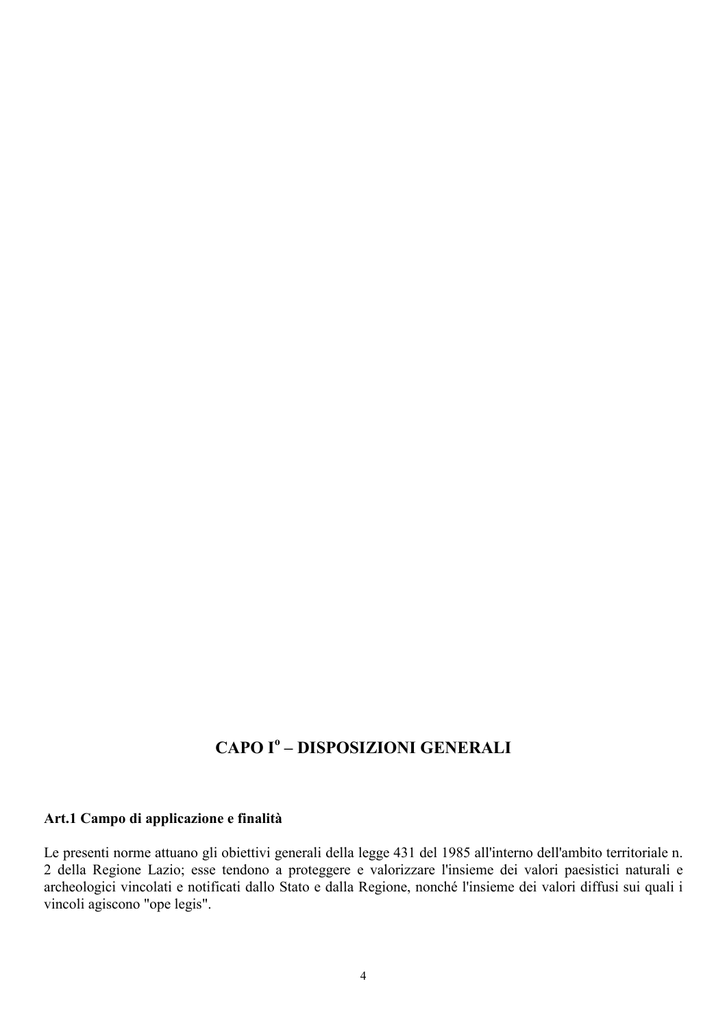# CAPO I° – DISPOSIZIONI GENERALI

**Art.1 Campo di applicazione e finalità**

Le presenti norme attuano gli obiettivi generali della legge 431 del 1985 all'interno dell'ambito territoriale n. 2 della Regione Lazio; esse tendono a proteggere e valorizzare l'insieme dei valori paesistici naturali e archeologici vincolati e notificati dallo Stato e dalla Regione, nonché l'insieme dei valori diffusi sui quali i vincoli agiscono "ope legis".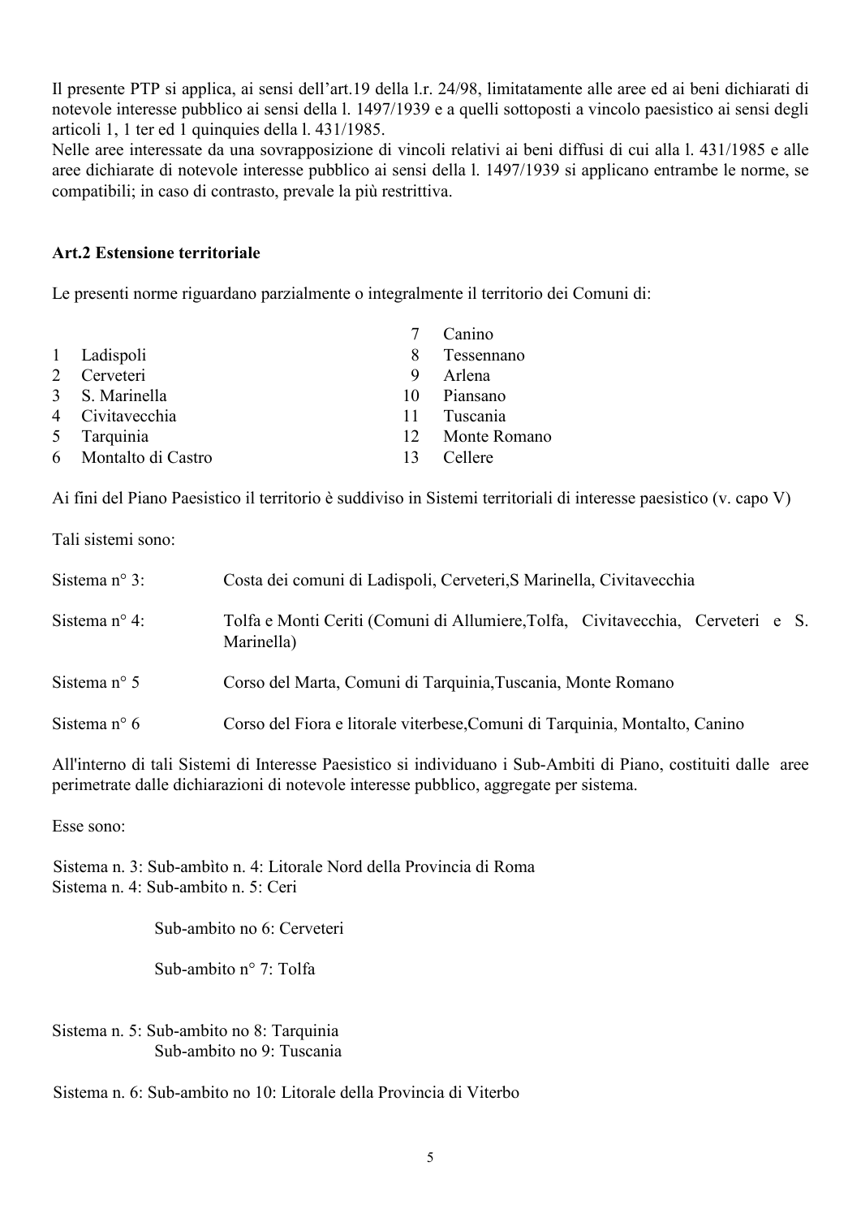Il presente PTP si applica, ai sensi dell'art.19 della l.r. 24/98, limitatamente alle aree ed ai beni dichiarati di notevole interesse pubblico ai sensi della l. 1497/1939 e a quelli sottoposti a vincolo paesistico ai sensi degli articoli 1, 1 ter ed 1 quinquies della l. 431/1985.
Nelle aree interessate da una sovrapposizione di vincoli relativi ai beni diffusi di cui alla l. 431/1985 e alle aree dichiarate di notevole interesse pubblico ai sensi della l. 1497/1939 si applicano entrambe le norme, se compatibili; in caso di contrasto, prevale la più restrittiva.

**Art.2 Estensione territoriale**

Le presenti norme riguardano parzialmente o integralmente il territorio dei Comuni di:

1 Ladispoli
2 Cerveteri
3 S. Marinella
4 Civitavecchia
5 Tarquinia
6 Montalto di Castro
7 Canino
8 Tessennano
9 Arlena
10 Piansano
11 Tuscania
12 Monte Romano
13 Cellere

Ai fini del Piano Paesistico il territorio è suddiviso in Sistemi territoriali di interesse paesistico (v. capo V)

Tali sistemi sono:

Sistema n° 3: Costa dei comuni di Ladispoli, Cerveteri,S Marinella, Civitavecchia

Sistema n° 4: Tolfa e Monti Ceriti (Comuni di Allumiere,Tolfa, Civitavecchia, Cerveteri e S. Marinella)

Sistema n° 5 Corso del Marta, Comuni di Tarquinia,Tuscania, Monte Romano

Sistema n° 6 Corso del Fiora e litorale viterbese,Comuni di Tarquinia, Montalto, Canino

All'interno di tali Sistemi di Interesse Paesistico si individuano i Sub-Ambiti di Piano, costituiti dalle aree perimetrate dalle dichiarazioni di notevole interesse pubblico, aggregate per sistema.

Esse sono:

Sistema n. 3: Sub-ambito n. 4: Litorale Nord della Provincia di Roma
Sistema n. 4: Sub-ambito n. 5: Ceri

Sub-ambito no 6: Cerveteri

Sub-ambito n° 7: Tolfa

Sistema n. 5: Sub-ambito no 8: Tarquinia
Sub-ambito no 9: Tuscania

Sistema n. 6: Sub-ambito no 10: Litorale della Provincia di Viterbo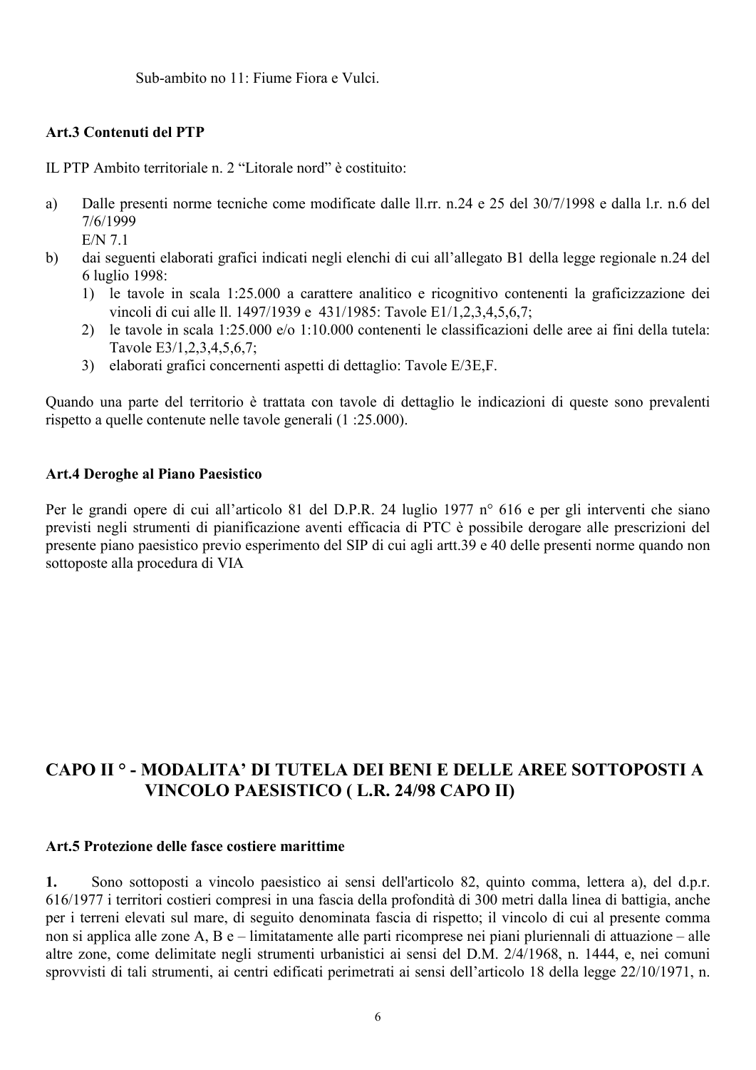Sub-ambito no 11: Fiume Fiora e Vulci.

### Art.3 Contenuti del PTP

IL PTP Ambito territoriale n. 2 “Litorale nord” è costituito:

a) Dalle presenti norme tecniche come modificate dalle ll.rr. n.24 e 25 del 30/7/1998 e dalla l.r. n.6 del 7/6/1999
   E/N 7.1
b) dai seguenti elaborati grafici indicati negli elenchi di cui all’allegato B1 della legge regionale n.24 del 6 luglio 1998:
   1) le tavole in scala 1:25.000 a carattere analitico e ricognitivo contenenti la graficizzazione dei vincoli di cui alle ll. 1497/1939 e 431/1985: Tavole E1/1,2,3,4,5,6,7;
   2) le tavole in scala 1:25.000 e/o 1:10.000 contenenti le classificazioni delle aree ai fini della tutela: Tavole E3/1,2,3,4,5,6,7;
   3) elaborati grafici concernenti aspetti di dettaglio: Tavole E/3E,F.

Quando una parte del territorio è trattata con tavole di dettaglio le indicazioni di queste sono prevalenti rispetto a quelle contenute nelle tavole generali (1 :25.000).

### Art.4 Deroghe al Piano Paesistico

Per le grandi opere di cui all’articolo 81 del D.P.R. 24 luglio 1977 n° 616 e per gli interventi che siano previsti negli strumenti di pianificazione aventi efficacia di PTC è possibile derogare alle prescrizioni del presente piano paesistico previo esperimento del SIP di cui agli artt.39 e 40 delle presenti norme quando non sottoposte alla procedura di VIA

## CAPO II ° - MODALITA’ DI TUTELA DEI BENI E DELLE AREE SOTTOPOSTI A VINCOLO PAESISTICO ( L.R. 24/98 CAPO II)

### Art.5 Protezione delle fasce costiere marittime

**1.** Sono sottoposti a vincolo paesistico ai sensi dell'articolo 82, quinto comma, lettera a), del d.p.r. 616/1977 i territori costieri compresi in una fascia della profondità di 300 metri dalla linea di battigia, anche per i terreni elevati sul mare, di seguito denominata fascia di rispetto; il vincolo di cui al presente comma non si applica alle zone A, B e – limitatamente alle parti ricomprese nei piani pluriennali di attuazione – alle altre zone, come delimitate negli strumenti urbanistici ai sensi del D.M. 2/4/1968, n. 1444, e, nei comuni sprovvisti di tali strumenti, ai centri edificati perimetrati ai sensi dell’articolo 18 della legge 22/10/1971, n.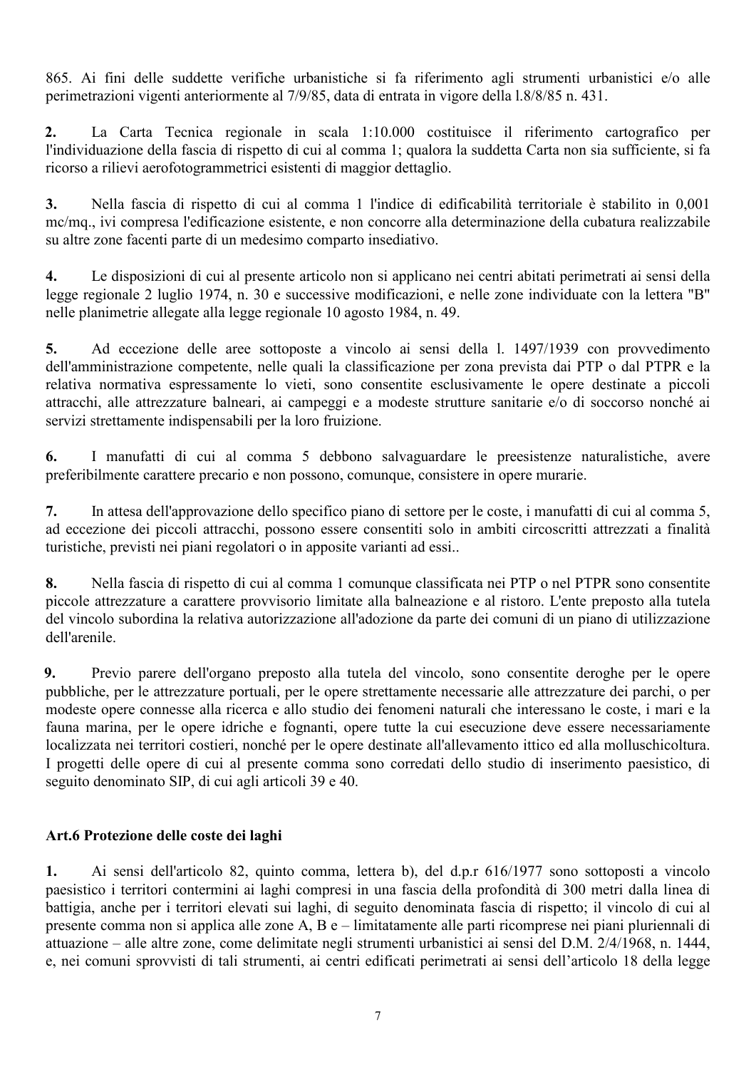865. Ai fini delle suddette verifiche urbanistiche si fa riferimento agli strumenti urbanistici e/o alle perimetrazioni vigenti anteriormente al 7/9/85, data di entrata in vigore della l.8/8/85 n. 431.

**2.** La Carta Tecnica regionale in scala 1:10.000 costituisce il riferimento cartografico per l'individuazione della fascia di rispetto di cui al comma 1; qualora la suddetta Carta non sia sufficiente, si fa ricorso a rilievi aerofotogrammetrici esistenti di maggior dettaglio.

**3.** Nella fascia di rispetto di cui al comma 1 l'indice di edificabilità territoriale è stabilito in 0,001 mc/mq., ivi compresa l'edificazione esistente, e non concorre alla determinazione della cubatura realizzabile su altre zone facenti parte di un medesimo comparto insediativo.

**4.** Le disposizioni di cui al presente articolo non si applicano nei centri abitati perimetrati ai sensi della legge regionale 2 luglio 1974, n. 30 e successive modificazioni, e nelle zone individuate con la lettera "B" nelle planimetrie allegate alla legge regionale 10 agosto 1984, n. 49.

**5.** Ad eccezione delle aree sottoposte a vincolo ai sensi della l. 1497/1939 con provvedimento dell'amministrazione competente, nelle quali la classificazione per zona prevista dai PTP o dal PTPR e la relativa normativa espressamente lo vieti, sono consentite esclusivamente le opere destinate a piccoli attracchi, alle attrezzature balneari, ai campeggi e a modeste strutture sanitarie e/o di soccorso nonché ai servizi strettamente indispensabili per la loro fruizione.

**6.** I manufatti di cui al comma 5 debbono salvaguardare le preesistenze naturalistiche, avere preferibilmente carattere precario e non possono, comunque, consistere in opere murarie.

**7.** In attesa dell'approvazione dello specifico piano di settore per le coste, i manufatti di cui al comma 5, ad eccezione dei piccoli attracchi, possono essere consentiti solo in ambiti circoscritti attrezzati a finalità turistiche, previsti nei piani regolatori o in apposite varianti ad essi..

**8.** Nella fascia di rispetto di cui al comma 1 comunque classificata nei PTP o nel PTPR sono consentite piccole attrezzature a carattere provvisorio limitate alla balneazione e al ristoro. L'ente preposto alla tutela del vincolo subordina la relativa autorizzazione all'adozione da parte dei comuni di un piano di utilizzazione dell'arenile.

**9.** Previo parere dell'organo preposto alla tutela del vincolo, sono consentite deroghe per le opere pubbliche, per le attrezzature portuali, per le opere strettamente necessarie alle attrezzature dei parchi, o per modeste opere connesse alla ricerca e allo studio dei fenomeni naturali che interessano le coste, i mari e la fauna marina, per le opere idriche e fognanti, opere tutte la cui esecuzione deve essere necessariamente localizzata nei territori costieri, nonché per le opere destinate all'allevamento ittico ed alla molluschicoltura. I progetti delle opere di cui al presente comma sono corredati dello studio di inserimento paesistico, di seguito denominato SIP, di cui agli articoli 39 e 40.

### Art.6 Protezione delle coste dei laghi

**1.** Ai sensi dell'articolo 82, quinto comma, lettera b), del d.p.r 616/1977 sono sottoposti a vincolo paesistico i territori contermini ai laghi compresi in una fascia della profondità di 300 metri dalla linea di battigia, anche per i territori elevati sui laghi, di seguito denominata fascia di rispetto; il vincolo di cui al presente comma non si applica alle zone A, B e – limitatamente alle parti ricomprese nei piani pluriennali di attuazione – alle altre zone, come delimitate negli strumenti urbanistici ai sensi del D.M. 2/4/1968, n. 1444, e, nei comuni sprovvisti di tali strumenti, ai centri edificati perimetrati ai sensi dell'articolo 18 della legge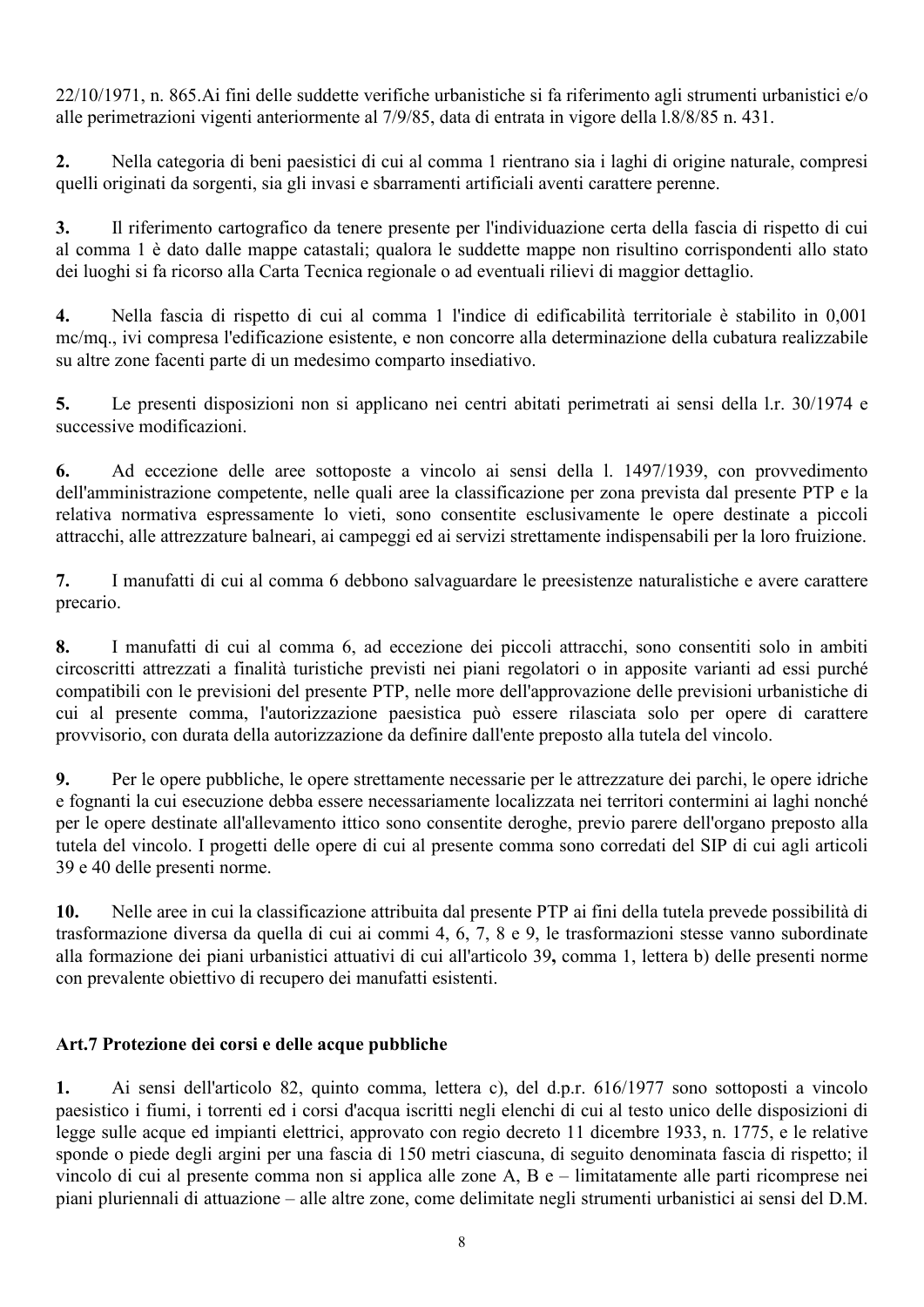22/10/1971, n. 865.Ai fini delle suddette verifiche urbanistiche si fa riferimento agli strumenti urbanistici e/o alle perimetrazioni vigenti anteriormente al 7/9/85, data di entrata in vigore della l.8/8/85 n. 431.

**2.** Nella categoria di beni paesistici di cui al comma 1 rientrano sia i laghi di origine naturale, compresi quelli originati da sorgenti, sia gli invasi e sbarramenti artificiali aventi carattere perenne.

**3.** Il riferimento cartografico da tenere presente per l'individuazione certa della fascia di rispetto di cui al comma 1 è dato dalle mappe catastali; qualora le suddette mappe non risultino corrispondenti allo stato dei luoghi si fa ricorso alla Carta Tecnica regionale o ad eventuali rilievi di maggior dettaglio.

**4.** Nella fascia di rispetto di cui al comma 1 l'indice di edificabilità territoriale è stabilito in 0,001 mc/mq., ivi compresa l'edificazione esistente, e non concorre alla determinazione della cubatura realizzabile su altre zone facenti parte di un medesimo comparto insediativo.

**5.** Le presenti disposizioni non si applicano nei centri abitati perimetrati ai sensi della l.r. 30/1974 e successive modificazioni.

**6.** Ad eccezione delle aree sottoposte a vincolo ai sensi della l. 1497/1939, con provvedimento dell'amministrazione competente, nelle quali aree la classificazione per zona prevista dal presente PTP e la relativa normativa espressamente lo vieti, sono consentite esclusivamente le opere destinate a piccoli attracchi, alle attrezzature balneari, ai campeggi ed ai servizi strettamente indispensabili per la loro fruizione.

**7.** I manufatti di cui al comma 6 debbono salvaguardare le preesistenze naturalistiche e avere carattere precario.

**8.** I manufatti di cui al comma 6, ad eccezione dei piccoli attracchi, sono consentiti solo in ambiti circoscritti attrezzati a finalità turistiche previsti nei piani regolatori o in apposite varianti ad essi purché compatibili con le previsioni del presente PTP, nelle more dell'approvazione delle previsioni urbanistiche di cui al presente comma, l'autorizzazione paesistica può essere rilasciata solo per opere di carattere provvisorio, con durata della autorizzazione da definire dall'ente preposto alla tutela del vincolo.

**9.** Per le opere pubbliche, le opere strettamente necessarie per le attrezzature dei parchi, le opere idriche e fognanti la cui esecuzione debba essere necessariamente localizzata nei territori contermini ai laghi nonché per le opere destinate all'allevamento ittico sono consentite deroghe, previo parere dell'organo preposto alla tutela del vincolo. I progetti delle opere di cui al presente comma sono corredati del SIP di cui agli articoli 39 e 40 delle presenti norme.

**10.** Nelle aree in cui la classificazione attribuita dal presente PTP ai fini della tutela prevede possibilità di trasformazione diversa da quella di cui ai commi 4, 6, 7, 8 e 9, le trasformazioni stesse vanno subordinate alla formazione dei piani urbanistici attuativi di cui all'articolo 39**,** comma 1, lettera b) delle presenti norme con prevalente obiettivo di recupero dei manufatti esistenti.

### Art.7 Protezione dei corsi e delle acque pubbliche

**1.** Ai sensi dell'articolo 82, quinto comma, lettera c), del d.p.r. 616/1977 sono sottoposti a vincolo paesistico i fiumi, i torrenti ed i corsi d'acqua iscritti negli elenchi di cui al testo unico delle disposizioni di legge sulle acque ed impianti elettrici, approvato con regio decreto 11 dicembre 1933, n. 1775, e le relative sponde o piede degli argini per una fascia di 150 metri ciascuna, di seguito denominata fascia di rispetto; il vincolo di cui al presente comma non si applica alle zone A, B e – limitatamente alle parti ricomprese nei piani pluriennali di attuazione – alle altre zone, come delimitate negli strumenti urbanistici ai sensi del D.M.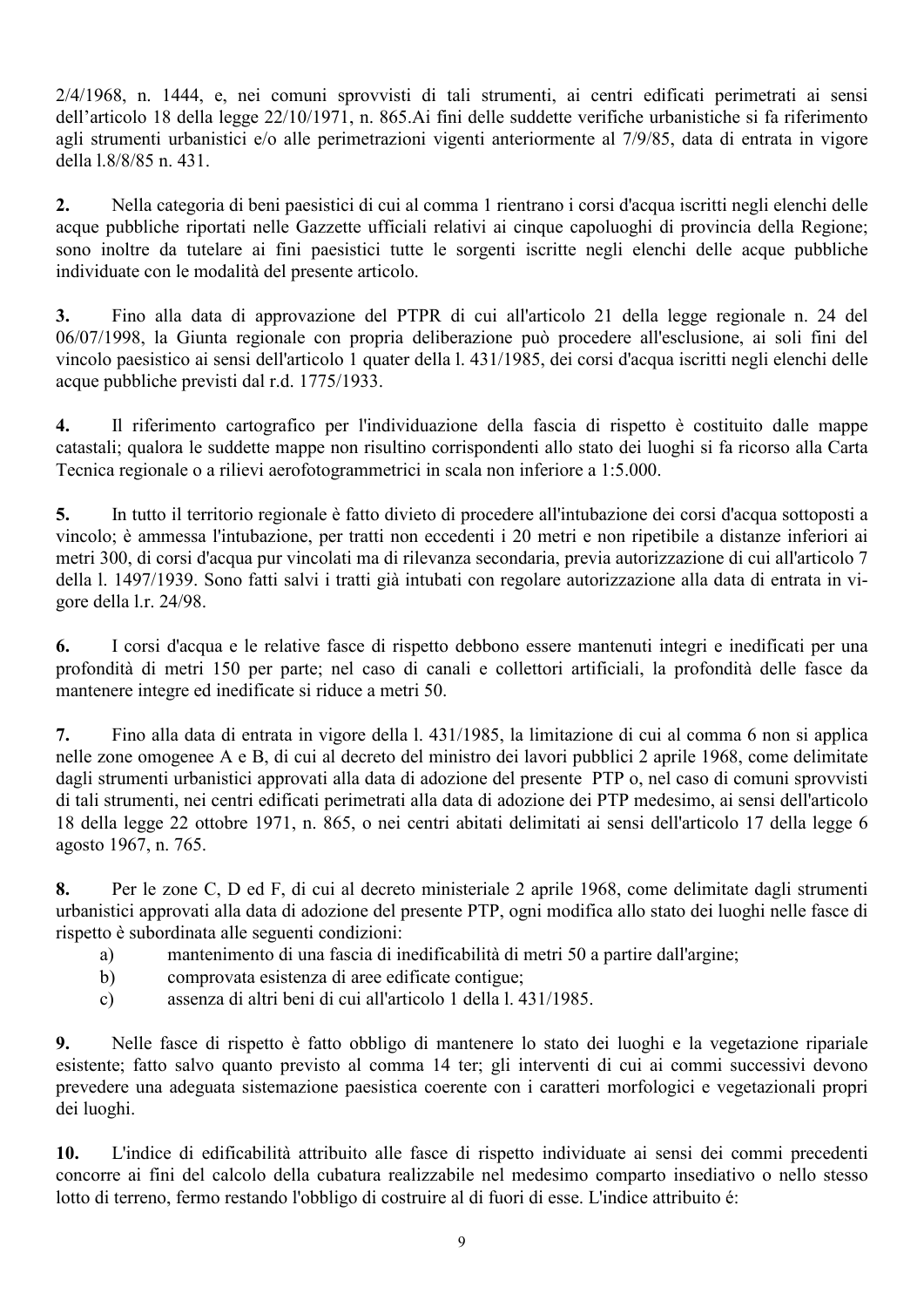2/4/1968, n. 1444, e, nei comuni sprovvisti di tali strumenti, ai centri edificati perimetrati ai sensi dell'articolo 18 della legge 22/10/1971, n. 865.Ai fini delle suddette verifiche urbanistiche si fa riferimento agli strumenti urbanistici e/o alle perimetrazioni vigenti anteriormente al 7/9/85, data di entrata in vigore della l.8/8/85 n. 431.

**2.** Nella categoria di beni paesistici di cui al comma 1 rientrano i corsi d'acqua iscritti negli elenchi delle acque pubbliche riportati nelle Gazzette ufficiali relativi ai cinque capoluoghi di provincia della Regione; sono inoltre da tutelare ai fini paesistici tutte le sorgenti iscritte negli elenchi delle acque pubbliche individuate con le modalità del presente articolo.

**3.** Fino alla data di approvazione del PTPR di cui all'articolo 21 della legge regionale n. 24 del 06/07/1998, la Giunta regionale con propria deliberazione può procedere all'esclusione, ai soli fini del vincolo paesistico ai sensi dell'articolo 1 quater della l. 431/1985, dei corsi d'acqua iscritti negli elenchi delle acque pubbliche previsti dal r.d. 1775/1933.

**4.** Il riferimento cartografico per l'individuazione della fascia di rispetto è costituito dalle mappe catastali; qualora le suddette mappe non risultino corrispondenti allo stato dei luoghi si fa ricorso alla Carta Tecnica regionale o a rilievi aerofotogrammetrici in scala non inferiore a 1:5.000.

**5.** In tutto il territorio regionale è fatto divieto di procedere all'intubazione dei corsi d'acqua sottoposti a vincolo; è ammessa l'intubazione, per tratti non eccedenti i 20 metri e non ripetibile a distanze inferiori ai metri 300, di corsi d'acqua pur vincolati ma di rilevanza secondaria, previa autorizzazione di cui all'articolo 7 della l. 1497/1939. Sono fatti salvi i tratti già intubati con regolare autorizzazione alla data di entrata in vigore della l.r. 24/98.

**6.** I corsi d'acqua e le relative fasce di rispetto debbono essere mantenuti integri e inedificati per una profondità di metri 150 per parte; nel caso di canali e collettori artificiali, la profondità delle fasce da mantenere integre ed inedificate si riduce a metri 50.

**7.** Fino alla data di entrata in vigore della l. 431/1985, la limitazione di cui al comma 6 non si applica nelle zone omogenee A e B, di cui al decreto del ministro dei lavori pubblici 2 aprile 1968, come delimitate dagli strumenti urbanistici approvati alla data di adozione del presente PTP o, nel caso di comuni sprovvisti di tali strumenti, nei centri edificati perimetrati alla data di adozione dei PTP medesimo, ai sensi dell'articolo 18 della legge 22 ottobre 1971, n. 865, o nei centri abitati delimitati ai sensi dell'articolo 17 della legge 6 agosto 1967, n. 765.

**8.** Per le zone C, D ed F, di cui al decreto ministeriale 2 aprile 1968, come delimitate dagli strumenti urbanistici approvati alla data di adozione del presente PTP, ogni modifica allo stato dei luoghi nelle fasce di rispetto è subordinata alle seguenti condizioni:

a) mantenimento di una fascia di inedificabilità di metri 50 a partire dall'argine;
b) comprovata esistenza di aree edificate contigue;
c) assenza di altri beni di cui all'articolo 1 della l. 431/1985.

**9.** Nelle fasce di rispetto è fatto obbligo di mantenere lo stato dei luoghi e la vegetazione ripariale esistente; fatto salvo quanto previsto al comma 14 ter; gli interventi di cui ai commi successivi devono prevedere una adeguata sistemazione paesistica coerente con i caratteri morfologici e vegetazionali propri dei luoghi.

**10.** L'indice di edificabilità attribuito alle fasce di rispetto individuate ai sensi dei commi precedenti concorre ai fini del calcolo della cubatura realizzabile nel medesimo comparto insediativo o nello stesso lotto di terreno, fermo restando l'obbligo di costruire al di fuori di esse. L'indice attribuito é: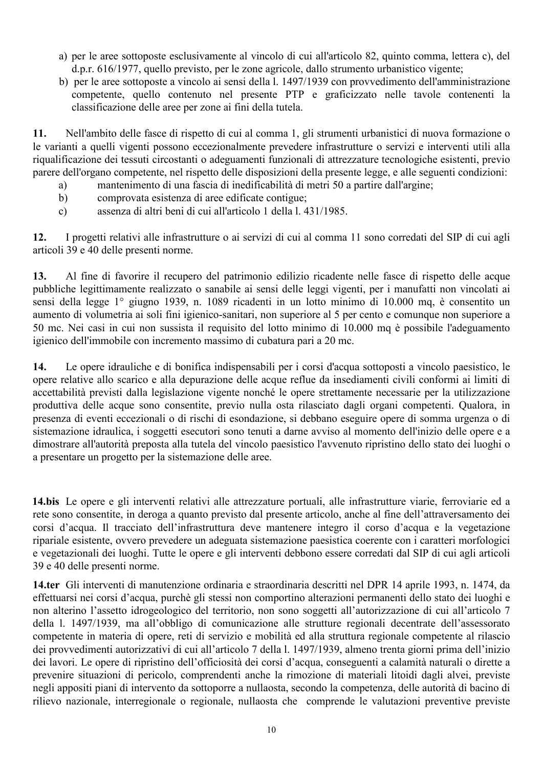a) per le aree sottoposte esclusivamente al vincolo di cui all'articolo 82, quinto comma, lettera c), del d.p.r. 616/1977, quello previsto, per le zone agricole, dallo strumento urbanistico vigente;
b) per le aree sottoposte a vincolo ai sensi della l. 1497/1939 con provvedimento dell'amministrazione competente, quello contenuto nel presente PTP e graficizzato nelle tavole contenenti la classificazione delle aree per zone ai fini della tutela.

**11.** Nell'ambito delle fasce di rispetto di cui al comma 1, gli strumenti urbanistici di nuova formazione o le varianti a quelli vigenti possono eccezionalmente prevedere infrastrutture o servizi e interventi utili alla riqualificazione dei tessuti circostanti o adeguamenti funzionali di attrezzature tecnologiche esistenti, previo parere dell'organo competente, nel rispetto delle disposizioni della presente legge, e alle seguenti condizioni:

a) mantenimento di una fascia di inedificabilità di metri 50 a partire dall'argine;
b) comprovata esistenza di aree edificate contigue;
c) assenza di altri beni di cui all'articolo 1 della l. 431/1985.

**12.** I progetti relativi alle infrastrutture o ai servizi di cui al comma 11 sono corredati del SIP di cui agli articoli 39 e 40 delle presenti norme.

**13.** Al fine di favorire il recupero del patrimonio edilizio ricadente nelle fasce di rispetto delle acque pubbliche legittimamente realizzato o sanabile ai sensi delle leggi vigenti, per i manufatti non vincolati ai sensi della legge 1° giugno 1939, n. 1089 ricadenti in un lotto minimo di 10.000 mq, è consentito un aumento di volumetria ai soli fini igienico-sanitari, non superiore al 5 per cento e comunque non superiore a 50 mc. Nei casi in cui non sussista il requisito del lotto minimo di 10.000 mq è possibile l'adeguamento igienico dell'immobile con incremento massimo di cubatura pari a 20 mc.

**14.** Le opere idrauliche e di bonifica indispensabili per i corsi d'acqua sottoposti a vincolo paesistico, le opere relative allo scarico e alla depurazione delle acque reflue da insediamenti civili conformi ai limiti di accettabilità previsti dalla legislazione vigente nonché le opere strettamente necessarie per la utilizzazione produttiva delle acque sono consentite, previo nulla osta rilasciato dagli organi competenti. Qualora, in presenza di eventi eccezionali o di rischi di esondazione, si debbano eseguire opere di somma urgenza o di sistemazione idraulica, i soggetti esecutori sono tenuti a darne avviso al momento dell'inizio delle opere e a dimostrare all'autorità preposta alla tutela del vincolo paesistico l'avvenuto ripristino dello stato dei luoghi o a presentare un progetto per la sistemazione delle aree.

**14.bis** Le opere e gli interventi relativi alle attrezzature portuali, alle infrastrutture viarie, ferroviarie ed a rete sono consentite, in deroga a quanto previsto dal presente articolo, anche al fine dell'attraversamento dei corsi d'acqua. Il tracciato dell'infrastruttura deve mantenere integro il corso d'acqua e la vegetazione ripariale esistente, ovvero prevedere un adeguata sistemazione paesistica coerente con i caratteri morfologici e vegetazionali dei luoghi. Tutte le opere e gli interventi debbono essere corredati dal SIP di cui agli articoli 39 e 40 delle presenti norme.

**14.ter** Gli interventi di manutenzione ordinaria e straordinaria descritti nel DPR 14 aprile 1993, n. 1474, da effettuarsi nei corsi d'acqua, purchè gli stessi non comportino alterazioni permanenti dello stato dei luoghi e non alterino l'assetto idrogeologico del territorio, non sono soggetti all'autorizzazione di cui all'articolo 7 della l. 1497/1939, ma all'obbligo di comunicazione alle strutture regionali decentrate dell'assessorato competente in materia di opere, reti di servizio e mobilità ed alla struttura regionale competente al rilascio dei provvedimenti autorizzativi di cui all'articolo 7 della l. 1497/1939, almeno trenta giorni prima dell'inizio dei lavori. Le opere di ripristino dell'officiosità dei corsi d'acqua, conseguenti a calamità naturali o dirette a prevenire situazioni di pericolo, comprendenti anche la rimozione di materiali litoidi dagli alvei, previste negli appositi piani di intervento da sottoporre a nullaosta, secondo la competenza, delle autorità di bacino di rilievo nazionale, interregionale o regionale, nullaosta che comprende le valutazioni preventive previste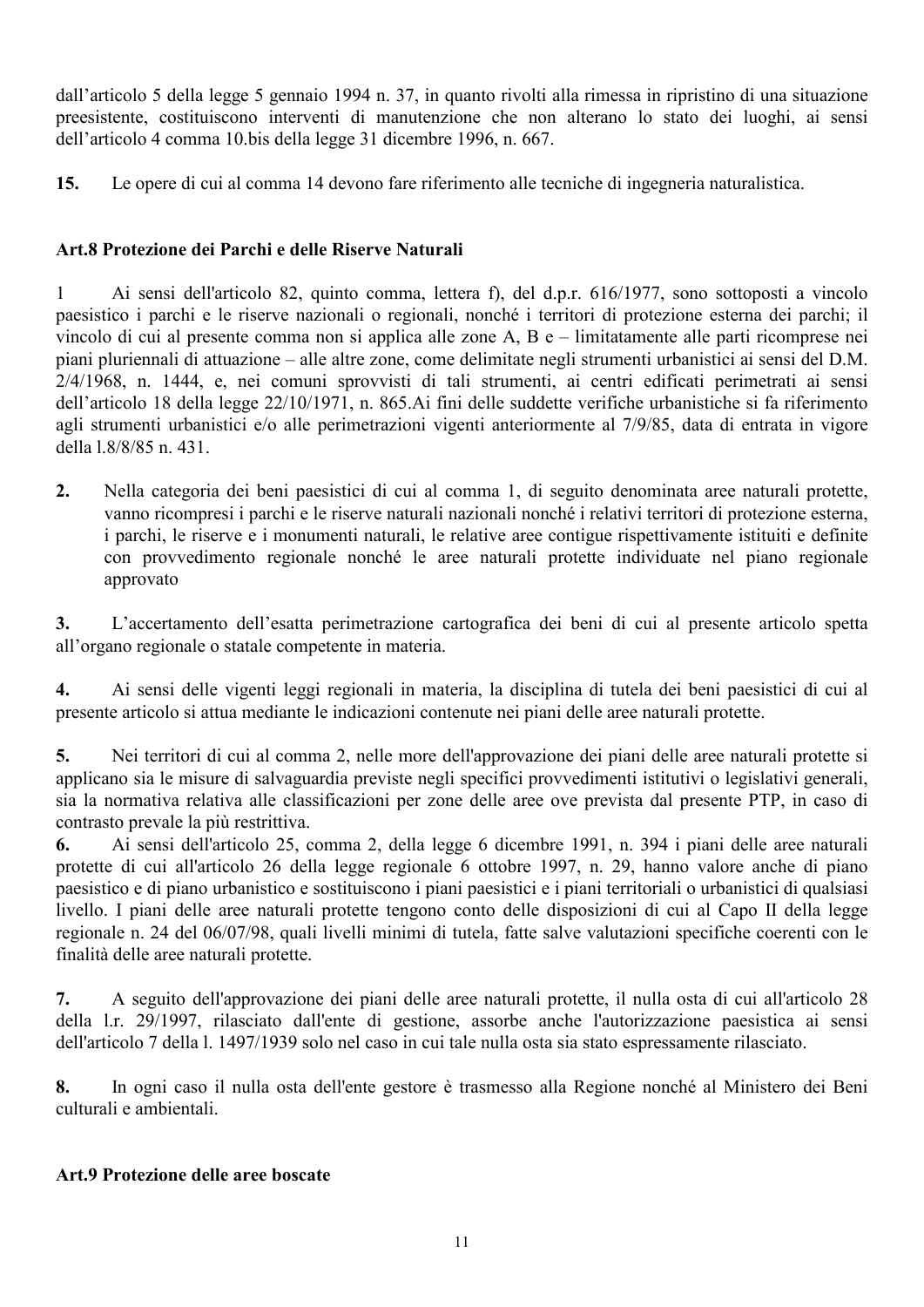dall'articolo 5 della legge 5 gennaio 1994 n. 37, in quanto rivolti alla rimessa in ripristino di una situazione preesistente, costituiscono interventi di manutenzione che non alterano lo stato dei luoghi, ai sensi dell'articolo 4 comma 10.bis della legge 31 dicembre 1996, n. 667.

**15.** Le opere di cui al comma 14 devono fare riferimento alle tecniche di ingegneria naturalistica.

### Art.8 Protezione dei Parchi e delle Riserve Naturali

1 Ai sensi dell'articolo 82, quinto comma, lettera f), del d.p.r. 616/1977, sono sottoposti a vincolo paesistico i parchi e le riserve nazionali o regionali, nonché i territori di protezione esterna dei parchi; il vincolo di cui al presente comma non si applica alle zone A, B e – limitatamente alle parti ricomprese nei piani pluriennali di attuazione – alle altre zone, come delimitate negli strumenti urbanistici ai sensi del D.M. 2/4/1968, n. 1444, e, nei comuni sprovvisti di tali strumenti, ai centri edificati perimetrati ai sensi dell'articolo 18 della legge 22/10/1971, n. 865.Ai fini delle suddette verifiche urbanistiche si fa riferimento agli strumenti urbanistici e/o alle perimetrazioni vigenti anteriormente al 7/9/85, data di entrata in vigore della l.8/8/85 n. 431.

**2.** Nella categoria dei beni paesistici di cui al comma 1, di seguito denominata aree naturali protette, vanno ricompresi i parchi e le riserve naturali nazionali nonché i relativi territori di protezione esterna, i parchi, le riserve e i monumenti naturali, le relative aree contigue rispettivamente istituiti e definite con provvedimento regionale nonché le aree naturali protette individuate nel piano regionale approvato

**3.** L'accertamento dell'esatta perimetrazione cartografica dei beni di cui al presente articolo spetta all'organo regionale o statale competente in materia.

**4.** Ai sensi delle vigenti leggi regionali in materia, la disciplina di tutela dei beni paesistici di cui al presente articolo si attua mediante le indicazioni contenute nei piani delle aree naturali protette.

**5.** Nei territori di cui al comma 2, nelle more dell'approvazione dei piani delle aree naturali protette si applicano sia le misure di salvaguardia previste negli specifici provvedimenti istitutivi o legislativi generali, sia la normativa relativa alle classificazioni per zone delle aree ove prevista dal presente PTP, in caso di contrasto prevale la più restrittiva.

**6.** Ai sensi dell'articolo 25, comma 2, della legge 6 dicembre 1991, n. 394 i piani delle aree naturali protette di cui all'articolo 26 della legge regionale 6 ottobre 1997, n. 29, hanno valore anche di piano paesistico e di piano urbanistico e sostituiscono i piani paesistici e i piani territoriali o urbanistici di qualsiasi livello. I piani delle aree naturali protette tengono conto delle disposizioni di cui al Capo II della legge regionale n. 24 del 06/07/98, quali livelli minimi di tutela, fatte salve valutazioni specifiche coerenti con le finalità delle aree naturali protette.

**7.** A seguito dell'approvazione dei piani delle aree naturali protette, il nulla osta di cui all'articolo 28 della l.r. 29/1997, rilasciato dall'ente di gestione, assorbe anche l'autorizzazione paesistica ai sensi dell'articolo 7 della l. 1497/1939 solo nel caso in cui tale nulla osta sia stato espressamente rilasciato.

**8.** In ogni caso il nulla osta dell'ente gestore è trasmesso alla Regione nonché al Ministero dei Beni culturali e ambientali.

### Art.9 Protezione delle aree boscate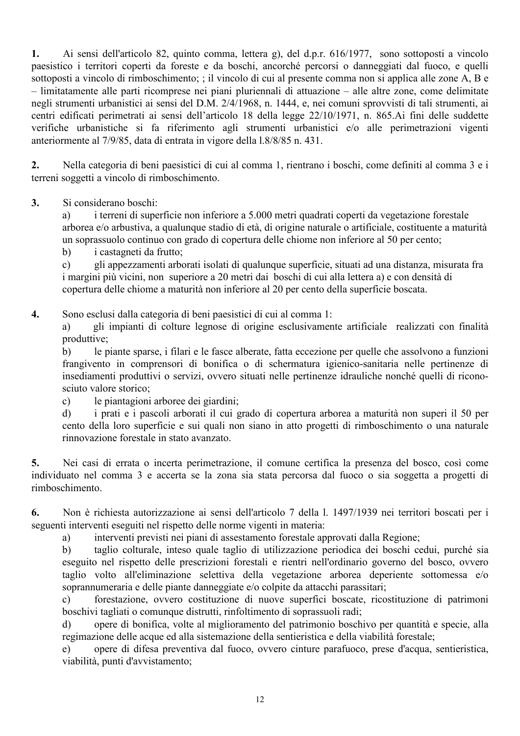**1.** Ai sensi dell'articolo 82, quinto comma, lettera g), del d.p.r. 616/1977, sono sottoposti a vincolo paesistico i territori coperti da foreste e da boschi, ancorché percorsi o danneggiati dal fuoco, e quelli sottoposti a vincolo di rimboschimento; ; il vincolo di cui al presente comma non si applica alle zone A, B e – limitatamente alle parti ricomprese nei piani pluriennali di attuazione – alle altre zone, come delimitate negli strumenti urbanistici ai sensi del D.M. 2/4/1968, n. 1444, e, nei comuni sprovvisti di tali strumenti, ai centri edificati perimetrati ai sensi dell'articolo 18 della legge 22/10/1971, n. 865.Ai fini delle suddette verifiche urbanistiche si fa riferimento agli strumenti urbanistici e/o alle perimetrazioni vigenti anteriormente al 7/9/85, data di entrata in vigore della l.8/8/85 n. 431.

**2.** Nella categoria di beni paesistici di cui al comma 1, rientrano i boschi, come definiti al comma 3 e i terreni soggetti a vincolo di rimboschimento.

**3.** Si considerano boschi:

a) i terreni di superficie non inferiore a 5.000 metri quadrati coperti da vegetazione forestale arborea e/o arbustiva, a qualunque stadio di età, di origine naturale o artificiale, costituente a maturità un soprassuolo continuo con grado di copertura delle chiome non inferiore al 50 per cento;

b) i castagneti da frutto;

c) gli appezzamenti arborati isolati di qualunque superficie, situati ad una distanza, misurata fra i margini più vicini, non superiore a 20 metri dai boschi di cui alla lettera a) e con densità di copertura delle chiome a maturità non inferiore al 20 per cento della superficie boscata.

**4.** Sono esclusi dalla categoria di beni paesistici di cui al comma 1:

a) gli impianti di colture legnose di origine esclusivamente artificiale realizzati con finalità produttive;

b) le piante sparse, i filari e le fasce alberate, fatta eccezione per quelle che assolvono a funzioni frangivento in comprensori di bonifica o di schermatura igienico-sanitaria nelle pertinenze di insediamenti produttivi o servizi, ovvero situati nelle pertinenze idrauliche nonché quelli di riconosciuto valore storico;

c) le piantagioni arboree dei giardini;

d) i prati e i pascoli arborati il cui grado di copertura arborea a maturità non superi il 50 per cento della loro superficie e sui quali non siano in atto progetti di rimboschimento o una naturale rinnovazione forestale in stato avanzato.

**5.** Nei casi di errata o incerta perimetrazione, il comune certifica la presenza del bosco, così come individuato nel comma 3 e accerta se la zona sia stata percorsa dal fuoco o sia soggetta a progetti di rimboschimento.

**6.** Non è richiesta autorizzazione ai sensi dell'articolo 7 della l. 1497/1939 nei territori boscati per i seguenti interventi eseguiti nel rispetto delle norme vigenti in materia:

a) interventi previsti nei piani di assestamento forestale approvati dalla Regione;

b) taglio colturale, inteso quale taglio di utilizzazione periodica dei boschi cedui, purché sia eseguito nel rispetto delle prescrizioni forestali e rientri nell'ordinario governo del bosco, ovvero taglio volto all'eliminazione selettiva della vegetazione arborea deperiente sottomessa e/o soprannumeraria e delle piante danneggiate e/o colpite da attacchi parassitari;

c) forestazione, ovvero costituzione di nuove superfici boscate, ricostituzione di patrimoni boschivi tagliati o comunque distrutti, rinfoltimento di soprassuoli radi;

d) opere di bonifica, volte al miglioramento del patrimonio boschivo per quantità e specie, alla regimazione delle acque ed alla sistemazione della sentieristica e della viabilità forestale;

e) opere di difesa preventiva dal fuoco, ovvero cinture parafuoco, prese d'acqua, sentieristica, viabilità, punti d'avvistamento;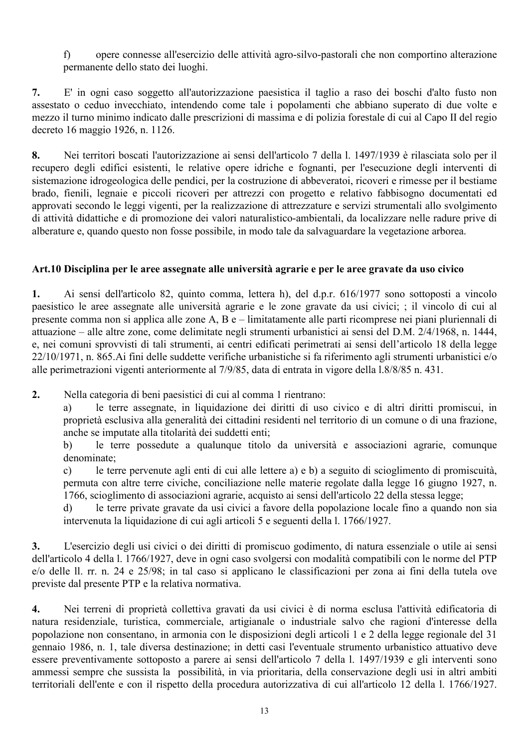f) opere connesse all'esercizio delle attività agro-silvo-pastorali che non comportino alterazione permanente dello stato dei luoghi.

**7.** E' in ogni caso soggetto all'autorizzazione paesistica il taglio a raso dei boschi d'alto fusto non assestato o ceduo invecchiato, intendendo come tale i popolamenti che abbiano superato di due volte e mezzo il turno minimo indicato dalle prescrizioni di massima e di polizia forestale di cui al Capo II del regio decreto 16 maggio 1926, n. 1126.

**8.** Nei territori boscati l'autorizzazione ai sensi dell'articolo 7 della l. 1497/1939 è rilasciata solo per il recupero degli edifici esistenti, le relative opere idriche e fognanti, per l'esecuzione degli interventi di sistemazione idrogeologica delle pendici, per la costruzione di abbeveratoi, ricoveri e rimesse per il bestiame brado, fienili, legnaie e piccoli ricoveri per attrezzi con progetto e relativo fabbisogno documentati ed approvati secondo le leggi vigenti, per la realizzazione di attrezzature e servizi strumentali allo svolgimento di attività didattiche e di promozione dei valori naturalistico-ambientali, da localizzare nelle radure prive di alberature e, quando questo non fosse possibile, in modo tale da salvaguardare la vegetazione arborea.

## Art.10 Disciplina per le aree assegnate alle università agrarie e per le aree gravate da uso civico

**1.** Ai sensi dell'articolo 82, quinto comma, lettera h), del d.p.r. 616/1977 sono sottoposti a vincolo paesistico le aree assegnate alle università agrarie e le zone gravate da usi civici; ; il vincolo di cui al presente comma non si applica alle zone A, B e – limitatamente alle parti ricomprese nei piani pluriennali di attuazione – alle altre zone, come delimitate negli strumenti urbanistici ai sensi del D.M. 2/4/1968, n. 1444, e, nei comuni sprovvisti di tali strumenti, ai centri edificati perimetrati ai sensi dell'articolo 18 della legge 22/10/1971, n. 865.Ai fini delle suddette verifiche urbanistiche si fa riferimento agli strumenti urbanistici e/o alle perimetrazioni vigenti anteriormente al 7/9/85, data di entrata in vigore della l.8/8/85 n. 431.

**2.** Nella categoria di beni paesistici di cui al comma 1 rientrano:

a) le terre assegnate, in liquidazione dei diritti di uso civico e di altri diritti promiscui, in proprietà esclusiva alla generalità dei cittadini residenti nel territorio di un comune o di una frazione, anche se imputate alla titolarità dei suddetti enti;

b) le terre possedute a qualunque titolo da università e associazioni agrarie, comunque denominate;

c) le terre pervenute agli enti di cui alle lettere a) e b) a seguito di scioglimento di promiscuità, permuta con altre terre civiche, conciliazione nelle materie regolate dalla legge 16 giugno 1927, n. 1766, scioglimento di associazioni agrarie, acquisto ai sensi dell'articolo 22 della stessa legge;

d) le terre private gravate da usi civici a favore della popolazione locale fino a quando non sia intervenuta la liquidazione di cui agli articoli 5 e seguenti della l. 1766/1927.

**3.** L'esercizio degli usi civici o dei diritti di promiscuo godimento, di natura essenziale o utile ai sensi dell'articolo 4 della l. 1766/1927, deve in ogni caso svolgersi con modalità compatibili con le norme del PTP e/o delle ll. rr. n. 24 e 25/98; in tal caso si applicano le classificazioni per zona ai fini della tutela ove previste dal presente PTP e la relativa normativa.

**4.** Nei terreni di proprietà collettiva gravati da usi civici è di norma esclusa l'attività edificatoria di natura residenziale, turistica, commerciale, artigianale o industriale salvo che ragioni d'interesse della popolazione non consentano, in armonia con le disposizioni degli articoli 1 e 2 della legge regionale del 31 gennaio 1986, n. 1, tale diversa destinazione; in detti casi l'eventuale strumento urbanistico attuativo deve essere preventivamente sottoposto a parere ai sensi dell'articolo 7 della l. 1497/1939 e gli interventi sono ammessi sempre che sussista la possibilità, in via prioritaria, della conservazione degli usi in altri ambiti territoriali dell'ente e con il rispetto della procedura autorizzativa di cui all'articolo 12 della l. 1766/1927.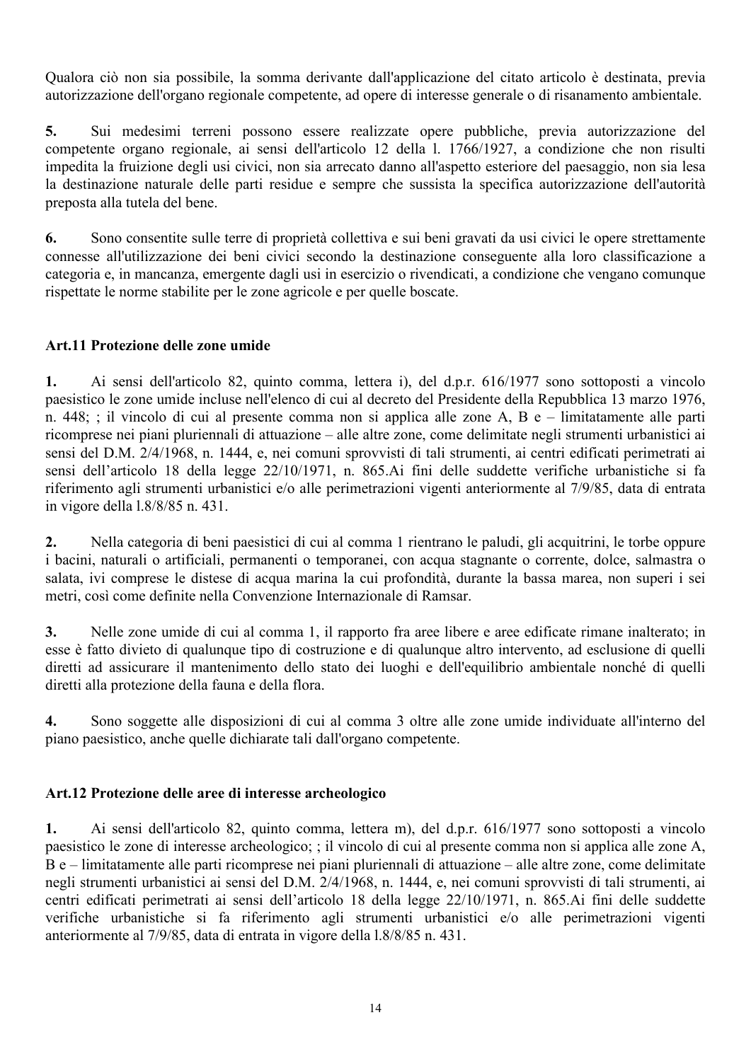Qualora ciò non sia possibile, la somma derivante dall'applicazione del citato articolo è destinata, previa autorizzazione dell'organo regionale competente, ad opere di interesse generale o di risanamento ambientale.

**5.** Sui medesimi terreni possono essere realizzate opere pubbliche, previa autorizzazione del competente organo regionale, ai sensi dell'articolo 12 della l. 1766/1927, a condizione che non risulti impedita la fruizione degli usi civici, non sia arrecato danno all'aspetto esteriore del paesaggio, non sia lesa la destinazione naturale delle parti residue e sempre che sussista la specifica autorizzazione dell'autorità preposta alla tutela del bene.

**6.** Sono consentite sulle terre di proprietà collettiva e sui beni gravati da usi civici le opere strettamente connesse all'utilizzazione dei beni civici secondo la destinazione conseguente alla loro classificazione a categoria e, in mancanza, emergente dagli usi in esercizio o rivendicati, a condizione che vengano comunque rispettate le norme stabilite per le zone agricole e per quelle boscate.

### Art.11 Protezione delle zone umide

**1.** Ai sensi dell'articolo 82, quinto comma, lettera i), del d.p.r. 616/1977 sono sottoposti a vincolo paesistico le zone umide incluse nell'elenco di cui al decreto del Presidente della Repubblica 13 marzo 1976, n. 448; ; il vincolo di cui al presente comma non si applica alle zone A, B e – limitatamente alle parti ricomprese nei piani pluriennali di attuazione – alle altre zone, come delimitate negli strumenti urbanistici ai sensi del D.M. 2/4/1968, n. 1444, e, nei comuni sprovvisti di tali strumenti, ai centri edificati perimetrati ai sensi dell'articolo 18 della legge 22/10/1971, n. 865.Ai fini delle suddette verifiche urbanistiche si fa riferimento agli strumenti urbanistici e/o alle perimetrazioni vigenti anteriormente al 7/9/85, data di entrata in vigore della l.8/8/85 n. 431.

**2.** Nella categoria di beni paesistici di cui al comma 1 rientrano le paludi, gli acquitrini, le torbe oppure i bacini, naturali o artificiali, permanenti o temporanei, con acqua stagnante o corrente, dolce, salmastra o salata, ivi comprese le distese di acqua marina la cui profondità, durante la bassa marea, non superi i sei metri, così come definite nella Convenzione Internazionale di Ramsar.

**3.** Nelle zone umide di cui al comma 1, il rapporto fra aree libere e aree edificate rimane inalterato; in esse è fatto divieto di qualunque tipo di costruzione e di qualunque altro intervento, ad esclusione di quelli diretti ad assicurare il mantenimento dello stato dei luoghi e dell'equilibrio ambientale nonché di quelli diretti alla protezione della fauna e della flora.

**4.** Sono soggette alle disposizioni di cui al comma 3 oltre alle zone umide individuate all'interno del piano paesistico, anche quelle dichiarate tali dall'organo competente.

### Art.12 Protezione delle aree di interesse archeologico

**1.** Ai sensi dell'articolo 82, quinto comma, lettera m), del d.p.r. 616/1977 sono sottoposti a vincolo paesistico le zone di interesse archeologico; ; il vincolo di cui al presente comma non si applica alle zone A, B e – limitatamente alle parti ricomprese nei piani pluriennali di attuazione – alle altre zone, come delimitate negli strumenti urbanistici ai sensi del D.M. 2/4/1968, n. 1444, e, nei comuni sprovvisti di tali strumenti, ai centri edificati perimetrati ai sensi dell'articolo 18 della legge 22/10/1971, n. 865.Ai fini delle suddette verifiche urbanistiche si fa riferimento agli strumenti urbanistici e/o alle perimetrazioni vigenti anteriormente al 7/9/85, data di entrata in vigore della l.8/8/85 n. 431.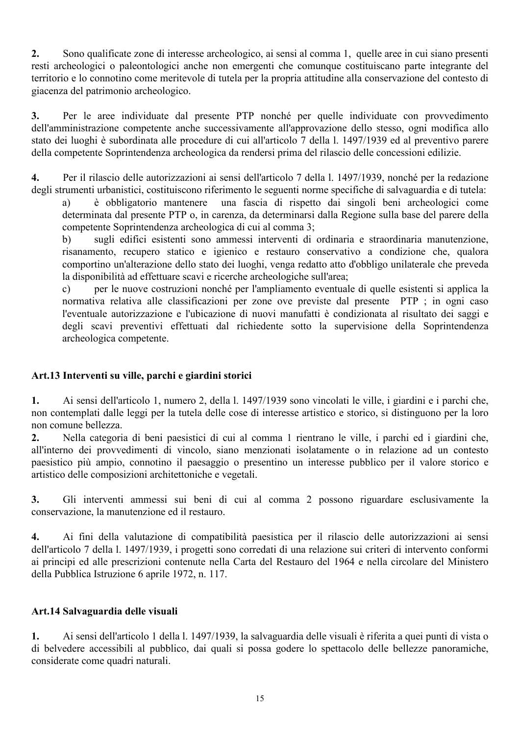**2.** Sono qualificate zone di interesse archeologico, ai sensi al comma 1, quelle aree in cui siano presenti resti archeologici o paleontologici anche non emergenti che comunque costituiscano parte integrante del territorio e lo connotino come meritevole di tutela per la propria attitudine alla conservazione del contesto di giacenza del patrimonio archeologico.

**3.** Per le aree individuate dal presente PTP nonché per quelle individuate con provvedimento dell'amministrazione competente anche successivamente all'approvazione dello stesso, ogni modifica allo stato dei luoghi è subordinata alle procedure di cui all'articolo 7 della l. 1497/1939 ed al preventivo parere della competente Soprintendenza archeologica da rendersi prima del rilascio delle concessioni edilizie.

**4.** Per il rilascio delle autorizzazioni ai sensi dell'articolo 7 della l. 1497/1939, nonché per la redazione degli strumenti urbanistici, costituiscono riferimento le seguenti norme specifiche di salvaguardia e di tutela:

a) è obbligatorio mantenere una fascia di rispetto dai singoli beni archeologici come determinata dal presente PTP o, in carenza, da determinarsi dalla Regione sulla base del parere della competente Soprintendenza archeologica di cui al comma 3;

b) sugli edifici esistenti sono ammessi interventi di ordinaria e straordinaria manutenzione, risanamento, recupero statico e igienico e restauro conservativo a condizione che, qualora comportino un'alterazione dello stato dei luoghi, venga redatto atto d'obbligo unilaterale che preveda la disponibilità ad effettuare scavi e ricerche archeologiche sull'area;

c) per le nuove costruzioni nonché per l'ampliamento eventuale di quelle esistenti si applica la normativa relativa alle classificazioni per zone ove previste dal presente PTP ; in ogni caso l'eventuale autorizzazione e l'ubicazione di nuovi manufatti è condizionata al risultato dei saggi e degli scavi preventivi effettuati dal richiedente sotto la supervisione della Soprintendenza archeologica competente.

### Art.13 Interventi su ville, parchi e giardini storici

**1.** Ai sensi dell'articolo 1, numero 2, della l. 1497/1939 sono vincolati le ville, i giardini e i parchi che, non contemplati dalle leggi per la tutela delle cose di interesse artistico e storico, si distinguono per la loro non comune bellezza.

**2.** Nella categoria di beni paesistici di cui al comma 1 rientrano le ville, i parchi ed i giardini che, all'interno dei provvedimenti di vincolo, siano menzionati isolatamente o in relazione ad un contesto paesistico più ampio, connotino il paesaggio o presentino un interesse pubblico per il valore storico e artistico delle composizioni architettoniche e vegetali.

**3.** Gli interventi ammessi sui beni di cui al comma 2 possono riguardare esclusivamente la conservazione, la manutenzione ed il restauro.

**4.** Ai fini della valutazione di compatibilità paesistica per il rilascio delle autorizzazioni ai sensi dell'articolo 7 della l. 1497/1939, i progetti sono corredati di una relazione sui criteri di intervento conformi ai principi ed alle prescrizioni contenute nella Carta del Restauro del 1964 e nella circolare del Ministero della Pubblica Istruzione 6 aprile 1972, n. 117.

### Art.14 Salvaguardia delle visuali

**1.** Ai sensi dell'articolo 1 della l. 1497/1939, la salvaguardia delle visuali è riferita a quei punti di vista o di belvedere accessibili al pubblico, dai quali si possa godere lo spettacolo delle bellezze panoramiche, considerate come quadri naturali.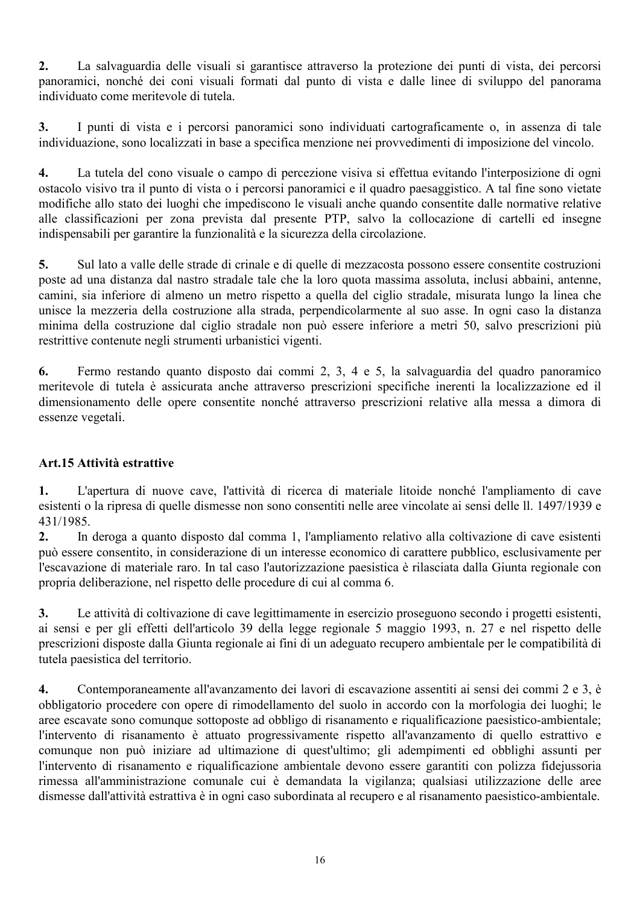**2.** La salvaguardia delle visuali si garantisce attraverso la protezione dei punti di vista, dei percorsi panoramici, nonché dei coni visuali formati dal punto di vista e dalle linee di sviluppo del panorama individuato come meritevole di tutela.

**3.** I punti di vista e i percorsi panoramici sono individuati cartograficamente o, in assenza di tale individuazione, sono localizzati in base a specifica menzione nei provvedimenti di imposizione del vincolo.

**4.** La tutela del cono visuale o campo di percezione visiva si effettua evitando l'interposizione di ogni ostacolo visivo tra il punto di vista o i percorsi panoramici e il quadro paesaggistico. A tal fine sono vietate modifiche allo stato dei luoghi che impediscono le visuali anche quando consentite dalle normative relative alle classificazioni per zona prevista dal presente PTP, salvo la collocazione di cartelli ed insegne indispensabili per garantire la funzionalità e la sicurezza della circolazione.

**5.** Sul lato a valle delle strade di crinale e di quelle di mezzacosta possono essere consentite costruzioni poste ad una distanza dal nastro stradale tale che la loro quota massima assoluta, inclusi abbaini, antenne, camini, sia inferiore di almeno un metro rispetto a quella del ciglio stradale, misurata lungo la linea che unisce la mezzeria della costruzione alla strada, perpendicolarmente al suo asse. In ogni caso la distanza minima della costruzione dal ciglio stradale non può essere inferiore a metri 50, salvo prescrizioni più restrittive contenute negli strumenti urbanistici vigenti.

**6.** Fermo restando quanto disposto dai commi 2, 3, 4 e 5, la salvaguardia del quadro panoramico meritevole di tutela è assicurata anche attraverso prescrizioni specifiche inerenti la localizzazione ed il dimensionamento delle opere consentite nonché attraverso prescrizioni relative alla messa a dimora di essenze vegetali.

### Art.15 Attività estrattive

**1.** L'apertura di nuove cave, l'attività di ricerca di materiale litoide nonché l'ampliamento di cave esistenti o la ripresa di quelle dismesse non sono consentiti nelle aree vincolate ai sensi delle ll. 1497/1939 e 431/1985.

**2.** In deroga a quanto disposto dal comma 1, l'ampliamento relativo alla coltivazione di cave esistenti può essere consentito, in considerazione di un interesse economico di carattere pubblico, esclusivamente per l'escavazione di materiale raro. In tal caso l'autorizzazione paesistica è rilasciata dalla Giunta regionale con propria deliberazione, nel rispetto delle procedure di cui al comma 6.

**3.** Le attività di coltivazione di cave legittimamente in esercizio proseguono secondo i progetti esistenti, ai sensi e per gli effetti dell'articolo 39 della legge regionale 5 maggio 1993, n. 27 e nel rispetto delle prescrizioni disposte dalla Giunta regionale ai fini di un adeguato recupero ambientale per le compatibilità di tutela paesistica del territorio.

**4.** Contemporaneamente all'avanzamento dei lavori di escavazione assentiti ai sensi dei commi 2 e 3, è obbligatorio procedere con opere di rimodellamento del suolo in accordo con la morfologia dei luoghi; le aree escavate sono comunque sottoposte ad obbligo di risanamento e riqualificazione paesistico-ambientale; l'intervento di risanamento è attuato progressivamente rispetto all'avanzamento di quello estrattivo e comunque non può iniziare ad ultimazione di quest'ultimo; gli adempimenti ed obblighi assunti per l'intervento di risanamento e riqualificazione ambientale devono essere garantiti con polizza fidejussoria rimessa all'amministrazione comunale cui è demandata la vigilanza; qualsiasi utilizzazione delle aree dismesse dall'attività estrattiva è in ogni caso subordinata al recupero e al risanamento paesistico-ambientale.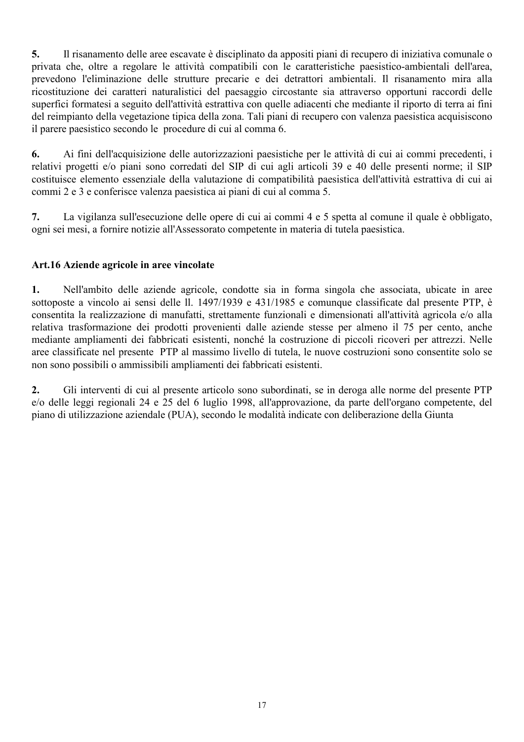**5.** Il risanamento delle aree escavate è disciplinato da appositi piani di recupero di iniziativa comunale o privata che, oltre a regolare le attività compatibili con le caratteristiche paesistico-ambientali dell'area, prevedono l'eliminazione delle strutture precarie e dei detrattori ambientali. Il risanamento mira alla ricostituzione dei caratteri naturalistici del paesaggio circostante sia attraverso opportuni raccordi delle superfici formatesi a seguito dell'attività estrattiva con quelle adiacenti che mediante il riporto di terra ai fini del reimpianto della vegetazione tipica della zona. Tali piani di recupero con valenza paesistica acquisiscono il parere paesistico secondo le procedure di cui al comma 6.

**6.** Ai fini dell'acquisizione delle autorizzazioni paesistiche per le attività di cui ai commi precedenti, i relativi progetti e/o piani sono corredati del SIP di cui agli articoli 39 e 40 delle presenti norme; il SIP costituisce elemento essenziale della valutazione di compatibilità paesistica dell'attività estrattiva di cui ai commi 2 e 3 e conferisce valenza paesistica ai piani di cui al comma 5.

**7.** La vigilanza sull'esecuzione delle opere di cui ai commi 4 e 5 spetta al comune il quale è obbligato, ogni sei mesi, a fornire notizie all'Assessorato competente in materia di tutela paesistica.

### Art.16 Aziende agricole in aree vincolate

**1.** Nell'ambito delle aziende agricole, condotte sia in forma singola che associata, ubicate in aree sottoposte a vincolo ai sensi delle ll. 1497/1939 e 431/1985 e comunque classificate dal presente PTP, è consentita la realizzazione di manufatti, strettamente funzionali e dimensionati all'attività agricola e/o alla relativa trasformazione dei prodotti provenienti dalle aziende stesse per almeno il 75 per cento, anche mediante ampliamenti dei fabbricati esistenti, nonché la costruzione di piccoli ricoveri per attrezzi. Nelle aree classificate nel presente PTP al massimo livello di tutela, le nuove costruzioni sono consentite solo se non sono possibili o ammissibili ampliamenti dei fabbricati esistenti.

**2.** Gli interventi di cui al presente articolo sono subordinati, se in deroga alle norme del presente PTP e/o delle leggi regionali 24 e 25 del 6 luglio 1998, all'approvazione, da parte dell'organo competente, del piano di utilizzazione aziendale (PUA), secondo le modalità indicate con deliberazione della Giunta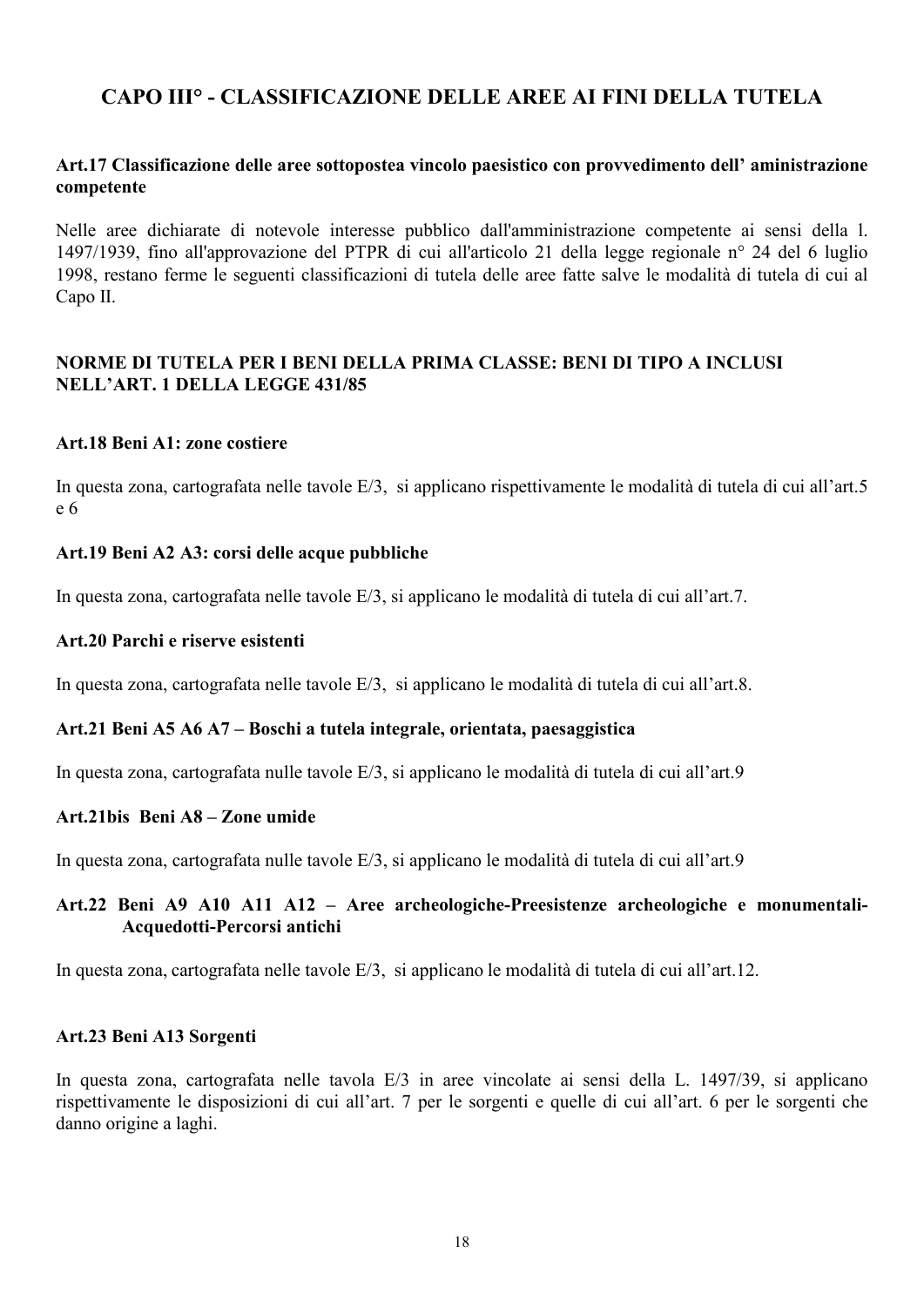## CAPO III° - CLASSIFICAZIONE DELLE AREE AI FINI DELLA TUTELA

### Art.17 Classificazione delle aree sottopostea vincolo paesistico con provvedimento dell' aministrazione competente

Nelle aree dichiarate di notevole interesse pubblico dall'amministrazione competente ai sensi della l. 1497/1939, fino all'approvazione del PTPR di cui all'articolo 21 della legge regionale n° 24 del 6 luglio 1998, restano ferme le seguenti classificazioni di tutela delle aree fatte salve le modalità di tutela di cui al Capo II.

### NORME DI TUTELA PER I BENI DELLA PRIMA CLASSE: BENI DI TIPO A INCLUSI NELL'ART. 1 DELLA LEGGE 431/85

### Art.18 Beni A1: zone costiere

In questa zona, cartografata nelle tavole E/3, si applicano rispettivamente le modalità di tutela di cui all'art.5 e 6

### Art.19 Beni A2 A3: corsi delle acque pubbliche

In questa zona, cartografata nelle tavole E/3, si applicano le modalità di tutela di cui all'art.7.

### Art.20 Parchi e riserve esistenti

In questa zona, cartografata nelle tavole E/3, si applicano le modalità di tutela di cui all'art.8.

### Art.21 Beni A5 A6 A7 – Boschi a tutela integrale, orientata, paesaggistica

In questa zona, cartografata nulle tavole E/3, si applicano le modalità di tutela di cui all'art.9

### Art.21bis Beni A8 – Zone umide

In questa zona, cartografata nulle tavole E/3, si applicano le modalità di tutela di cui all'art.9

### Art.22 Beni A9 A10 A11 A12 – Aree archeologiche-Preesistenze archeologiche e monumentali-Acquedotti-Percorsi antichi

In questa zona, cartografata nelle tavole E/3, si applicano le modalità di tutela di cui all'art.12.

### Art.23 Beni A13 Sorgenti

In questa zona, cartografata nelle tavola E/3 in aree vincolate ai sensi della L. 1497/39, si applicano rispettivamente le disposizioni di cui all'art. 7 per le sorgenti e quelle di cui all'art. 6 per le sorgenti che danno origine a laghi.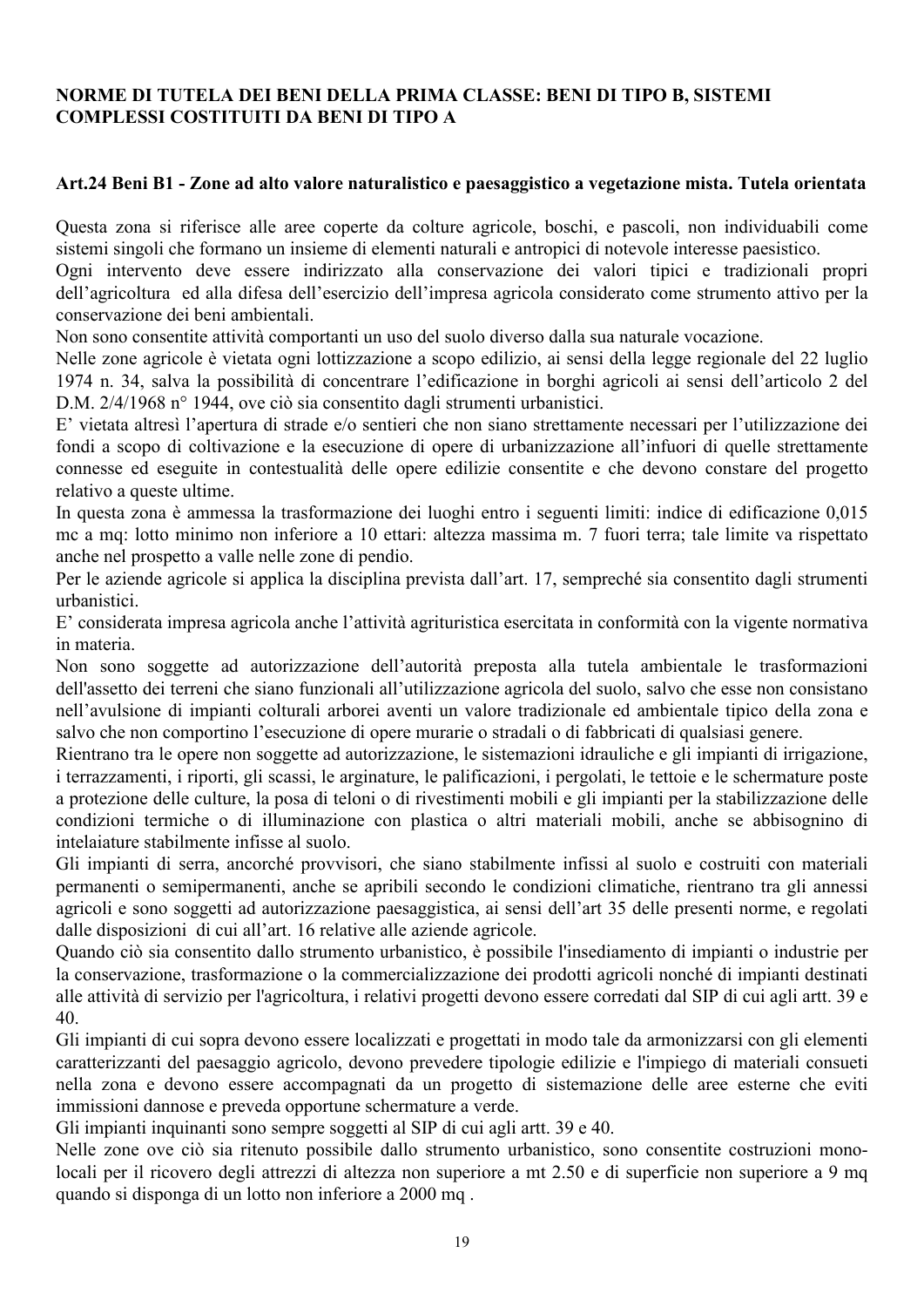## NORME DI TUTELA DEI BENI DELLA PRIMA CLASSE: BENI DI TIPO B, SISTEMI COMPLESSI COSTITUITI DA BENI DI TIPO A

### Art.24 Beni B1 - Zone ad alto valore naturalistico e paesaggistico a vegetazione mista. Tutela orientata

Questa zona si riferisce alle aree coperte da colture agricole, boschi, e pascoli, non individuabili come sistemi singoli che formano un insieme di elementi naturali e antropici di notevole interesse paesistico.
Ogni intervento deve essere indirizzato alla conservazione dei valori tipici e tradizionali propri dell'agricoltura ed alla difesa dell'esercizio dell'impresa agricola considerato come strumento attivo per la conservazione dei beni ambientali.
Non sono consentite attività comportanti un uso del suolo diverso dalla sua naturale vocazione.
Nelle zone agricole è vietata ogni lottizzazione a scopo edilizio, ai sensi della legge regionale del 22 luglio 1974 n. 34, salva la possibilità di concentrare l'edificazione in borghi agricoli ai sensi dell'articolo 2 del D.M. 2/4/1968 n° 1944, ove ciò sia consentito dagli strumenti urbanistici.
E' vietata altresì l'apertura di strade e/o sentieri che non siano strettamente necessari per l'utilizzazione dei fondi a scopo di coltivazione e la esecuzione di opere di urbanizzazione all'infuori di quelle strettamente connesse ed eseguite in contestualità delle opere edilizie consentite e che devono constare del progetto relativo a queste ultime.
In questa zona è ammessa la trasformazione dei luoghi entro i seguenti limiti: indice di edificazione 0,015 mc a mq: lotto minimo non inferiore a 10 ettari: altezza massima m. 7 fuori terra; tale limite va rispettato anche nel prospetto a valle nelle zone di pendio.
Per le aziende agricole si applica la disciplina prevista dall'art. 17, sempreché sia consentito dagli strumenti urbanistici.
E' considerata impresa agricola anche l'attività agrituristica esercitata in conformità con la vigente normativa in materia.
Non sono soggette ad autorizzazione dell'autorità preposta alla tutela ambientale le trasformazioni dell'assetto dei terreni che siano funzionali all'utilizzazione agricola del suolo, salvo che esse non consistano nell'avulsione di impianti colturali arborei aventi un valore tradizionale ed ambientale tipico della zona e salvo che non comportino l'esecuzione di opere murarie o stradali o di fabbricati di qualsiasi genere.
Rientrano tra le opere non soggette ad autorizzazione, le sistemazioni idrauliche e gli impianti di irrigazione, i terrazzamenti, i riporti, gli scassi, le arginature, le palificazioni, i pergolati, le tettoie e le schermature poste a protezione delle culture, la posa di teloni o di rivestimenti mobili e gli impianti per la stabilizzazione delle condizioni termiche o di illuminazione con plastica o altri materiali mobili, anche se abbisognino di intelaiature stabilmente infisse al suolo.
Gli impianti di serra, ancorché provvisori, che siano stabilmente infissi al suolo e costruiti con materiali permanenti o semipermanenti, anche se apribili secondo le condizioni climatiche, rientrano tra gli annessi agricoli e sono soggetti ad autorizzazione paesaggistica, ai sensi dell'art 35 delle presenti norme, e regolati dalle disposizioni di cui all'art. 16 relative alle aziende agricole.
Quando ciò sia consentito dallo strumento urbanistico, è possibile l'insediamento di impianti o industrie per la conservazione, trasformazione o la commercializzazione dei prodotti agricoli nonché di impianti destinati alle attività di servizio per l'agricoltura, i relativi progetti devono essere corredati dal SIP di cui agli artt. 39 e 40.
Gli impianti di cui sopra devono essere localizzati e progettati in modo tale da armonizzarsi con gli elementi caratterizzanti del paesaggio agricolo, devono prevedere tipologie edilizie e l'impiego di materiali consueti nella zona e devono essere accompagnati da un progetto di sistemazione delle aree esterne che eviti immissioni dannose e preveda opportune schermature a verde.
Gli impianti inquinanti sono sempre soggetti al SIP di cui agli artt. 39 e 40.
Nelle zone ove ciò sia ritenuto possibile dallo strumento urbanistico, sono consentite costruzioni mono-locali per il ricovero degli attrezzi di altezza non superiore a mt 2.50 e di superficie non superiore a 9 mq quando si disponga di un lotto non inferiore a 2000 mq .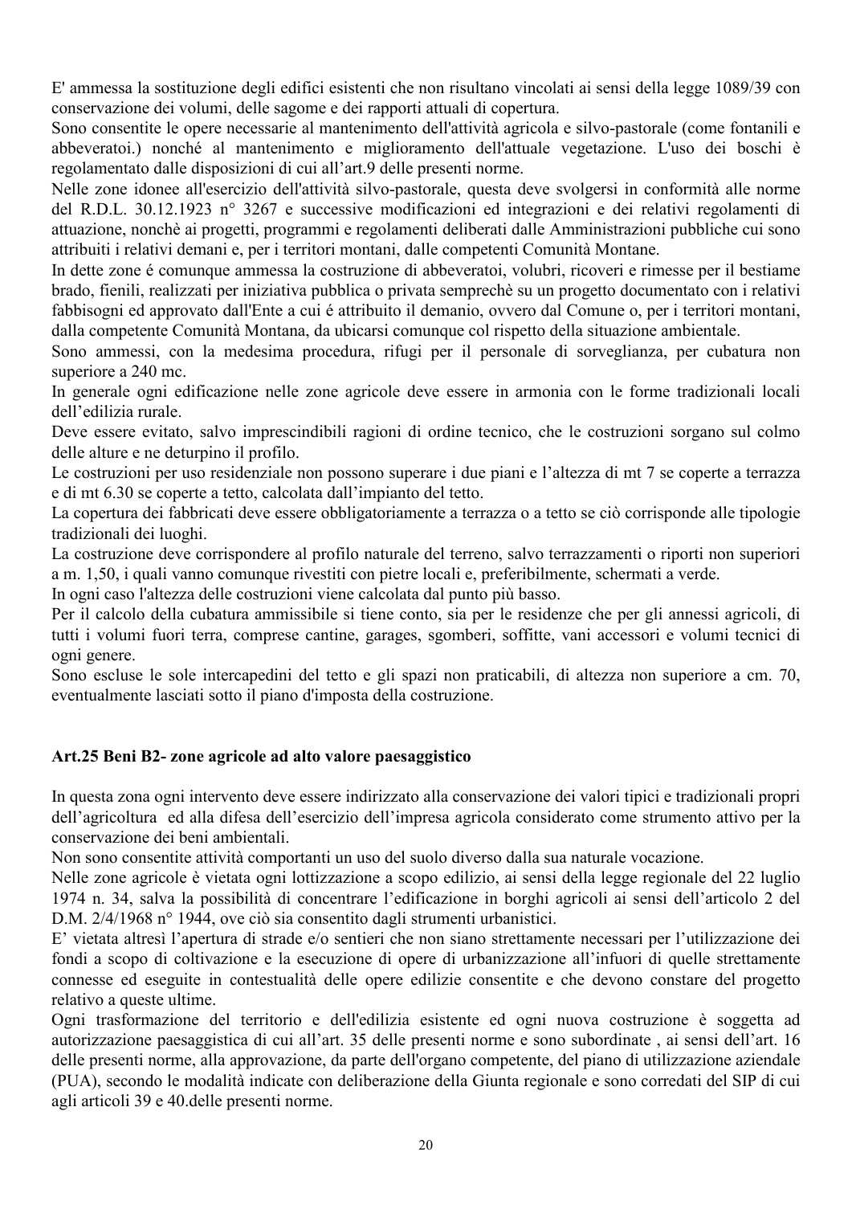E' ammessa la sostituzione degli edifici esistenti che non risultano vincolati ai sensi della legge 1089/39 con conservazione dei volumi, delle sagome e dei rapporti attuali di copertura.

Sono consentite le opere necessarie al mantenimento dell'attività agricola e silvo-pastorale (come fontanili e abbeveratoi.) nonché al mantenimento e miglioramento dell'attuale vegetazione. L'uso dei boschi è regolamentato dalle disposizioni di cui all'art.9 delle presenti norme.

Nelle zone idonee all'esercizio dell'attività silvo-pastorale, questa deve svolgersi in conformità alle norme del R.D.L. 30.12.1923 n° 3267 e successive modificazioni ed integrazioni e dei relativi regolamenti di attuazione, nonchè ai progetti, programmi e regolamenti deliberati dalle Amministrazioni pubbliche cui sono attribuiti i relativi demani e, per i territori montani, dalle competenti Comunità Montane.

In dette zone é comunque ammessa la costruzione di abbeveratoi, volubri, ricoveri e rimesse per il bestiame brado, fienili, realizzati per iniziativa pubblica o privata semprechè su un progetto documentato con i relativi fabbisogni ed approvato dall'Ente a cui é attribuito il demanio, ovvero dal Comune o, per i territori montani, dalla competente Comunità Montana, da ubicarsi comunque col rispetto della situazione ambientale.

Sono ammessi, con la medesima procedura, rifugi per il personale di sorveglianza, per cubatura non superiore a 240 mc.

In generale ogni edificazione nelle zone agricole deve essere in armonia con le forme tradizionali locali dell'edilizia rurale.

Deve essere evitato, salvo imprescindibili ragioni di ordine tecnico, che le costruzioni sorgano sul colmo delle alture e ne deturpino il profilo.

Le costruzioni per uso residenziale non possono superare i due piani e l'altezza di mt 7 se coperte a terrazza e di mt 6.30 se coperte a tetto, calcolata dall'impianto del tetto.

La copertura dei fabbricati deve essere obbligatoriamente a terrazza o a tetto se ciò corrisponde alle tipologie tradizionali dei luoghi.

La costruzione deve corrispondere al profilo naturale del terreno, salvo terrazzamenti o riporti non superiori a m. 1,50, i quali vanno comunque rivestiti con pietre locali e, preferibilmente, schermati a verde.

In ogni caso l'altezza delle costruzioni viene calcolata dal punto più basso.

Per il calcolo della cubatura ammissibile si tiene conto, sia per le residenze che per gli annessi agricoli, di tutti i volumi fuori terra, comprese cantine, garages, sgomberi, soffitte, vani accessori e volumi tecnici di ogni genere.

Sono escluse le sole intercapedini del tetto e gli spazi non praticabili, di altezza non superiore a cm. 70, eventualmente lasciati sotto il piano d'imposta della costruzione.

## Art.25 Beni B2- zone agricole ad alto valore paesaggistico

In questa zona ogni intervento deve essere indirizzato alla conservazione dei valori tipici e tradizionali propri dell'agricoltura ed alla difesa dell'esercizio dell'impresa agricola considerato come strumento attivo per la conservazione dei beni ambientali.

Non sono consentite attività comportanti un uso del suolo diverso dalla sua naturale vocazione.

Nelle zone agricole è vietata ogni lottizzazione a scopo edilizio, ai sensi della legge regionale del 22 luglio 1974 n. 34, salva la possibilità di concentrare l'edificazione in borghi agricoli ai sensi dell'articolo 2 del D.M. 2/4/1968 n° 1944, ove ciò sia consentito dagli strumenti urbanistici.

E' vietata altresì l'apertura di strade e/o sentieri che non siano strettamente necessari per l'utilizzazione dei fondi a scopo di coltivazione e la esecuzione di opere di urbanizzazione all'infuori di quelle strettamente connesse ed eseguite in contestualità delle opere edilizie consentite e che devono constare del progetto relativo a queste ultime.

Ogni trasformazione del territorio e dell'edilizia esistente ed ogni nuova costruzione è soggetta ad autorizzazione paesaggistica di cui all'art. 35 delle presenti norme e sono subordinate , ai sensi dell'art. 16 delle presenti norme, alla approvazione, da parte dell'organo competente, del piano di utilizzazione aziendale (PUA), secondo le modalità indicate con deliberazione della Giunta regionale e sono corredati del SIP di cui agli articoli 39 e 40.delle presenti norme.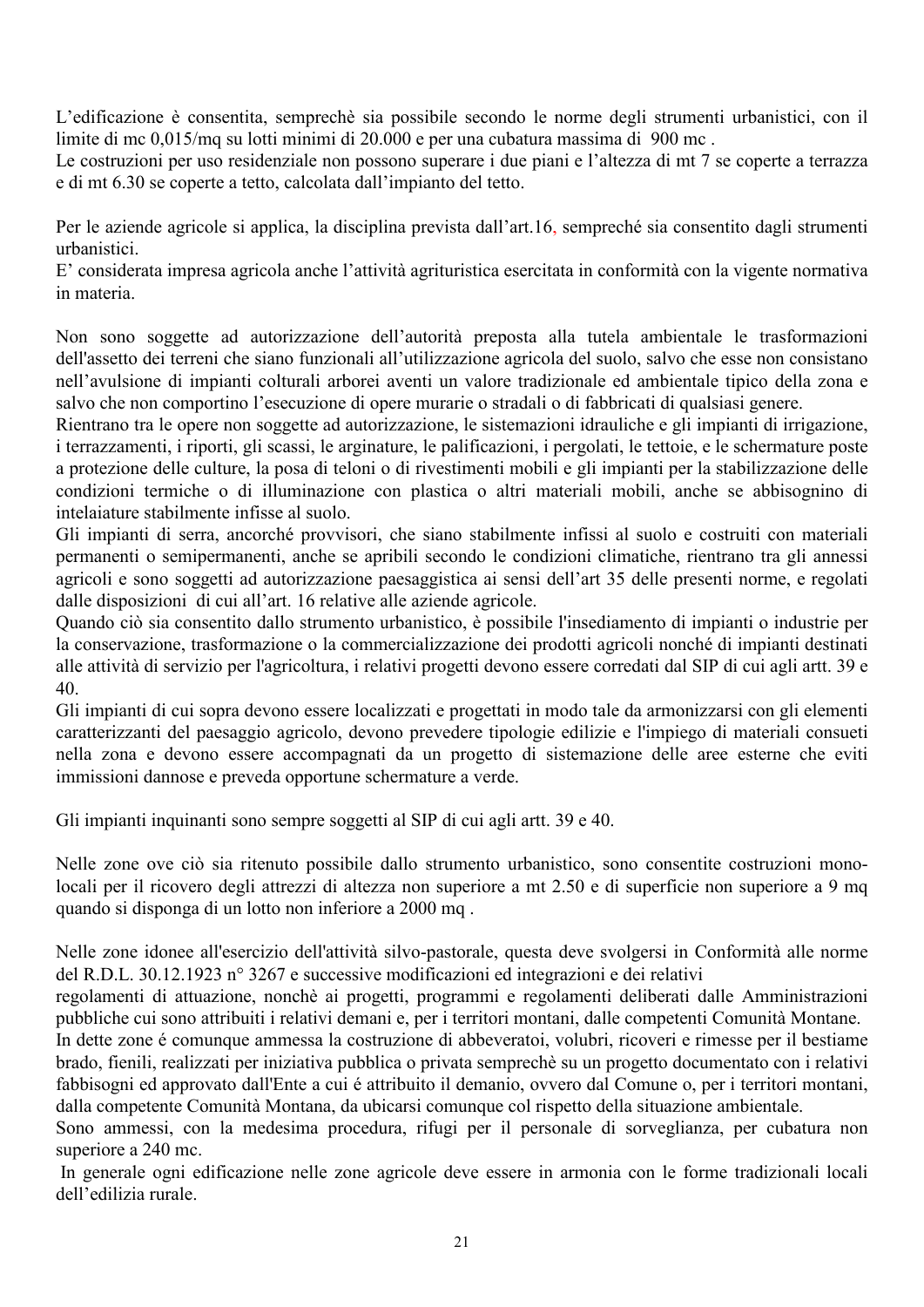L'edificazione è consentita, semprechè sia possibile secondo le norme degli strumenti urbanistici, con il limite di mc 0,015/mq su lotti minimi di 20.000 e per una cubatura massima di 900 mc .
Le costruzioni per uso residenziale non possono superare i due piani e l'altezza di mt 7 se coperte a terrazza e di mt 6.30 se coperte a tetto, calcolata dall'impianto del tetto.

Per le aziende agricole si applica, la disciplina prevista dall'art.16, sempreché sia consentito dagli strumenti urbanistici.
E' considerata impresa agricola anche l'attività agrituristica esercitata in conformità con la vigente normativa in materia.

Non sono soggette ad autorizzazione dell'autorità preposta alla tutela ambientale le trasformazioni dell'assetto dei terreni che siano funzionali all'utilizzazione agricola del suolo, salvo che esse non consistano nell'avulsione di impianti colturali arborei aventi un valore tradizionale ed ambientale tipico della zona e salvo che non comportino l'esecuzione di opere murarie o stradali o di fabbricati di qualsiasi genere.
Rientrano tra le opere non soggette ad autorizzazione, le sistemazioni idrauliche e gli impianti di irrigazione, i terrazzamenti, i riporti, gli scassi, le arginature, le palificazioni, i pergolati, le tettoie, e le schermature poste a protezione delle culture, la posa di teloni o di rivestimenti mobili e gli impianti per la stabilizzazione delle condizioni termiche o di illuminazione con plastica o altri materiali mobili, anche se abbisognino di intelaiature stabilmente infisse al suolo.
Gli impianti di serra, ancorché provvisori, che siano stabilmente infissi al suolo e costruiti con materiali permanenti o semipermanenti, anche se apribili secondo le condizioni climatiche, rientrano tra gli annessi agricoli e sono soggetti ad autorizzazione paesaggistica ai sensi dell'art 35 delle presenti norme, e regolati dalle disposizioni di cui all'art. 16 relative alle aziende agricole.
Quando ciò sia consentito dallo strumento urbanistico, è possibile l'insediamento di impianti o industrie per la conservazione, trasformazione o la commercializzazione dei prodotti agricoli nonché di impianti destinati alle attività di servizio per l'agricoltura, i relativi progetti devono essere corredati dal SIP di cui agli artt. 39 e 40.
Gli impianti di cui sopra devono essere localizzati e progettati in modo tale da armonizzarsi con gli elementi caratterizzanti del paesaggio agricolo, devono prevedere tipologie edilizie e l'impiego di materiali consueti nella zona e devono essere accompagnati da un progetto di sistemazione delle aree esterne che eviti immissioni dannose e preveda opportune schermature a verde.

Gli impianti inquinanti sono sempre soggetti al SIP di cui agli artt. 39 e 40.

Nelle zone ove ciò sia ritenuto possibile dallo strumento urbanistico, sono consentite costruzioni mono-locali per il ricovero degli attrezzi di altezza non superiore a mt 2.50 e di superficie non superiore a 9 mq quando si disponga di un lotto non inferiore a 2000 mq .

Nelle zone idonee all'esercizio dell'attività silvo-pastorale, questa deve svolgersi in Conformità alle norme del R.D.L. 30.12.1923 n° 3267 e successive modificazioni ed integrazioni e dei relativi regolamenti di attuazione, nonchè ai progetti, programmi e regolamenti deliberati dalle Amministrazioni pubbliche cui sono attribuiti i relativi demani e, per i territori montani, dalle competenti Comunità Montane.
In dette zone é comunque ammessa la costruzione di abbeveratoi, volubri, ricoveri e rimesse per il bestiame brado, fienili, realizzati per iniziativa pubblica o privata semprechè su un progetto documentato con i relativi fabbisogni ed approvato dall'Ente a cui é attribuito il demanio, ovvero dal Comune o, per i territori montani, dalla competente Comunità Montana, da ubicarsi comunque col rispetto della situazione ambientale.
Sono ammessi, con la medesima procedura, rifugi per il personale di sorveglianza, per cubatura non superiore a 240 mc.
In generale ogni edificazione nelle zone agricole deve essere in armonia con le forme tradizionali locali dell'edilizia rurale.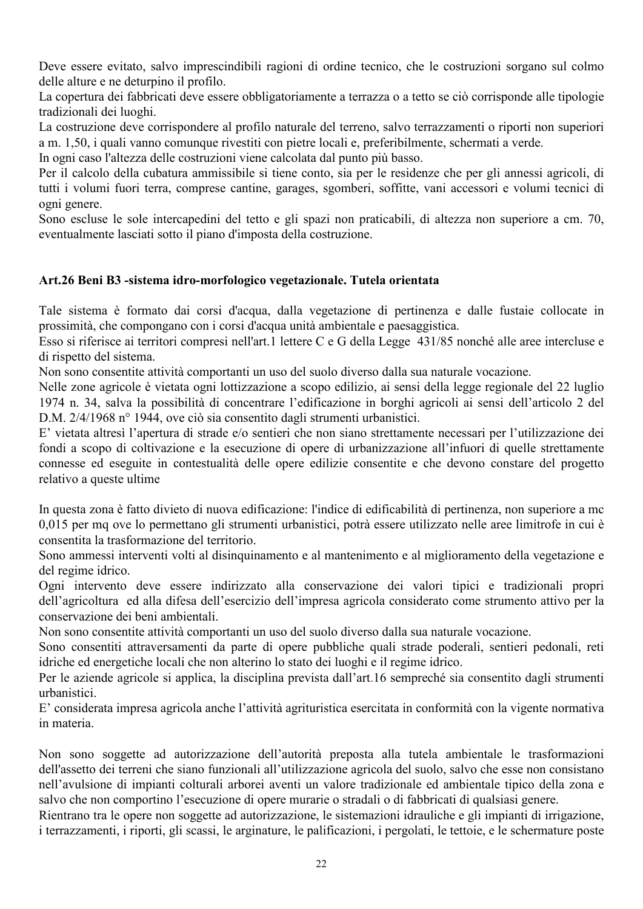Deve essere evitato, salvo imprescindibili ragioni di ordine tecnico, che le costruzioni sorgano sul colmo delle alture e ne deturpino il profilo.
La copertura dei fabbricati deve essere obbligatoriamente a terrazza o a tetto se ciò corrisponde alle tipologie tradizionali dei luoghi.
La costruzione deve corrispondere al profilo naturale del terreno, salvo terrazzamenti o riporti non superiori a m. 1,50, i quali vanno comunque rivestiti con pietre locali e, preferibilmente, schermati a verde.
In ogni caso l'altezza delle costruzioni viene calcolata dal punto più basso.
Per il calcolo della cubatura ammissibile si tiene conto, sia per le residenze che per gli annessi agricoli, di tutti i volumi fuori terra, comprese cantine, garages, sgomberi, soffitte, vani accessori e volumi tecnici di ogni genere.
Sono escluse le sole intercapedini del tetto e gli spazi non praticabili, di altezza non superiore a cm. 70, eventualmente lasciati sotto il piano d'imposta della costruzione.

**Art.26 Beni B3 -sistema idro-morfologico vegetazionale. Tutela orientata**

Tale sistema è formato dai corsi d'acqua, dalla vegetazione di pertinenza e dalle fustaie collocate in prossimità, che compongano con i corsi d'acqua unità ambientale e paesaggistica.
Esso si riferisce ai territori compresi nell'art.1 lettere C e G della Legge 431/85 nonché alle aree intercluse e di rispetto del sistema.
Non sono consentite attività comportanti un uso del suolo diverso dalla sua naturale vocazione.
Nelle zone agricole è vietata ogni lottizzazione a scopo edilizio, ai sensi della legge regionale del 22 luglio 1974 n. 34, salva la possibilità di concentrare l'edificazione in borghi agricoli ai sensi dell'articolo 2 del D.M. 2/4/1968 n° 1944, ove ciò sia consentito dagli strumenti urbanistici.
E' vietata altresì l'apertura di strade e/o sentieri che non siano strettamente necessari per l'utilizzazione dei fondi a scopo di coltivazione e la esecuzione di opere di urbanizzazione all'infuori di quelle strettamente connesse ed eseguite in contestualità delle opere edilizie consentite e che devono constare del progetto relativo a queste ultime

In questa zona è fatto divieto di nuova edificazione: l'indice di edificabilità di pertinenza, non superiore a mc 0,015 per mq ove lo permettano gli strumenti urbanistici, potrà essere utilizzato nelle aree limitrofe in cui è consentita la trasformazione del territorio.
Sono ammessi interventi volti al disinquinamento e al mantenimento e al miglioramento della vegetazione e del regime idrico.
Ogni intervento deve essere indirizzato alla conservazione dei valori tipici e tradizionali propri dell'agricoltura ed alla difesa dell'esercizio dell'impresa agricola considerato come strumento attivo per la conservazione dei beni ambientali.
Non sono consentite attività comportanti un uso del suolo diverso dalla sua naturale vocazione.
Sono consentiti attraversamenti da parte di opere pubbliche quali strade poderali, sentieri pedonali, reti idriche ed energetiche locali che non alterino lo stato dei luoghi e il regime idrico.
Per le aziende agricole si applica, la disciplina prevista dall'art.16 sempreché sia consentito dagli strumenti urbanistici.
E' considerata impresa agricola anche l'attività agrituristica esercitata in conformità con la vigente normativa in materia.

Non sono soggette ad autorizzazione dell'autorità preposta alla tutela ambientale le trasformazioni dell'assetto dei terreni che siano funzionali all'utilizzazione agricola del suolo, salvo che esse non consistano nell'avulsione di impianti colturali arborei aventi un valore tradizionale ed ambientale tipico della zona e salvo che non comportino l'esecuzione di opere murarie o stradali o di fabbricati di qualsiasi genere.
Rientrano tra le opere non soggette ad autorizzazione, le sistemazioni idrauliche e gli impianti di irrigazione, i terrazzamenti, i riporti, gli scassi, le arginature, le palificazioni, i pergolati, le tettoie, e le schermature poste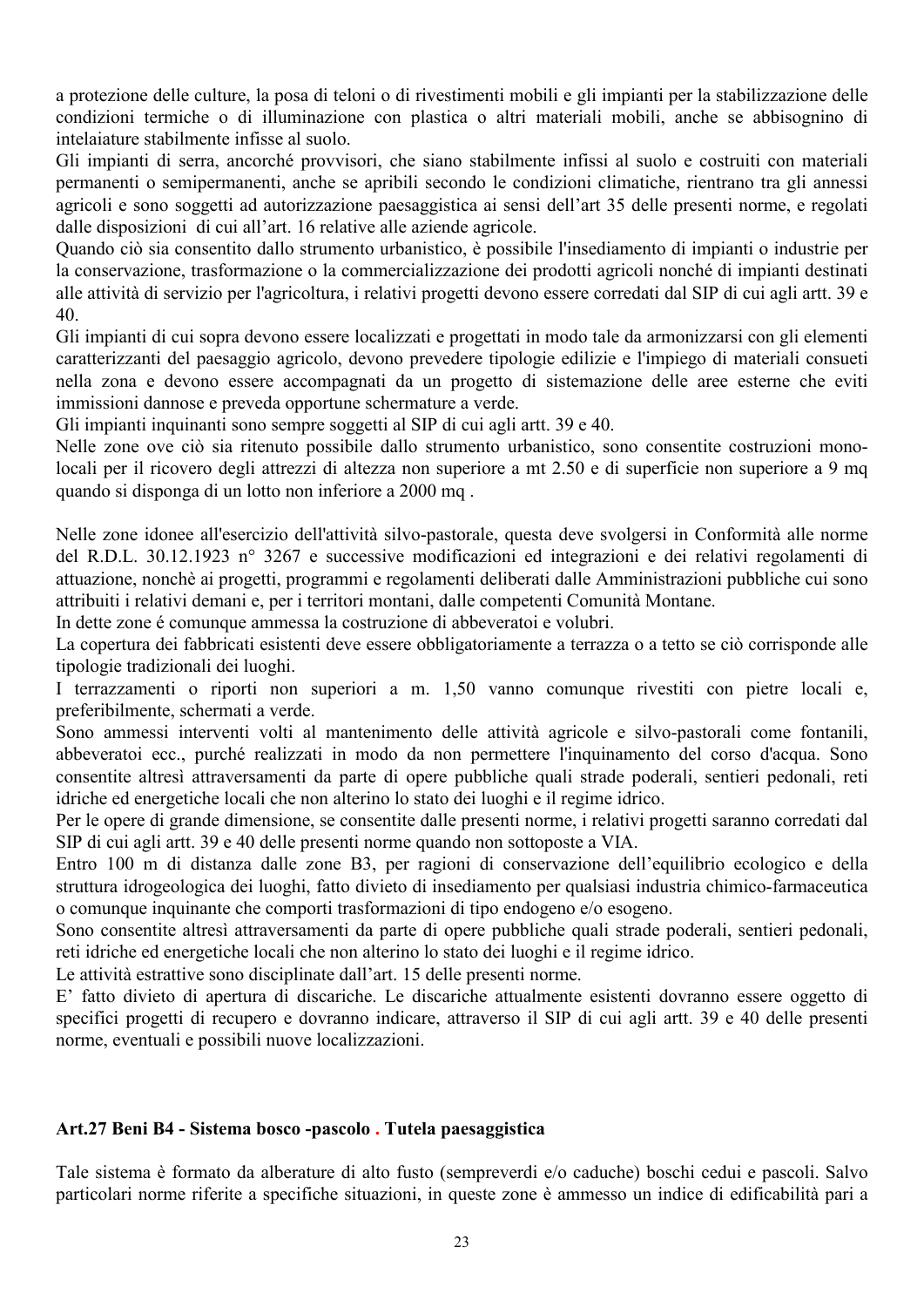a protezione delle culture, la posa di teloni o di rivestimenti mobili e gli impianti per la stabilizzazione delle condizioni termiche o di illuminazione con plastica o altri materiali mobili, anche se abbisognino di intelaiature stabilmente infisse al suolo.
Gli impianti di serra, ancorché provvisori, che siano stabilmente infissi al suolo e costruiti con materiali permanenti o semipermanenti, anche se apribili secondo le condizioni climatiche, rientrano tra gli annessi agricoli e sono soggetti ad autorizzazione paesaggistica ai sensi dell'art 35 delle presenti norme, e regolati dalle disposizioni di cui all'art. 16 relative alle aziende agricole.
Quando ciò sia consentito dallo strumento urbanistico, è possibile l'insediamento di impianti o industrie per la conservazione, trasformazione o la commercializzazione dei prodotti agricoli nonché di impianti destinati alle attività di servizio per l'agricoltura, i relativi progetti devono essere corredati dal SIP di cui agli artt. 39 e 40.
Gli impianti di cui sopra devono essere localizzati e progettati in modo tale da armonizzarsi con gli elementi caratterizzanti del paesaggio agricolo, devono prevedere tipologie edilizie e l'impiego di materiali consueti nella zona e devono essere accompagnati da un progetto di sistemazione delle aree esterne che eviti immissioni dannose e preveda opportune schermature a verde.
Gli impianti inquinanti sono sempre soggetti al SIP di cui agli artt. 39 e 40.
Nelle zone ove ciò sia ritenuto possibile dallo strumento urbanistico, sono consentite costruzioni mono-locali per il ricovero degli attrezzi di altezza non superiore a mt 2.50 e di superficie non superiore a 9 mq quando si disponga di un lotto non inferiore a 2000 mq .

Nelle zone idonee all'esercizio dell'attività silvo-pastorale, questa deve svolgersi in Conformità alle norme del R.D.L. 30.12.1923 n° 3267 e successive modificazioni ed integrazioni e dei relativi regolamenti di attuazione, nonchè ai progetti, programmi e regolamenti deliberati dalle Amministrazioni pubbliche cui sono attribuiti i relativi demani e, per i territori montani, dalle competenti Comunità Montane.
In dette zone é comunque ammessa la costruzione di abbeveratoi e volubri.
La copertura dei fabbricati esistenti deve essere obbligatoriamente a terrazza o a tetto se ciò corrisponde alle tipologie tradizionali dei luoghi.
I terrazzamenti o riporti non superiori a m. 1,50 vanno comunque rivestiti con pietre locali e, preferibilmente, schermati a verde.
Sono ammessi interventi volti al mantenimento delle attività agricole e silvo-pastorali come fontanili, abbeveratoi ecc., purché realizzati in modo da non permettere l'inquinamento del corso d'acqua. Sono consentite altresì attraversamenti da parte di opere pubbliche quali strade poderali, sentieri pedonali, reti idriche ed energetiche locali che non alterino lo stato dei luoghi e il regime idrico.
Per le opere di grande dimensione, se consentite dalle presenti norme, i relativi progetti saranno corredati dal SIP di cui agli artt. 39 e 40 delle presenti norme quando non sottoposte a VIA.
Entro 100 m di distanza dalle zone B3, per ragioni di conservazione dell'equilibrio ecologico e della struttura idrogeologica dei luoghi, fatto divieto di insediamento per qualsiasi industria chimico-farmaceutica o comunque inquinante che comporti trasformazioni di tipo endogeno e/o esogeno.
Sono consentite altresì attraversamenti da parte di opere pubbliche quali strade poderali, sentieri pedonali, reti idriche ed energetiche locali che non alterino lo stato dei luoghi e il regime idrico.
Le attività estrattive sono disciplinate dall'art. 15 delle presenti norme.
E' fatto divieto di apertura di discariche. Le discariche attualmente esistenti dovranno essere oggetto di specifici progetti di recupero e dovranno indicare, attraverso il SIP di cui agli artt. 39 e 40 delle presenti norme, eventuali e possibili nuove localizzazioni.

## Art.27 Beni B4 - Sistema bosco -pascolo . Tutela paesaggistica

Tale sistema è formato da alberature di alto fusto (sempreverdi e/o caduche) boschi cedui e pascoli. Salvo particolari norme riferite a specifiche situazioni, in queste zone è ammesso un indice di edificabilità pari a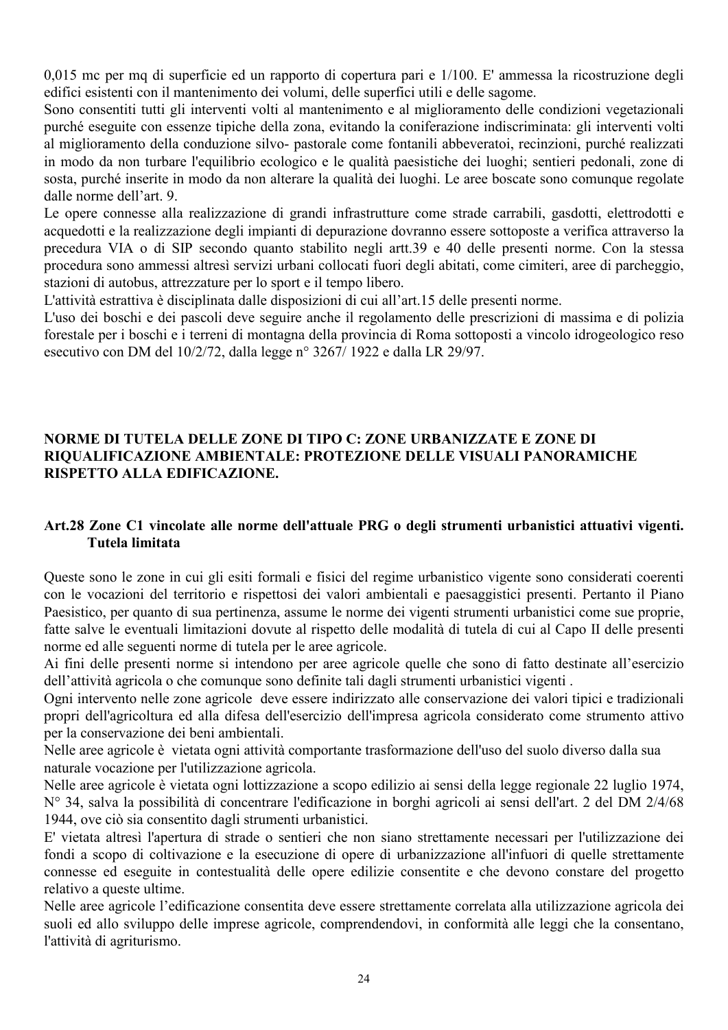0,015 mc per mq di superficie ed un rapporto di copertura pari e 1/100. E' ammessa la ricostruzione degli edifici esistenti con il mantenimento dei volumi, delle superfici utili e delle sagome.

Sono consentiti tutti gli interventi volti al mantenimento e al miglioramento delle condizioni vegetazionali purché eseguite con essenze tipiche della zona, evitando la coniferazione indiscriminata: gli interventi volti al miglioramento della conduzione silvo- pastorale come fontanili abbeveratoi, recinzioni, purché realizzati in modo da non turbare l'equilibrio ecologico e le qualità paesistiche dei luoghi; sentieri pedonali, zone di sosta, purché inserite in modo da non alterare la qualità dei luoghi. Le aree boscate sono comunque regolate dalle norme dell'art. 9.

Le opere connesse alla realizzazione di grandi infrastrutture come strade carrabili, gasdotti, elettrodotti e acquedotti e la realizzazione degli impianti di depurazione dovranno essere sottoposte a verifica attraverso la precedura VIA o di SIP secondo quanto stabilito negli artt.39 e 40 delle presenti norme. Con la stessa procedura sono ammessi altresì servizi urbani collocati fuori degli abitati, come cimiteri, aree di parcheggio, stazioni di autobus, attrezzature per lo sport e il tempo libero.

L'attività estrattiva è disciplinata dalle disposizioni di cui all'art.15 delle presenti norme.

L'uso dei boschi e dei pascoli deve seguire anche il regolamento delle prescrizioni di massima e di polizia forestale per i boschi e i terreni di montagna della provincia di Roma sottoposti a vincolo idrogeologico reso esecutivo con DM del 10/2/72, dalla legge n° 3267/ 1922 e dalla LR 29/97.

## NORME DI TUTELA DELLE ZONE DI TIPO C: ZONE URBANIZZATE E ZONE DI RIQUALIFICAZIONE AMBIENTALE: PROTEZIONE DELLE VISUALI PANORAMICHE RISPETTO ALLA EDIFICAZIONE.

### Art.28 Zone C1 vincolate alle norme dell'attuale PRG o degli strumenti urbanistici attuativi vigenti. Tutela limitata

Queste sono le zone in cui gli esiti formali e fisici del regime urbanistico vigente sono considerati coerenti con le vocazioni del territorio e rispettosi dei valori ambientali e paesaggistici presenti. Pertanto il Piano Paesistico, per quanto di sua pertinenza, assume le norme dei vigenti strumenti urbanistici come sue proprie, fatte salve le eventuali limitazioni dovute al rispetto delle modalità di tutela di cui al Capo II delle presenti norme ed alle seguenti norme di tutela per le aree agricole.

Ai fini delle presenti norme si intendono per aree agricole quelle che sono di fatto destinate all'esercizio dell'attività agricola o che comunque sono definite tali dagli strumenti urbanistici vigenti .

Ogni intervento nelle zone agricole deve essere indirizzato alle conservazione dei valori tipici e tradizionali propri dell'agricoltura ed alla difesa dell'esercizio dell'impresa agricola considerato come strumento attivo per la conservazione dei beni ambientali.

Nelle aree agricole è vietata ogni attività comportante trasformazione dell'uso del suolo diverso dalla sua naturale vocazione per l'utilizzazione agricola.

Nelle aree agricole è vietata ogni lottizzazione a scopo edilizio ai sensi della legge regionale 22 luglio 1974, N° 34, salva la possibilità di concentrare l'edificazione in borghi agricoli ai sensi dell'art. 2 del DM 2/4/68 1944, ove ciò sia consentito dagli strumenti urbanistici.

E' vietata altresì l'apertura di strade o sentieri che non siano strettamente necessari per l'utilizzazione dei fondi a scopo di coltivazione e la esecuzione di opere di urbanizzazione all'infuori di quelle strettamente connesse ed eseguite in contestualità delle opere edilizie consentite e che devono constare del progetto relativo a queste ultime.

Nelle aree agricole l'edificazione consentita deve essere strettamente correlata alla utilizzazione agricola dei suoli ed allo sviluppo delle imprese agricole, comprendendovi, in conformità alle leggi che la consentano, l'attività di agriturismo.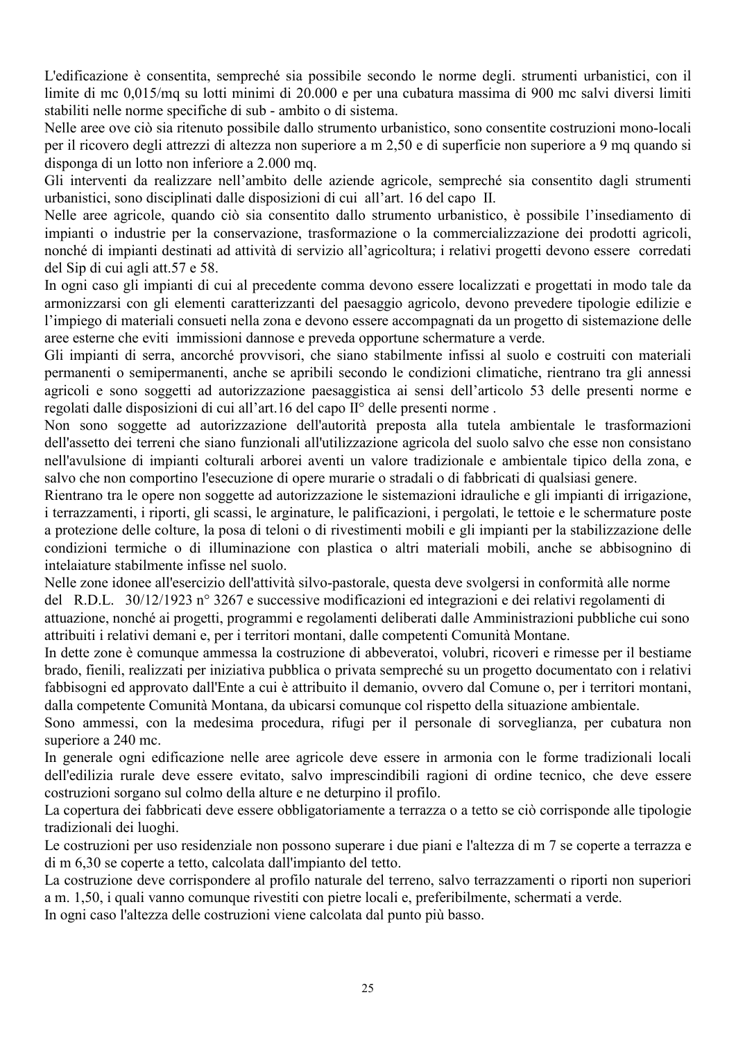L'edificazione è consentita, sempreché sia possibile secondo le norme degli. strumenti urbanistici, con il limite di mc 0,015/mq su lotti minimi di 20.000 e per una cubatura massima di 900 mc salvi diversi limiti stabiliti nelle norme specifiche di sub - ambito o di sistema.

Nelle aree ove ciò sia ritenuto possibile dallo strumento urbanistico, sono consentite costruzioni mono-locali per il ricovero degli attrezzi di altezza non superiore a m 2,50 e di superficie non superiore a 9 mq quando si disponga di un lotto non inferiore a 2.000 mq.

Gli interventi da realizzare nell'ambito delle aziende agricole, sempreché sia consentito dagli strumenti urbanistici, sono disciplinati dalle disposizioni di cui all'art. 16 del capo II.

Nelle aree agricole, quando ciò sia consentito dallo strumento urbanistico, è possibile l'insediamento di impianti o industrie per la conservazione, trasformazione o la commercializzazione dei prodotti agricoli, nonché di impianti destinati ad attività di servizio all'agricoltura; i relativi progetti devono essere corredati del Sip di cui agli att.57 e 58.

In ogni caso gli impianti di cui al precedente comma devono essere localizzati e progettati in modo tale da armonizzarsi con gli elementi caratterizzanti del paesaggio agricolo, devono prevedere tipologie edilizie e l'impiego di materiali consueti nella zona e devono essere accompagnati da un progetto di sistemazione delle aree esterne che eviti immissioni dannose e preveda opportune schermature a verde.

Gli impianti di serra, ancorché provvisori, che siano stabilmente infissi al suolo e costruiti con materiali permanenti o semipermanenti, anche se apribili secondo le condizioni climatiche, rientrano tra gli annessi agricoli e sono soggetti ad autorizzazione paesaggistica ai sensi dell'articolo 53 delle presenti norme e regolati dalle disposizioni di cui all'art.16 del capo II° delle presenti norme .

Non sono soggette ad autorizzazione dell'autorità preposta alla tutela ambientale le trasformazioni dell'assetto dei terreni che siano funzionali all'utilizzazione agricola del suolo salvo che esse non consistano nell'avulsione di impianti colturali arborei aventi un valore tradizionale e ambientale tipico della zona, e salvo che non comportino l'esecuzione di opere murarie o stradali o di fabbricati di qualsiasi genere.

Rientrano tra le opere non soggette ad autorizzazione le sistemazioni idrauliche e gli impianti di irrigazione, i terrazzamenti, i riporti, gli scassi, le arginature, le palificazioni, i pergolati, le tettoie e le schermature poste a protezione delle colture, la posa di teloni o di rivestimenti mobili e gli impianti per la stabilizzazione delle condizioni termiche o di illuminazione con plastica o altri materiali mobili, anche se abbisognino di intelaiature stabilmente infisse nel suolo.

Nelle zone idonee all'esercizio dell'attività silvo-pastorale, questa deve svolgersi in conformità alle norme del R.D.L. 30/12/1923 n° 3267 e successive modificazioni ed integrazioni e dei relativi regolamenti di attuazione, nonché ai progetti, programmi e regolamenti deliberati dalle Amministrazioni pubbliche cui sono attribuiti i relativi demani e, per i territori montani, dalle competenti Comunità Montane.

In dette zone è comunque ammessa la costruzione di abbeveratoi, volubri, ricoveri e rimesse per il bestiame brado, fienili, realizzati per iniziativa pubblica o privata sempreché su un progetto documentato con i relativi fabbisogni ed approvato dall'Ente a cui è attribuito il demanio, ovvero dal Comune o, per i territori montani, dalla competente Comunità Montana, da ubicarsi comunque col rispetto della situazione ambientale.

Sono ammessi, con la medesima procedura, rifugi per il personale di sorveglianza, per cubatura non superiore a 240 mc.

In generale ogni edificazione nelle aree agricole deve essere in armonia con le forme tradizionali locali dell'edilizia rurale deve essere evitato, salvo imprescindibili ragioni di ordine tecnico, che deve essere costruzioni sorgano sul colmo della alture e ne deturpino il profilo.

La copertura dei fabbricati deve essere obbligatoriamente a terrazza o a tetto se ciò corrisponde alle tipologie tradizionali dei luoghi.

Le costruzioni per uso residenziale non possono superare i due piani e l'altezza di m 7 se coperte a terrazza e di m 6,30 se coperte a tetto, calcolata dall'impianto del tetto.

La costruzione deve corrispondere al profilo naturale del terreno, salvo terrazzamenti o riporti non superiori a m. 1,50, i quali vanno comunque rivestiti con pietre locali e, preferibilmente, schermati a verde.

In ogni caso l'altezza delle costruzioni viene calcolata dal punto più basso.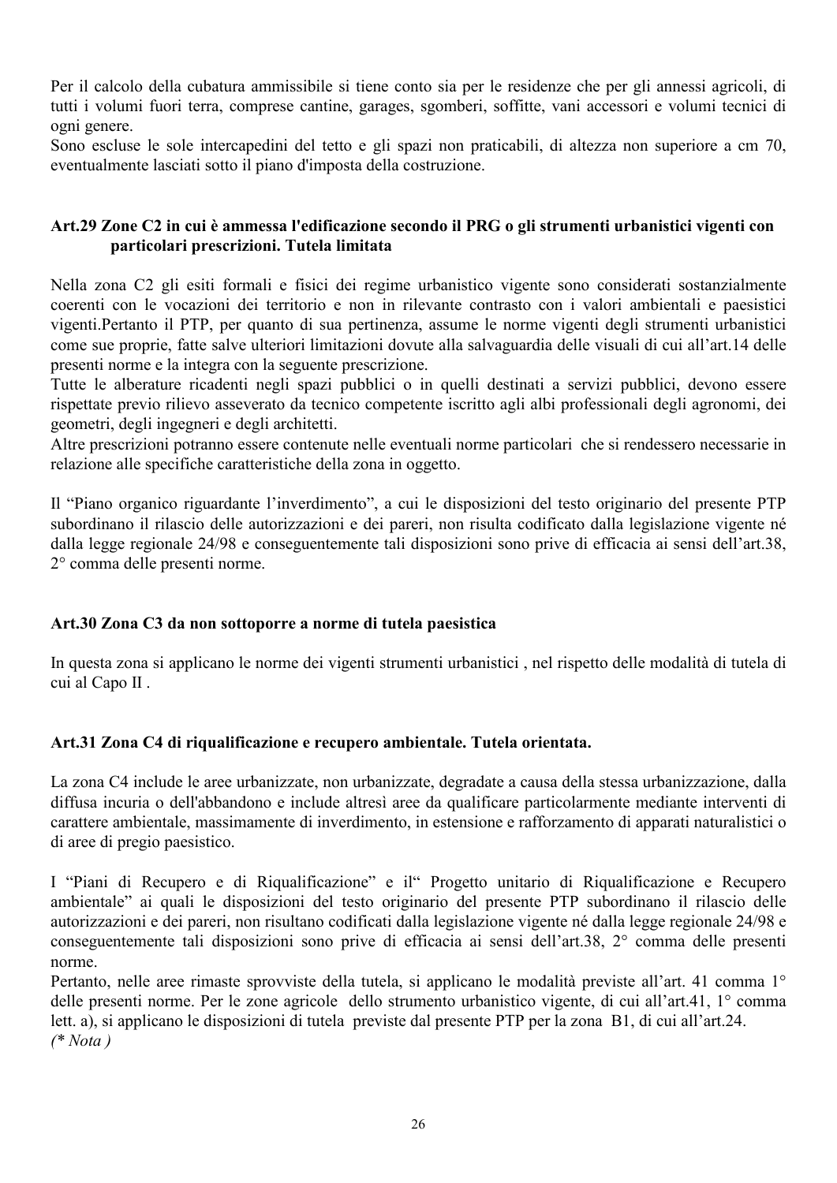Per il calcolo della cubatura ammissibile si tiene conto sia per le residenze che per gli annessi agricoli, di tutti i volumi fuori terra, comprese cantine, garages, sgomberi, soffitte, vani accessori e volumi tecnici di ogni genere.
Sono escluse le sole intercapedini del tetto e gli spazi non praticabili, di altezza non superiore a cm 70, eventualmente lasciati sotto il piano d'imposta della costruzione.

### Art.29 Zone C2 in cui è ammessa l'edificazione secondo il PRG o gli strumenti urbanistici vigenti con particolari prescrizioni. Tutela limitata

Nella zona C2 gli esiti formali e fisici dei regime urbanistico vigente sono considerati sostanzialmente coerenti con le vocazioni dei territorio e non in rilevante contrasto con i valori ambientali e paesistici vigenti.Pertanto il PTP, per quanto di sua pertinenza, assume le norme vigenti degli strumenti urbanistici come sue proprie, fatte salve ulteriori limitazioni dovute alla salvaguardia delle visuali di cui all'art.14 delle presenti norme e la integra con la seguente prescrizione.
Tutte le alberature ricadenti negli spazi pubblici o in quelli destinati a servizi pubblici, devono essere rispettate previo rilievo asseverato da tecnico competente iscritto agli albi professionali degli agronomi, dei geometri, degli ingegneri e degli architetti.
Altre prescrizioni potranno essere contenute nelle eventuali norme particolari che si rendessero necessarie in relazione alle specifiche caratteristiche della zona in oggetto.

Il "Piano organico riguardante l'inverdimento", a cui le disposizioni del testo originario del presente PTP subordinano il rilascio delle autorizzazioni e dei pareri, non risulta codificato dalla legislazione vigente né dalla legge regionale 24/98 e conseguentemente tali disposizioni sono prive di efficacia ai sensi dell'art.38, 2° comma delle presenti norme.

### Art.30 Zona C3 da non sottoporre a norme di tutela paesistica

In questa zona si applicano le norme dei vigenti strumenti urbanistici , nel rispetto delle modalità di tutela di cui al Capo II .

### Art.31 Zona C4 di riqualificazione e recupero ambientale. Tutela orientata.

La zona C4 include le aree urbanizzate, non urbanizzate, degradate a causa della stessa urbanizzazione, dalla diffusa incuria o dell'abbandono e include altresì aree da qualificare particolarmente mediante interventi di carattere ambientale, massimamente di inverdimento, in estensione e rafforzamento di apparati naturalistici o di aree di pregio paesistico.

I "Piani di Recupero e di Riqualificazione" e il" Progetto unitario di Riqualificazione e Recupero ambientale" ai quali le disposizioni del testo originario del presente PTP subordinano il rilascio delle autorizzazioni e dei pareri, non risultano codificati dalla legislazione vigente né dalla legge regionale 24/98 e conseguentemente tali disposizioni sono prive di efficacia ai sensi dell'art.38, 2° comma delle presenti norme.
Pertanto, nelle aree rimaste sprovviste della tutela, si applicano le modalità previste all'art. 41 comma 1° delle presenti norme. Per le zone agricole dello strumento urbanistico vigente, di cui all'art.41, 1° comma lett. a), si applicano le disposizioni di tutela previste dal presente PTP per la zona B1, di cui all'art.24.
*(* Nota )*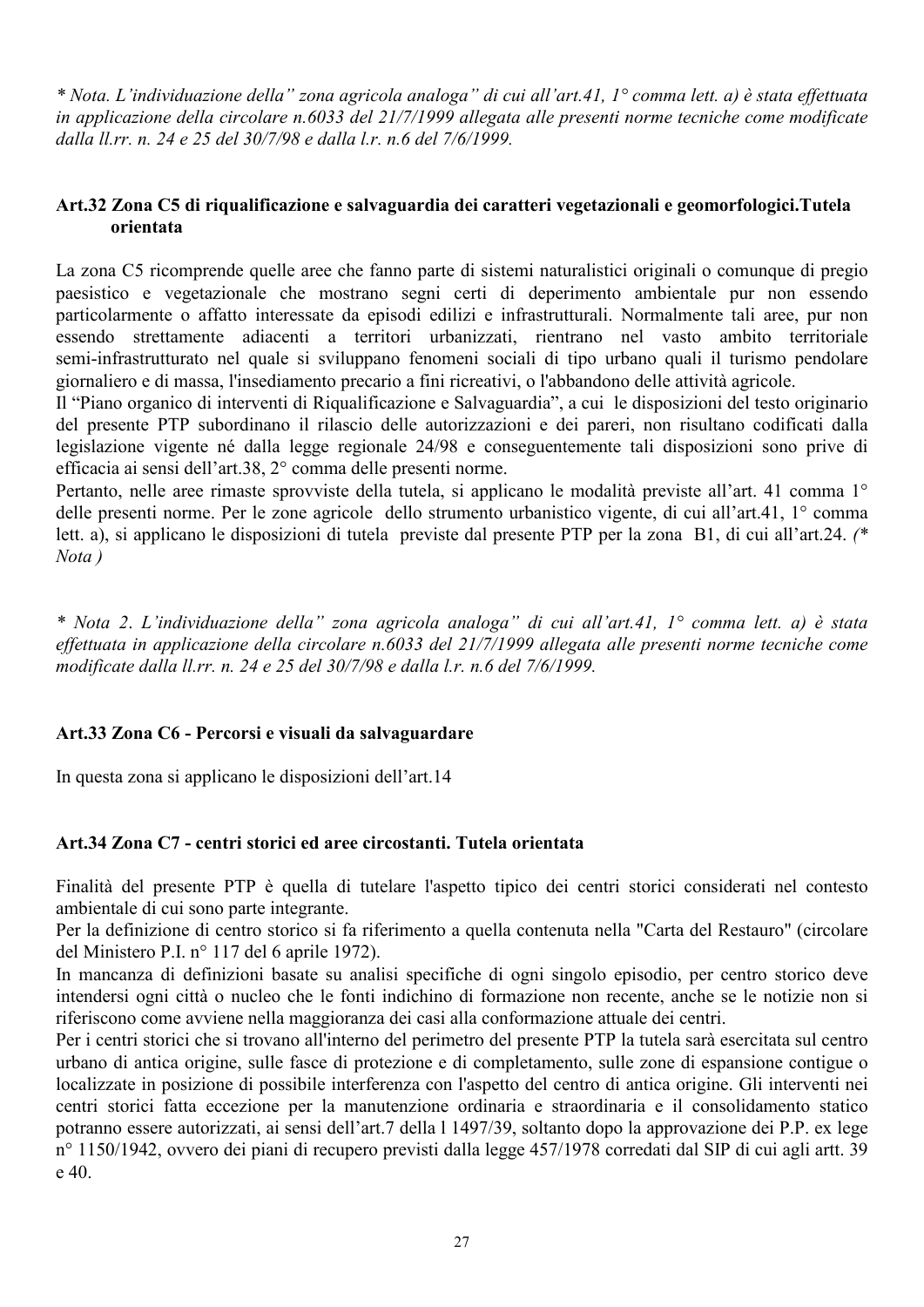*\* Nota. L'individuazione della" zona agricola analoga" di cui all'art.41, 1° comma lett. a) è stata effettuata in applicazione della circolare n.6033 del 21/7/1999 allegata alle presenti norme tecniche come modificate dalla ll.rr. n. 24 e 25 del 30/7/98 e dalla l.r. n.6 del 7/6/1999.*

### Art.32 Zona C5 di riqualificazione e salvaguardia dei caratteri vegetazionali e geomorfologici.Tutela orientata

La zona C5 ricomprende quelle aree che fanno parte di sistemi naturalistici originali o comunque di pregio paesistico e vegetazionale che mostrano segni certi di deperimento ambientale pur non essendo particolarmente o affatto interessate da episodi edilizi e infrastrutturali. Normalmente tali aree, pur non essendo strettamente adiacenti a territori urbanizzati, rientrano nel vasto ambito territoriale semi-infrastrutturato nel quale si sviluppano fenomeni sociali di tipo urbano quali il turismo pendolare giornaliero e di massa, l'insediamento precario a fini ricreativi, o l'abbandono delle attività agricole.

Il "Piano organico di interventi di Riqualificazione e Salvaguardia", a cui le disposizioni del testo originario del presente PTP subordinano il rilascio delle autorizzazioni e dei pareri, non risultano codificati dalla legislazione vigente né dalla legge regionale 24/98 e conseguentemente tali disposizioni sono prive di efficacia ai sensi dell'art.38, 2° comma delle presenti norme.

Pertanto, nelle aree rimaste sprovviste della tutela, si applicano le modalità previste all'art. 41 comma 1° delle presenti norme. Per le zone agricole dello strumento urbanistico vigente, di cui all'art.41, 1° comma lett. a), si applicano le disposizioni di tutela previste dal presente PTP per la zona B1, di cui all'art.24. *(\* Nota )*

*\* Nota 2. L'individuazione della" zona agricola analoga" di cui all'art.41, 1° comma lett. a) è stata effettuata in applicazione della circolare n.6033 del 21/7/1999 allegata alle presenti norme tecniche come modificate dalla ll.rr. n. 24 e 25 del 30/7/98 e dalla l.r. n.6 del 7/6/1999.*

### Art.33 Zona C6 - Percorsi e visuali da salvaguardare

In questa zona si applicano le disposizioni dell'art.14

### Art.34 Zona C7 - centri storici ed aree circostanti. Tutela orientata

Finalità del presente PTP è quella di tutelare l'aspetto tipico dei centri storici considerati nel contesto ambientale di cui sono parte integrante.

Per la definizione di centro storico si fa riferimento a quella contenuta nella "Carta del Restauro" (circolare del Ministero P.I. n° 117 del 6 aprile 1972).

In mancanza di definizioni basate su analisi specifiche di ogni singolo episodio, per centro storico deve intendersi ogni città o nucleo che le fonti indichino di formazione non recente, anche se le notizie non si riferiscono come avviene nella maggioranza dei casi alla conformazione attuale dei centri.

Per i centri storici che si trovano all'interno del perimetro del presente PTP la tutela sarà esercitata sul centro urbano di antica origine, sulle fasce di protezione e di completamento, sulle zone di espansione contigue o localizzate in posizione di possibile interferenza con l'aspetto del centro di antica origine. Gli interventi nei centri storici fatta eccezione per la manutenzione ordinaria e straordinaria e il consolidamento statico potranno essere autorizzati, ai sensi dell'art.7 della l 1497/39, soltanto dopo la approvazione dei P.P. ex lege n° 1150/1942, ovvero dei piani di recupero previsti dalla legge 457/1978 corredati dal SIP di cui agli artt. 39 e 40.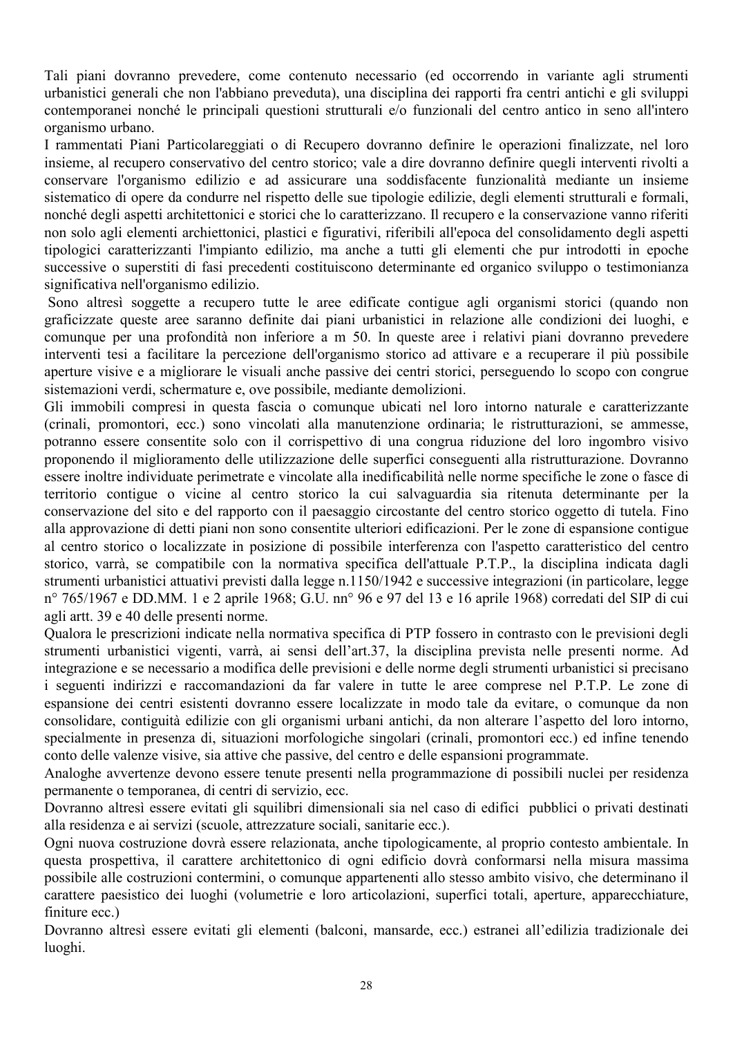Tali piani dovranno prevedere, come contenuto necessario (ed occorrendo in variante agli strumenti urbanistici generali che non l'abbiano preveduta), una disciplina dei rapporti fra centri antichi e gli sviluppi contemporanei nonché le principali questioni strutturali e/o funzionali del centro antico in seno all'intero organismo urbano.

I rammentati Piani Particolareggiati o di Recupero dovranno definire le operazioni finalizzate, nel loro insieme, al recupero conservativo del centro storico; vale a dire dovranno definire quegli interventi rivolti a conservare l'organismo edilizio e ad assicurare una soddisfacente funzionalità mediante un insieme sistematico di opere da condurre nel rispetto delle sue tipologie edilizie, degli elementi strutturali e formali, nonché degli aspetti architettonici e storici che lo caratterizzano. Il recupero e la conservazione vanno riferiti non solo agli elementi archiettonici, plastici e figurativi, riferibili all'epoca del consolidamento degli aspetti tipologici caratterizzanti l'impianto edilizio, ma anche a tutti gli elementi che pur introdotti in epoche successive o superstiti di fasi precedenti costituiscono determinante ed organico sviluppo o testimonianza significativa nell'organismo edilizio.

Sono altresì soggette a recupero tutte le aree edificate contigue agli organismi storici (quando non graficizzate queste aree saranno definite dai piani urbanistici in relazione alle condizioni dei luoghi, e comunque per una profondità non inferiore a m 50. In queste aree i relativi piani dovranno prevedere interventi tesi a facilitare la percezione dell'organismo storico ad attivare e a recuperare il più possibile aperture visive e a migliorare le visuali anche passive dei centri storici, perseguendo lo scopo con congrue sistemazioni verdi, schermature e, ove possibile, mediante demolizioni.

Gli immobili compresi in questa fascia o comunque ubicati nel loro intorno naturale e caratterizzante (crinali, promontori, ecc.) sono vincolati alla manutenzione ordinaria; le ristrutturazioni, se ammesse, potranno essere consentite solo con il corrispettivo di una congrua riduzione del loro ingombro visivo proponendo il miglioramento delle utilizzazione delle superfici conseguenti alla ristrutturazione. Dovranno essere inoltre individuate perimetrate e vincolate alla inedificabilità nelle norme specifiche le zone o fasce di territorio contigue o vicine al centro storico la cui salvaguardia sia ritenuta determinante per la conservazione del sito e del rapporto con il paesaggio circostante del centro storico oggetto di tutela. Fino alla approvazione di detti piani non sono consentite ulteriori edificazioni. Per le zone di espansione contigue al centro storico o localizzate in posizione di possibile interferenza con l'aspetto caratteristico del centro storico, varrà, se compatibile con la normativa specifica dell'attuale P.T.P., la disciplina indicata dagli strumenti urbanistici attuativi previsti dalla legge n.1150/1942 e successive integrazioni (in particolare, legge n° 765/1967 e DD.MM. 1 e 2 aprile 1968; G.U. nn° 96 e 97 del 13 e 16 aprile 1968) corredati del SIP di cui agli artt. 39 e 40 delle presenti norme.

Qualora le prescrizioni indicate nella normativa specifica di PTP fossero in contrasto con le previsioni degli strumenti urbanistici vigenti, varrà, ai sensi dell'art.37, la disciplina prevista nelle presenti norme. Ad integrazione e se necessario a modifica delle previsioni e delle norme degli strumenti urbanistici si precisano i seguenti indirizzi e raccomandazioni da far valere in tutte le aree comprese nel P.T.P. Le zone di espansione dei centri esistenti dovranno essere localizzate in modo tale da evitare, o comunque da non consolidare, contiguità edilizie con gli organismi urbani antichi, da non alterare l'aspetto del loro intorno, specialmente in presenza di, situazioni morfologiche singolari (crinali, promontori ecc.) ed infine tenendo conto delle valenze visive, sia attive che passive, del centro e delle espansioni programmate.

Analoghe avvertenze devono essere tenute presenti nella programmazione di possibili nuclei per residenza permanente o temporanea, di centri di servizio, ecc.

Dovranno altresì essere evitati gli squilibri dimensionali sia nel caso di edifici pubblici o privati destinati alla residenza e ai servizi (scuole, attrezzature sociali, sanitarie ecc.).

Ogni nuova costruzione dovrà essere relazionata, anche tipologicamente, al proprio contesto ambientale. In questa prospettiva, il carattere architettonico di ogni edificio dovrà conformarsi nella misura massima possibile alle costruzioni contermini, o comunque appartenenti allo stesso ambito visivo, che determinano il carattere paesistico dei luoghi (volumetrie e loro articolazioni, superfici totali, aperture, apparecchiature, finiture ecc.)

Dovranno altresì essere evitati gli elementi (balconi, mansarde, ecc.) estranei all'edilizia tradizionale dei luoghi.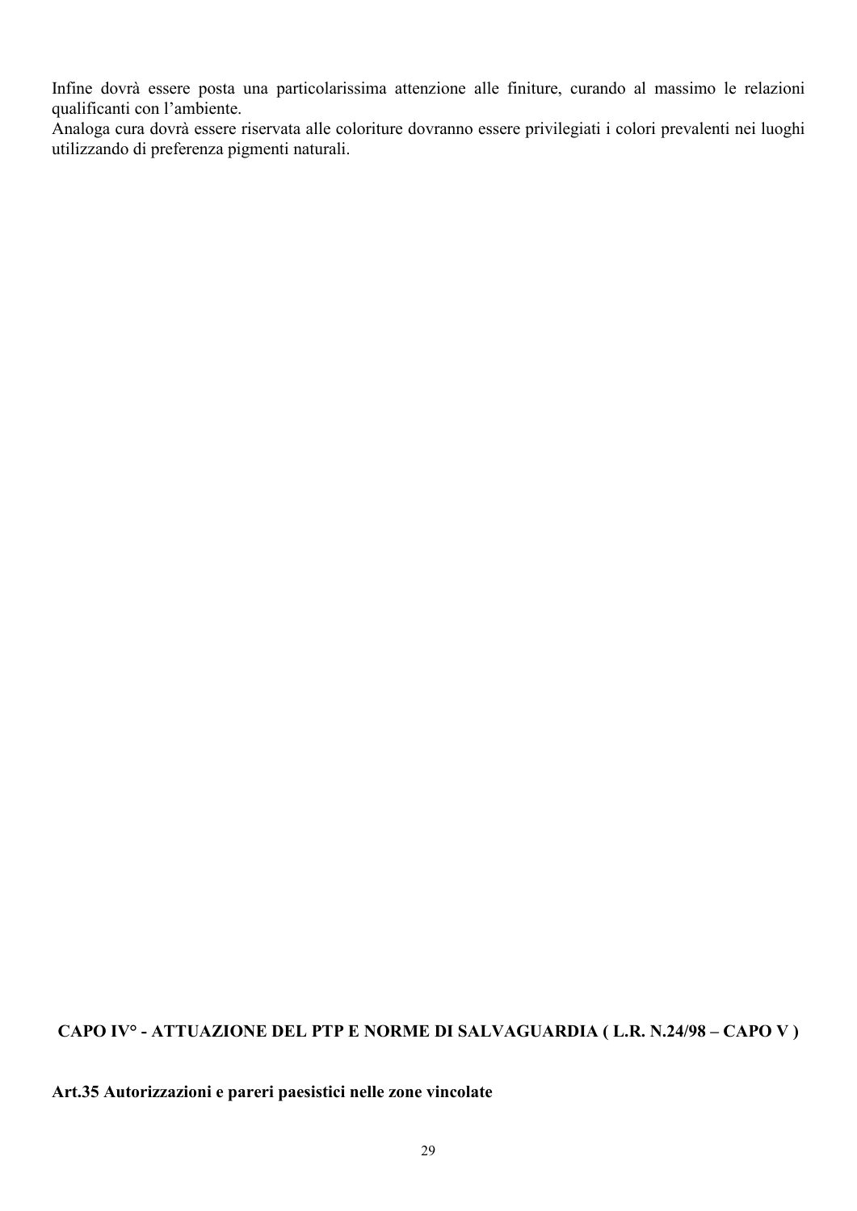Infine dovrà essere posta una particolarissima attenzione alle finiture, curando al massimo le relazioni qualificanti con l'ambiente.
Analoga cura dovrà essere riservata alle coloriture dovranno essere privilegiati i colori prevalenti nei luoghi utilizzando di preferenza pigmenti naturali.

## CAPO IV° - ATTUAZIONE DEL PTP E NORME DI SALVAGUARDIA ( L.R. N.24/98 – CAPO V )

### Art.35 Autorizzazioni e pareri paesistici nelle zone vincolate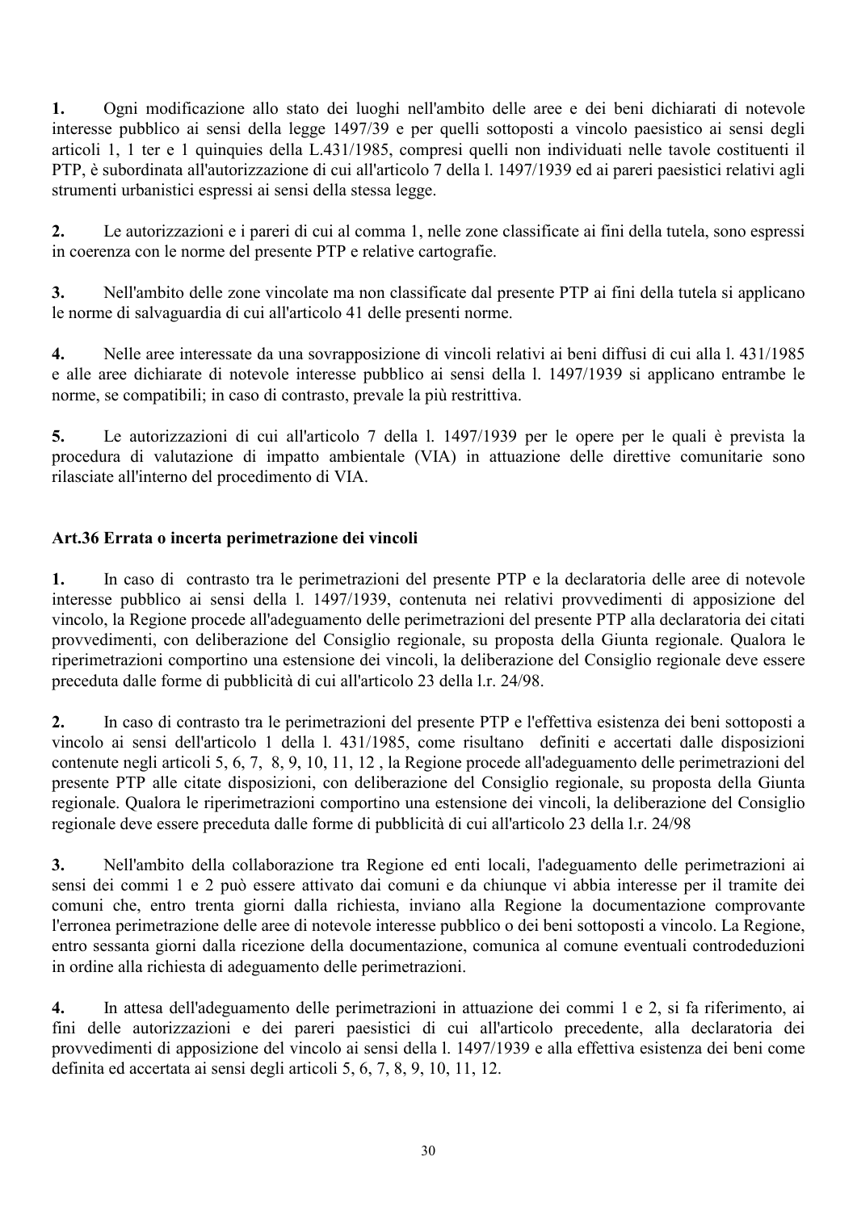**1.** Ogni modificazione allo stato dei luoghi nell'ambito delle aree e dei beni dichiarati di notevole interesse pubblico ai sensi della legge 1497/39 e per quelli sottoposti a vincolo paesistico ai sensi degli articoli 1, 1 ter e 1 quinquies della L.431/1985, compresi quelli non individuati nelle tavole costituenti il PTP, è subordinata all'autorizzazione di cui all'articolo 7 della l. 1497/1939 ed ai pareri paesistici relativi agli strumenti urbanistici espressi ai sensi della stessa legge.

**2.** Le autorizzazioni e i pareri di cui al comma 1, nelle zone classificate ai fini della tutela, sono espressi in coerenza con le norme del presente PTP e relative cartografie.

**3.** Nell'ambito delle zone vincolate ma non classificate dal presente PTP ai fini della tutela si applicano le norme di salvaguardia di cui all'articolo 41 delle presenti norme.

**4.** Nelle aree interessate da una sovrapposizione di vincoli relativi ai beni diffusi di cui alla l. 431/1985 e alle aree dichiarate di notevole interesse pubblico ai sensi della l. 1497/1939 si applicano entrambe le norme, se compatibili; in caso di contrasto, prevale la più restrittiva.

**5.** Le autorizzazioni di cui all'articolo 7 della l. 1497/1939 per le opere per le quali è prevista la procedura di valutazione di impatto ambientale (VIA) in attuazione delle direttive comunitarie sono rilasciate all'interno del procedimento di VIA.

### Art.36 Errata o incerta perimetrazione dei vincoli

**1.** In caso di contrasto tra le perimetrazioni del presente PTP e la declaratoria delle aree di notevole interesse pubblico ai sensi della l. 1497/1939, contenuta nei relativi provvedimenti di apposizione del vincolo, la Regione procede all'adeguamento delle perimetrazioni del presente PTP alla declaratoria dei citati provvedimenti, con deliberazione del Consiglio regionale, su proposta della Giunta regionale. Qualora le riperimetrazioni comportino una estensione dei vincoli, la deliberazione del Consiglio regionale deve essere preceduta dalle forme di pubblicità di cui all'articolo 23 della l.r. 24/98.

**2.** In caso di contrasto tra le perimetrazioni del presente PTP e l'effettiva esistenza dei beni sottoposti a vincolo ai sensi dell'articolo 1 della l. 431/1985, come risultano definiti e accertati dalle disposizioni contenute negli articoli 5, 6, 7, 8, 9, 10, 11, 12 , la Regione procede all'adeguamento delle perimetrazioni del presente PTP alle citate disposizioni, con deliberazione del Consiglio regionale, su proposta della Giunta regionale. Qualora le riperimetrazioni comportino una estensione dei vincoli, la deliberazione del Consiglio regionale deve essere preceduta dalle forme di pubblicità di cui all'articolo 23 della l.r. 24/98

**3.** Nell'ambito della collaborazione tra Regione ed enti locali, l'adeguamento delle perimetrazioni ai sensi dei commi 1 e 2 può essere attivato dai comuni e da chiunque vi abbia interesse per il tramite dei comuni che, entro trenta giorni dalla richiesta, inviano alla Regione la documentazione comprovante l'erronea perimetrazione delle aree di notevole interesse pubblico o dei beni sottoposti a vincolo. La Regione, entro sessanta giorni dalla ricezione della documentazione, comunica al comune eventuali controdeduzioni in ordine alla richiesta di adeguamento delle perimetrazioni.

**4.** In attesa dell'adeguamento delle perimetrazioni in attuazione dei commi 1 e 2, si fa riferimento, ai fini delle autorizzazioni e dei pareri paesistici di cui all'articolo precedente, alla declaratoria dei provvedimenti di apposizione del vincolo ai sensi della l. 1497/1939 e alla effettiva esistenza dei beni come definita ed accertata ai sensi degli articoli 5, 6, 7, 8, 9, 10, 11, 12.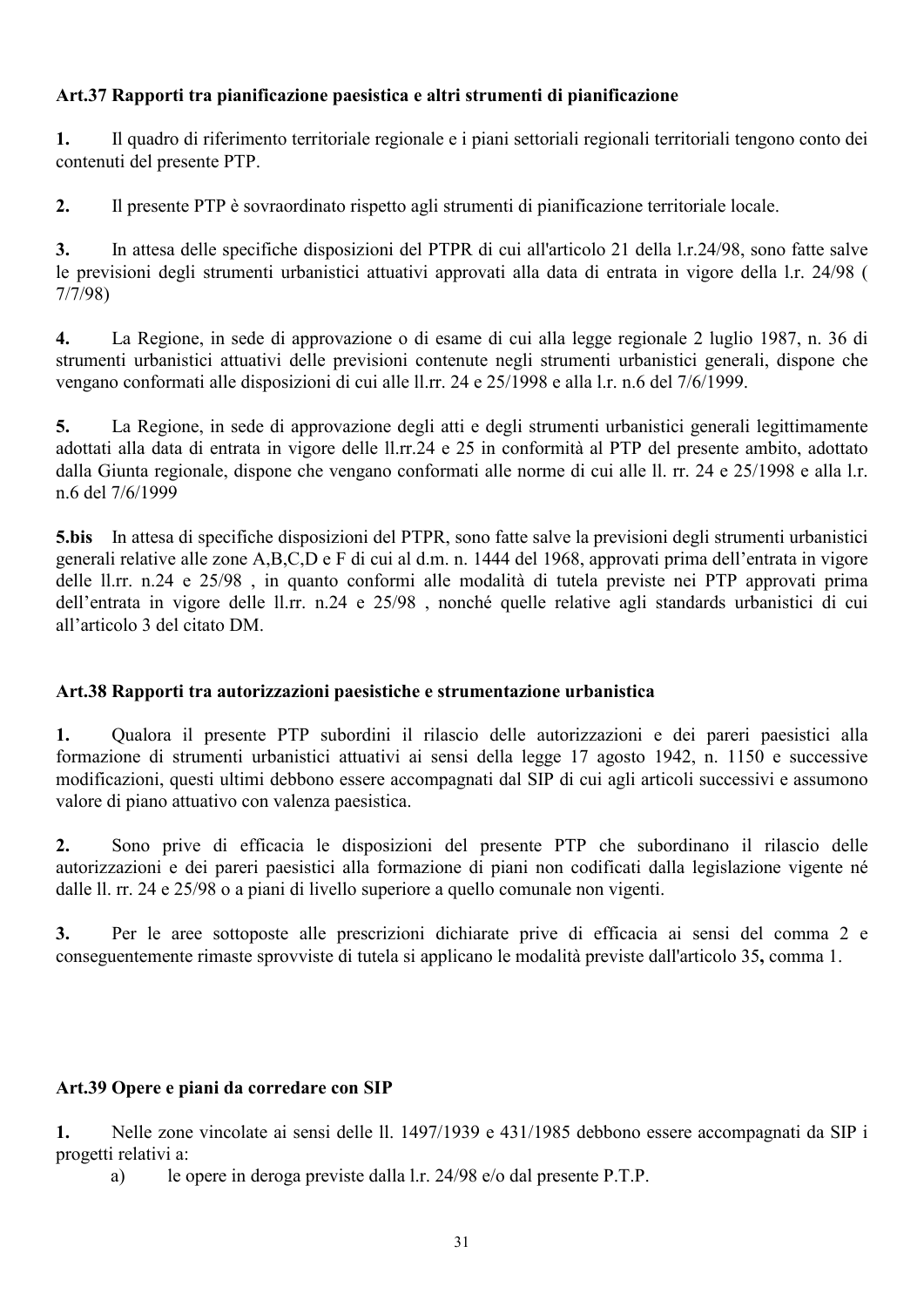### Art.37 Rapporti tra pianificazione paesistica e altri strumenti di pianificazione

**1.** Il quadro di riferimento territoriale regionale e i piani settoriali regionali territoriali tengono conto dei contenuti del presente PTP.

**2.** Il presente PTP è sovraordinato rispetto agli strumenti di pianificazione territoriale locale.

**3.** In attesa delle specifiche disposizioni del PTPR di cui all'articolo 21 della l.r.24/98, sono fatte salve le previsioni degli strumenti urbanistici attuativi approvati alla data di entrata in vigore della l.r. 24/98 ( 7/7/98)

**4.** La Regione, in sede di approvazione o di esame di cui alla legge regionale 2 luglio 1987, n. 36 di strumenti urbanistici attuativi delle previsioni contenute negli strumenti urbanistici generali, dispone che vengano conformati alle disposizioni di cui alle ll.rr. 24 e 25/1998 e alla l.r. n.6 del 7/6/1999.

**5.** La Regione, in sede di approvazione degli atti e degli strumenti urbanistici generali legittimamente adottati alla data di entrata in vigore delle ll.rr.24 e 25 in conformità al PTP del presente ambito, adottato dalla Giunta regionale, dispone che vengano conformati alle norme di cui alle ll. rr. 24 e 25/1998 e alla l.r. n.6 del 7/6/1999

**5.bis** In attesa di specifiche disposizioni del PTPR, sono fatte salve la previsioni degli strumenti urbanistici generali relative alle zone A,B,C,D e F di cui al d.m. n. 1444 del 1968, approvati prima dell'entrata in vigore delle ll.rr. n.24 e 25/98 , in quanto conformi alle modalità di tutela previste nei PTP approvati prima dell'entrata in vigore delle ll.rr. n.24 e 25/98 , nonché quelle relative agli standards urbanistici di cui all'articolo 3 del citato DM.

### Art.38 Rapporti tra autorizzazioni paesistiche e strumentazione urbanistica

**1.** Qualora il presente PTP subordini il rilascio delle autorizzazioni e dei pareri paesistici alla formazione di strumenti urbanistici attuativi ai sensi della legge 17 agosto 1942, n. 1150 e successive modificazioni, questi ultimi debbono essere accompagnati dal SIP di cui agli articoli successivi e assumono valore di piano attuativo con valenza paesistica.

**2.** Sono prive di efficacia le disposizioni del presente PTP che subordinano il rilascio delle autorizzazioni e dei pareri paesistici alla formazione di piani non codificati dalla legislazione vigente né dalle ll. rr. 24 e 25/98 o a piani di livello superiore a quello comunale non vigenti.

**3.** Per le aree sottoposte alle prescrizioni dichiarate prive di efficacia ai sensi del comma 2 e conseguentemente rimaste sprovviste di tutela si applicano le modalità previste dall'articolo 35**,** comma 1.

### Art.39 Opere e piani da corredare con SIP

**1.** Nelle zone vincolate ai sensi delle ll. 1497/1939 e 431/1985 debbono essere accompagnati da SIP i progetti relativi a:

a) le opere in deroga previste dalla l.r. 24/98 e/o dal presente P.T.P.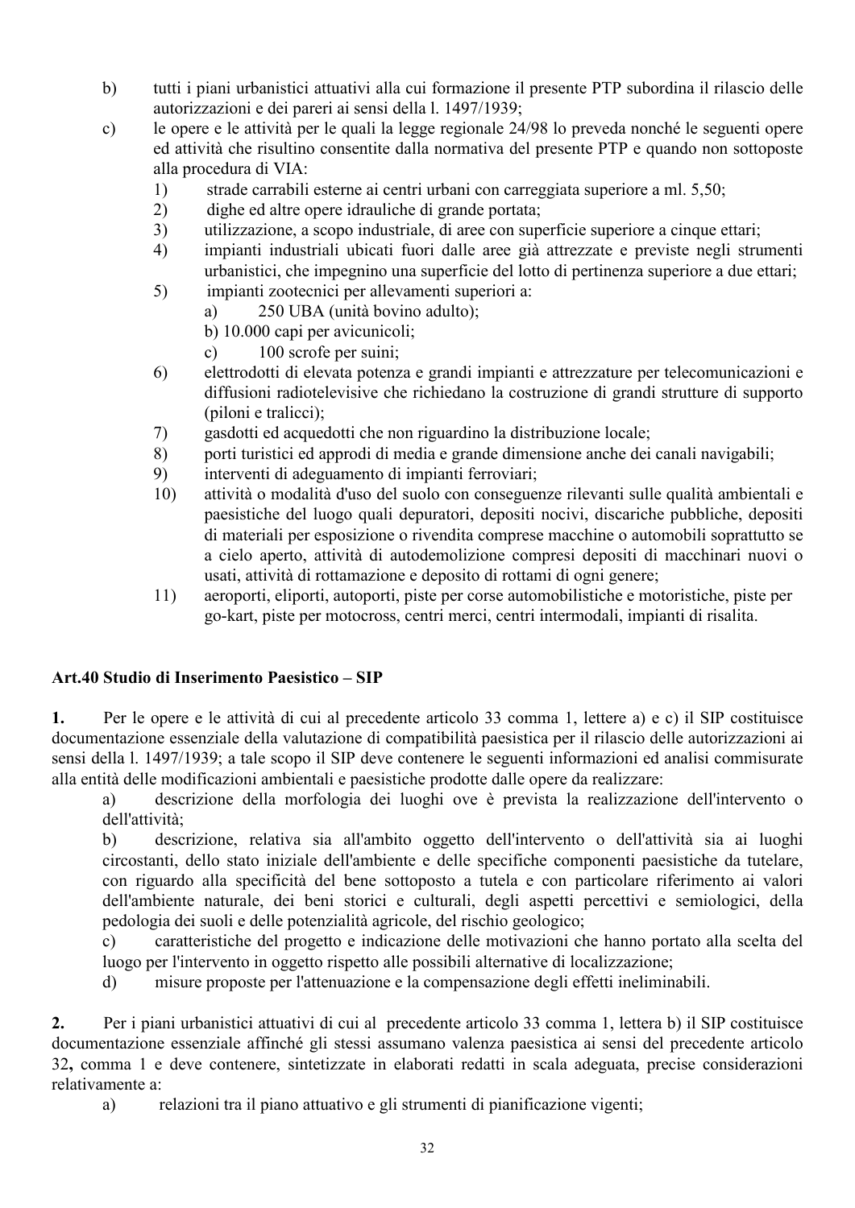b) tutti i piani urbanistici attuativi alla cui formazione il presente PTP subordina il rilascio delle autorizzazioni e dei pareri ai sensi della l. 1497/1939;

c) le opere e le attività per le quali la legge regionale 24/98 lo preveda nonché le seguenti opere ed attività che risultino consentite dalla normativa del presente PTP e quando non sottoposte alla procedura di VIA:
   1) strade carrabili esterne ai centri urbani con carreggiata superiore a ml. 5,50;
   2) dighe ed altre opere idrauliche di grande portata;
   3) utilizzazione, a scopo industriale, di aree con superficie superiore a cinque ettari;
   4) impianti industriali ubicati fuori dalle aree già attrezzate e previste negli strumenti urbanistici, che impegnino una superficie del lotto di pertinenza superiore a due ettari;
   5) impianti zootecnici per allevamenti superiori a:
      a) 250 UBA (unità bovino adulto);
      b) 10.000 capi per avicunicoli;
      c) 100 scrofe per suini;
   6) elettrodotti di elevata potenza e grandi impianti e attrezzature per telecomunicazioni e diffusioni radiotelevisive che richiedano la costruzione di grandi strutture di supporto (piloni e tralicci);
   7) gasdotti ed acquedotti che non riguardino la distribuzione locale;
   8) porti turistici ed approdi di media e grande dimensione anche dei canali navigabili;
   9) interventi di adeguamento di impianti ferroviari;
   10) attività o modalità d'uso del suolo con conseguenze rilevanti sulle qualità ambientali e paesistiche del luogo quali depuratori, depositi nocivi, discariche pubbliche, depositi di materiali per esposizione o rivendita comprese macchine o automobili soprattutto se a cielo aperto, attività di autodemolizione compresi depositi di macchinari nuovi o usati, attività di rottamazione e deposito di rottami di ogni genere;
   11) aeroporti, eliporti, autoporti, piste per corse automobilistiche e motoristiche, piste per go-kart, piste per motocross, centri merci, centri intermodali, impianti di risalita.

**Art.40 Studio di Inserimento Paesistico – SIP**

**1.** Per le opere e le attività di cui al precedente articolo 33 comma 1, lettere a) e c) il SIP costituisce documentazione essenziale della valutazione di compatibilità paesistica per il rilascio delle autorizzazioni ai sensi della l. 1497/1939; a tale scopo il SIP deve contenere le seguenti informazioni ed analisi commisurate alla entità delle modificazioni ambientali e paesistiche prodotte dalle opere da realizzare:

a) descrizione della morfologia dei luoghi ove è prevista la realizzazione dell'intervento o dell'attività;

b) descrizione, relativa sia all'ambito oggetto dell'intervento o dell'attività sia ai luoghi circostanti, dello stato iniziale dell'ambiente e delle specifiche componenti paesistiche da tutelare, con riguardo alla specificità del bene sottoposto a tutela e con particolare riferimento ai valori dell'ambiente naturale, dei beni storici e culturali, degli aspetti percettivi e semiologici, della pedologia dei suoli e delle potenzialità agricole, del rischio geologico;

c) caratteristiche del progetto e indicazione delle motivazioni che hanno portato alla scelta del luogo per l'intervento in oggetto rispetto alle possibili alternative di localizzazione;

d) misure proposte per l'attenuazione e la compensazione degli effetti ineliminabili.

**2.** Per i piani urbanistici attuativi di cui al precedente articolo 33 comma 1, lettera b) il SIP costituisce documentazione essenziale affinché gli stessi assumano valenza paesistica ai sensi del precedente articolo 32**,** comma 1 e deve contenere, sintetizzate in elaborati redatti in scala adeguata, precise considerazioni relativamente a:

a) relazioni tra il piano attuativo e gli strumenti di pianificazione vigenti;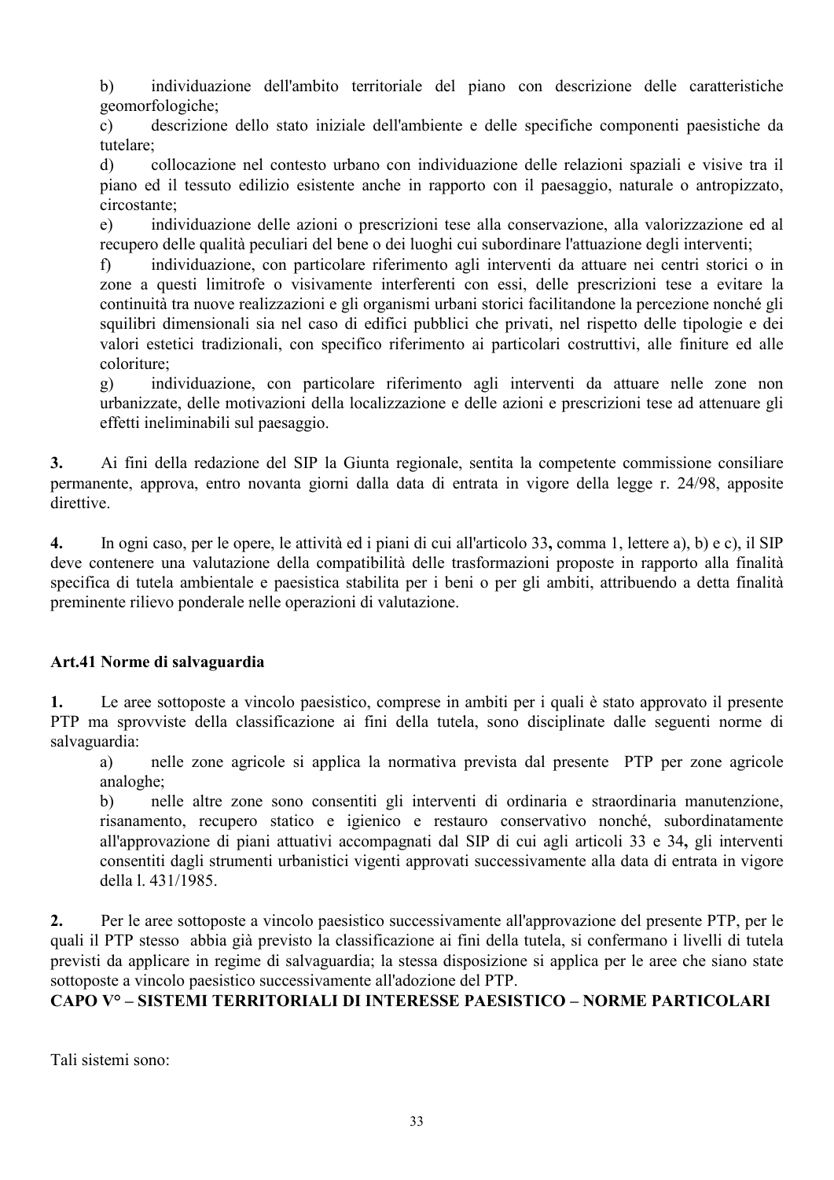b) individuazione dell'ambito territoriale del piano con descrizione delle caratteristiche geomorfologiche;

c) descrizione dello stato iniziale dell'ambiente e delle specifiche componenti paesistiche da tutelare;

d) collocazione nel contesto urbano con individuazione delle relazioni spaziali e visive tra il piano ed il tessuto edilizio esistente anche in rapporto con il paesaggio, naturale o antropizzato, circostante;

e) individuazione delle azioni o prescrizioni tese alla conservazione, alla valorizzazione ed al recupero delle qualità peculiari del bene o dei luoghi cui subordinare l'attuazione degli interventi;

f) individuazione, con particolare riferimento agli interventi da attuare nei centri storici o in zone a questi limitrofe o visivamente interferenti con essi, delle prescrizioni tese a evitare la continuità tra nuove realizzazioni e gli organismi urbani storici facilitandone la percezione nonché gli squilibri dimensionali sia nel caso di edifici pubblici che privati, nel rispetto delle tipologie e dei valori estetici tradizionali, con specifico riferimento ai particolari costruttivi, alle finiture ed alle coloriture;

g) individuazione, con particolare riferimento agli interventi da attuare nelle zone non urbanizzate, delle motivazioni della localizzazione e delle azioni e prescrizioni tese ad attenuare gli effetti ineliminabili sul paesaggio.

**3.** Ai fini della redazione del SIP la Giunta regionale, sentita la competente commissione consiliare permanente, approva, entro novanta giorni dalla data di entrata in vigore della legge r. 24/98, apposite direttive.

**4.** In ogni caso, per le opere, le attività ed i piani di cui all'articolo 33**,** comma 1, lettere a), b) e c), il SIP deve contenere una valutazione della compatibilità delle trasformazioni proposte in rapporto alla finalità specifica di tutela ambientale e paesistica stabilita per i beni o per gli ambiti, attribuendo a detta finalità preminente rilievo ponderale nelle operazioni di valutazione.

### Art.41 Norme di salvaguardia

**1.** Le aree sottoposte a vincolo paesistico, comprese in ambiti per i quali è stato approvato il presente PTP ma sprovviste della classificazione ai fini della tutela, sono disciplinate dalle seguenti norme di salvaguardia:

a) nelle zone agricole si applica la normativa prevista dal presente PTP per zone agricole analoghe;

b) nelle altre zone sono consentiti gli interventi di ordinaria e straordinaria manutenzione, risanamento, recupero statico e igienico e restauro conservativo nonché, subordinatamente all'approvazione di piani attuativi accompagnati dal SIP di cui agli articoli 33 e 34**,** gli interventi consentiti dagli strumenti urbanistici vigenti approvati successivamente alla data di entrata in vigore della l. 431/1985.

**2.** Per le aree sottoposte a vincolo paesistico successivamente all'approvazione del presente PTP, per le quali il PTP stesso abbia già previsto la classificazione ai fini della tutela, si confermano i livelli di tutela previsti da applicare in regime di salvaguardia; la stessa disposizione si applica per le aree che siano state sottoposte a vincolo paesistico successivamente all'adozione del PTP.

## CAPO V° – SISTEMI TERRITORIALI DI INTERESSE PAESISTICO – NORME PARTICOLARI

Tali sistemi sono: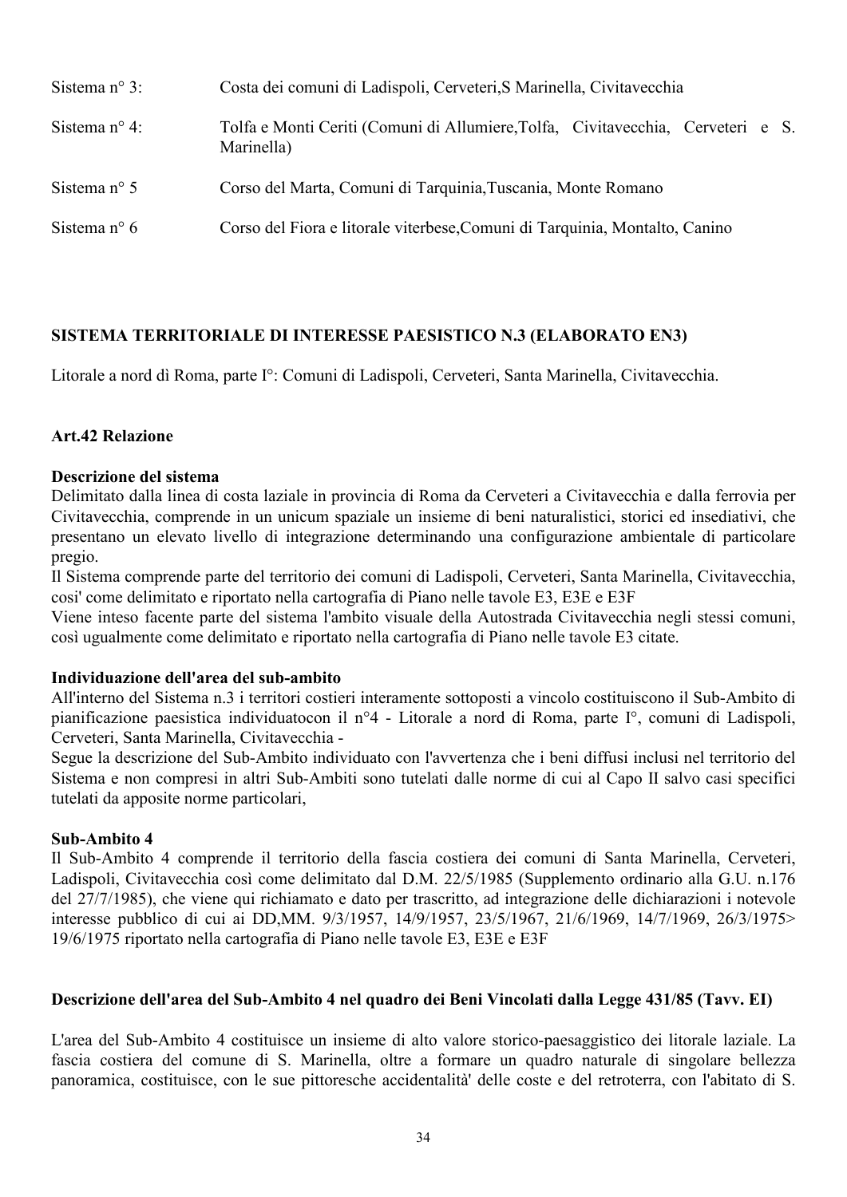| | |
|---|---|
| Sistema n° 3: | Costa dei comuni di Ladispoli, Cerveteri,S Marinella, Civitavecchia |
| Sistema n° 4: | Tolfa e Monti Ceriti (Comuni di Allumiere,Tolfa, Civitavecchia, Cerveteri e S. Marinella) |
| Sistema n° 5 | Corso del Marta, Comuni di Tarquinia,Tuscania, Monte Romano |
| Sistema n° 6 | Corso del Fiora e litorale viterbese,Comuni di Tarquinia, Montalto, Canino |

**SISTEMA TERRITORIALE DI INTERESSE PAESISTICO N.3 (ELABORATO EN3)**

Litorale a nord dì Roma, parte I°: Comuni di Ladispoli, Cerveteri, Santa Marinella, Civitavecchia.

**Art.42 Relazione**

**Descrizione del sistema**

Delimitato dalla linea di costa laziale in provincia di Roma da Cerveteri a Civitavecchia e dalla ferrovia per Civitavecchia, comprende in un unicum spaziale un insieme di beni naturalistici, storici ed insediativi, che presentano un elevato livello di integrazione determinando una configurazione ambientale di particolare pregio.

Il Sistema comprende parte del territorio dei comuni di Ladispoli, Cerveteri, Santa Marinella, Civitavecchia, cosi' come delimitato e riportato nella cartografia di Piano nelle tavole E3, E3E e E3F

Viene inteso facente parte del sistema l'ambito visuale della Autostrada Civitavecchia negli stessi comuni, così ugualmente come delimitato e riportato nella cartografia di Piano nelle tavole E3 citate.

**Individuazione dell'area del sub-ambito**

All'interno del Sistema n.3 i territori costieri interamente sottoposti a vincolo costituiscono il Sub-Ambito di pianificazione paesistica individuatocon il n°4 - Litorale a nord di Roma, parte I°, comuni di Ladispoli, Cerveteri, Santa Marinella, Civitavecchia -

Segue la descrizione del Sub-Ambito individuato con l'avvertenza che i beni diffusi inclusi nel territorio del Sistema e non compresi in altri Sub-Ambiti sono tutelati dalle norme di cui al Capo II salvo casi specifici tutelati da apposite norme particolari,

**Sub-Ambito 4**

Il Sub-Ambito 4 comprende il territorio della fascia costiera dei comuni di Santa Marinella, Cerveteri, Ladispoli, Civitavecchia così come delimitato dal D.M. 22/5/1985 (Supplemento ordinario alla G.U. n.176 del 27/7/1985), che viene qui richiamato e dato per trascritto, ad integrazione delle dichiarazioni i notevole interesse pubblico di cui ai DD,MM. 9/3/1957, 14/9/1957, 23/5/1967, 21/6/1969, 14/7/1969, 26/3/1975> 19/6/1975 riportato nella cartografia di Piano nelle tavole E3, E3E e E3F

**Descrizione dell'area del Sub-Ambito 4 nel quadro dei Beni Vincolati dalla Legge 431/85 (Tavv. EI)**

L'area del Sub-Ambito 4 costituisce un insieme di alto valore storico-paesaggistico dei litorale laziale. La fascia costiera del comune di S. Marinella, oltre a formare un quadro naturale di singolare bellezza panoramica, costituisce, con le sue pittoresche accidentalità' delle coste e del retroterra, con l'abitato di S.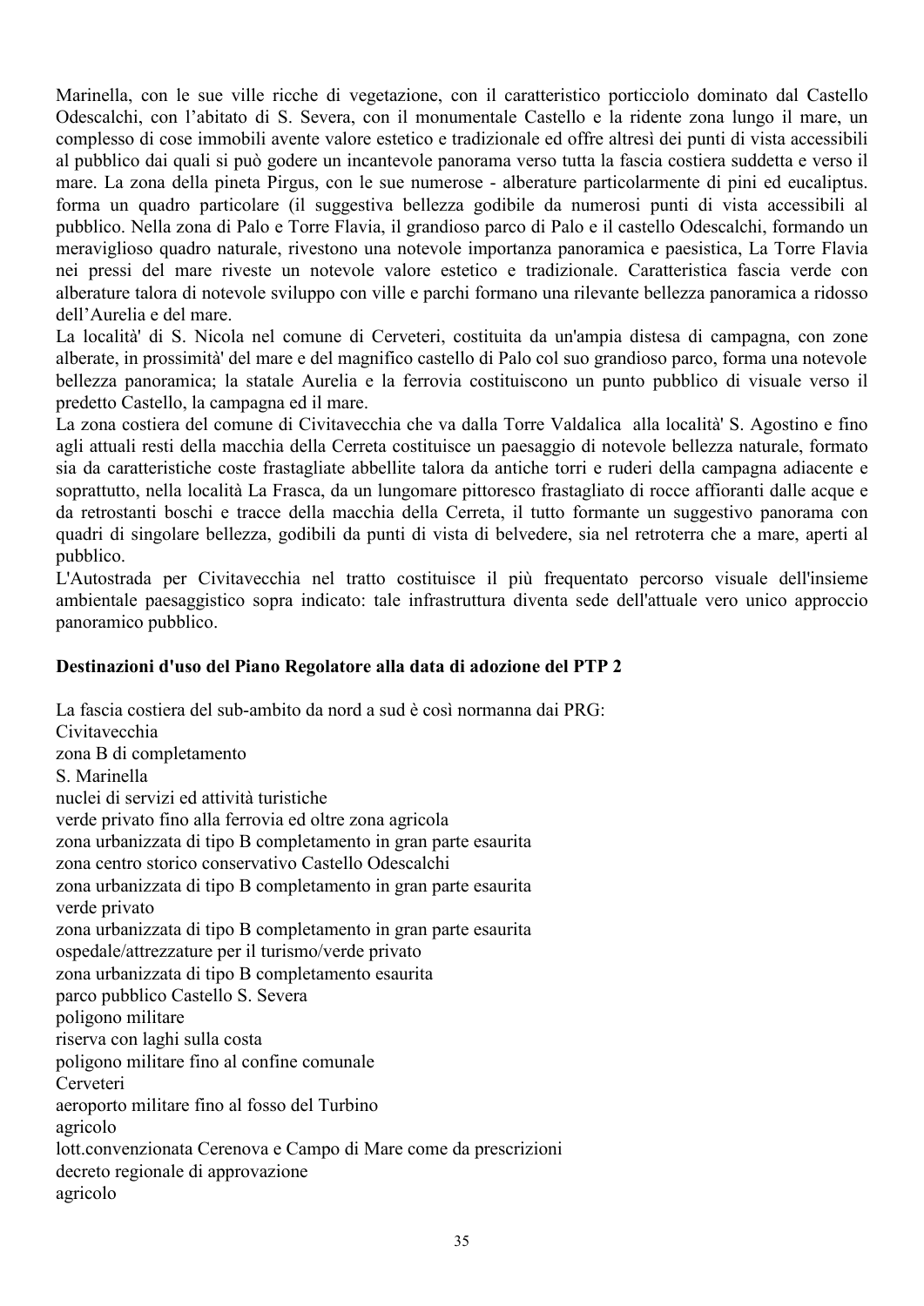Marinella, con le sue ville ricche di vegetazione, con il caratteristico porticciolo dominato dal Castello Odescalchi, con l'abitato di S. Severa, con il monumentale Castello e la ridente zona lungo il mare, un complesso di cose immobili avente valore estetico e tradizionale ed offre altresì dei punti di vista accessibili al pubblico dai quali si può godere un incantevole panorama verso tutta la fascia costiera suddetta e verso il mare. La zona della pineta Pirgus, con le sue numerose - alberature particolarmente di pini ed eucaliptus. forma un quadro particolare (il suggestiva bellezza godibile da numerosi punti di vista accessibili al pubblico. Nella zona di Palo e Torre Flavia, il grandioso parco di Palo e il castello Odescalchi, formando un meraviglioso quadro naturale, rivestono una notevole importanza panoramica e paesistica, La Torre Flavia nei pressi del mare riveste un notevole valore estetico e tradizionale. Caratteristica fascia verde con alberature talora di notevole sviluppo con ville e parchi formano una rilevante bellezza panoramica a ridosso dell'Aurelia e del mare.
La localita' di S. Nicola nel comune di Cerveteri, costituita da un'ampia distesa di campagna, con zone alberate, in prossimita' del mare e del magnifico castello di Palo col suo grandioso parco, forma una notevole bellezza panoramica; la statale Aurelia e la ferrovia costituiscono un punto pubblico di visuale verso il predetto Castello, la campagna ed il mare.
La zona costiera del comune di Civitavecchia che va dalla Torre Valdalica alla località' S. Agostino e fino agli attuali resti della macchia della Cerreta costituisce un paesaggio di notevole bellezza naturale, formato sia da caratteristiche coste frastagliate abbellite talora da antiche torri e ruderi della campagna adiacente e soprattutto, nella località La Frasca, da un lungomare pittoresco frastagliato di rocce affioranti dalle acque e da retrostanti boschi e tracce della macchia della Cerreta, il tutto formante un suggestivo panorama con quadri di singolare bellezza, godibili da punti di vista di belvedere, sia nel retroterra che a mare, aperti al pubblico.
L'Autostrada per Civitavecchia nel tratto costituisce il più frequentato percorso visuale dell'insieme ambientale paesaggistico sopra indicato: tale infrastruttura diventa sede dell'attuale vero unico approccio panoramico pubblico.

**Destinazioni d'uso del Piano Regolatore alla data di adozione del PTP 2**

La fascia costiera del sub-ambito da nord a sud è così normanna dai PRG:
Civitavecchia
zona B di completamento
S. Marinella
nuclei di servizi ed attività turistiche
verde privato fino alla ferrovia ed oltre zona agricola
zona urbanizzata di tipo B completamento in gran parte esaurita
zona centro storico conservativo Castello Odescalchi
zona urbanizzata di tipo B completamento in gran parte esaurita
verde privato
zona urbanizzata di tipo B completamento in gran parte esaurita
ospedale/attrezzature per il turismo/verde privato
zona urbanizzata di tipo B completamento esaurita
parco pubblico Castello S. Severa
poligono militare
riserva con laghi sulla costa
poligono militare fino al confine comunale
Cerveteri
aeroporto militare fino al fosso del Turbino
agricolo
lott.convenzionata Cerenova e Campo di Mare come da prescrizioni
decreto regionale di approvazione
agricolo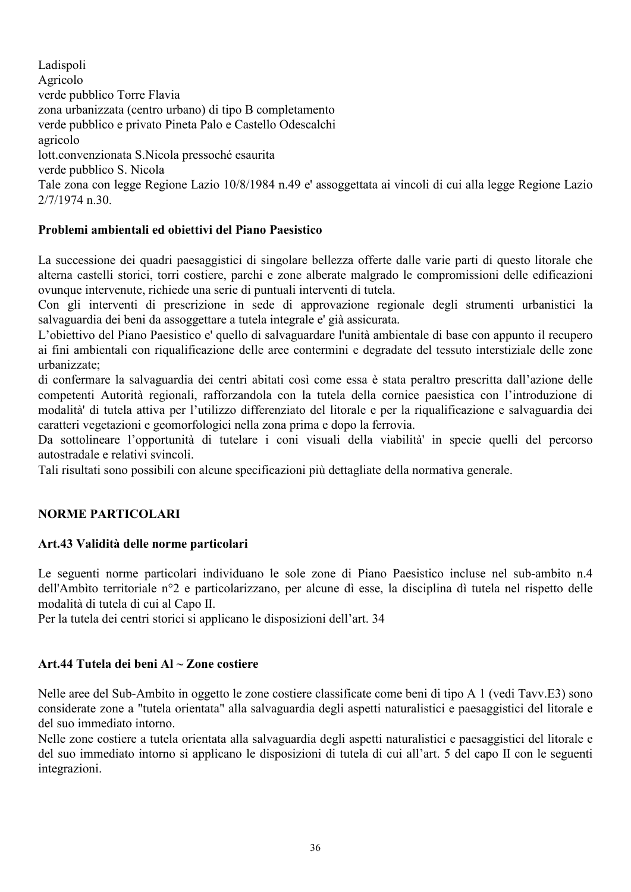Ladispoli
Agricolo
verde pubblico Torre Flavia
zona urbanizzata (centro urbano) di tipo B completamento
verde pubblico e privato Pineta Palo e Castello Odescalchi
agricolo
lott.convenzionata S.Nicola pressoché esaurita
verde pubblico S. Nicola
Tale zona con legge Regione Lazio 10/8/1984 n.49 e' assoggettata ai vincoli di cui alla legge Regione Lazio 2/7/1974 n.30.

**Problemi ambientali ed obiettivi del Piano Paesistico**

La successione dei quadri paesaggistici di singolare bellezza offerte dalle varie parti di questo litorale che alterna castelli storici, torri costiere, parchi e zone alberate malgrado le compromissioni delle edificazioni ovunque intervenute, richiede una serie di puntuali interventi di tutela.
Con gli interventi di prescrizione in sede di approvazione regionale degli strumenti urbanistici la salvaguardia dei beni da assoggettare a tutela integrale e' già assicurata.
L'obiettivo del Piano Paesistico e' quello di salvaguardare l'unità ambientale di base con appunto il recupero ai fini ambientali con riqualificazione delle aree contermini e degradate del tessuto interstiziale delle zone urbanizzate;
di confermare la salvaguardia dei centri abitati così come essa è stata peraltro prescritta dall'azione delle competenti Autorità regionali, rafforzandola con la tutela della cornice paesistica con l'introduzione di modalità' di tutela attiva per l'utilizzo differenziato del litorale e per la riqualificazione e salvaguardia dei caratteri vegetazioni e geomorfologici nella zona prima e dopo la ferrovia.
Da sottolineare l'opportunità di tutelare i coni visuali della viabilità' in specie quelli del percorso autostradale e relativi svincoli.
Tali risultati sono possibili con alcune specificazioni più dettagliate della normativa generale.

## NORME PARTICOLARI

### Art.43 Validità delle norme particolari

Le seguenti norme particolari individuano le sole zone di Piano Paesistico incluse nel sub-ambito n.4 dell'Ambìto territoriale n°2 e particolarizzano, per alcune dì esse, la disciplina dì tutela nel rispetto delle modalità di tutela di cui al Capo II.
Per la tutela dei centri storici si applicano le disposizioni dell'art. 34

### Art.44 Tutela dei beni Al ~ Zone costiere

Nelle aree del Sub-Ambito in oggetto le zone costiere classificate come beni di tipo A 1 (vedi Tavv.E3) sono considerate zone a "tutela orientata" alla salvaguardia degli aspetti naturalistici e paesaggistici del litorale e del suo immediato intorno.
Nelle zone costiere a tutela orientata alla salvaguardia degli aspetti naturalistici e paesaggistici del litorale e del suo immediato intorno si applicano le disposizioni di tutela di cui all'art. 5 del capo II con le seguenti integrazioni.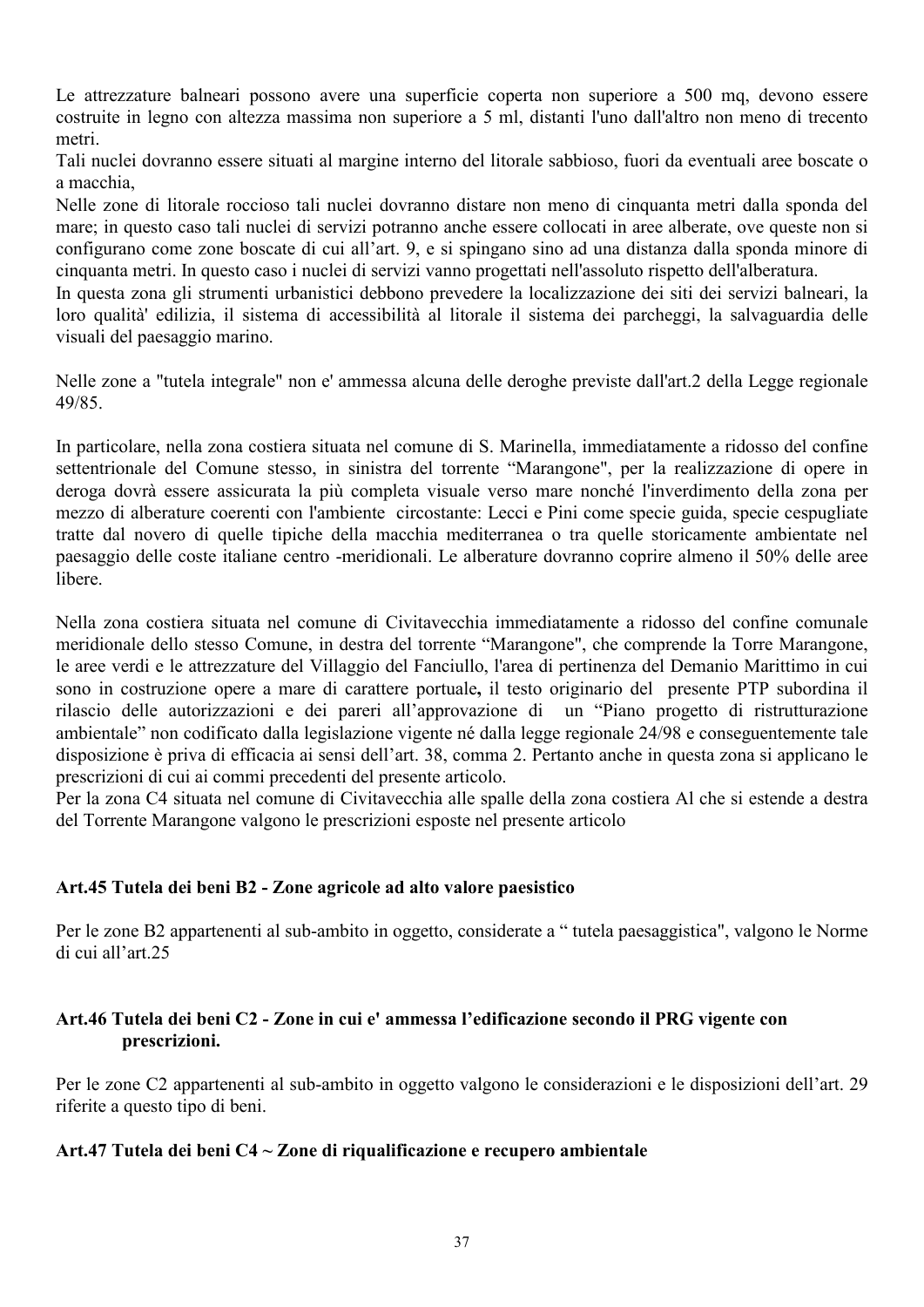Le attrezzature balneari possono avere una superficie coperta non superiore a 500 mq, devono essere costruite in legno con altezza massima non superiore a 5 ml, distanti l'uno dall'altro non meno di trecento metri.
Tali nuclei dovranno essere situati al margine interno del litorale sabbioso, fuori da eventuali aree boscate o a macchia,
Nelle zone di litorale roccioso tali nuclei dovranno distare non meno di cinquanta metri dalla sponda del mare; in questo caso tali nuclei di servizi potranno anche essere collocati in aree alberate, ove queste non si configurano come zone boscate di cui all'art. 9, e si spingano sino ad una distanza dalla sponda minore di cinquanta metri. In questo caso i nuclei di servizi vanno progettati nell'assoluto rispetto dell'alberatura.
In questa zona gli strumenti urbanistici debbono prevedere la localizzazione dei siti dei servizi balneari, la loro qualità' edilizia, il sistema di accessibilità al litorale il sistema dei parcheggi, la salvaguardia delle visuali del paesaggio marino.

Nelle zone a "tutela integrale" non e' ammessa alcuna delle deroghe previste dall'art.2 della Legge regionale 49/85.

In particolare, nella zona costiera situata nel comune di S. Marinella, immediatamente a ridosso del confine settentrionale del Comune stesso, in sinistra del torrente "Marangone", per la realizzazione di opere in deroga dovrà essere assicurata la più completa visuale verso mare nonché l'inverdimento della zona per mezzo di alberature coerenti con l'ambiente circostante: Lecci e Pini come specie guida, specie cespugliate tratte dal novero di quelle tipiche della macchia mediterranea o tra quelle storicamente ambientate nel paesaggio delle coste italiane centro -meridionali. Le alberature dovranno coprire almeno il 50% delle aree libere.

Nella zona costiera situata nel comune di Civitavecchia immediatamente a ridosso del confine comunale meridionale dello stesso Comune, in destra del torrente "Marangone", che comprende la Torre Marangone, le aree verdi e le attrezzature del Villaggio del Fanciullo, l'area di pertinenza del Demanio Marittimo in cui sono in costruzione opere a mare di carattere portuale**,** il testo originario del presente PTP subordina il rilascio delle autorizzazioni e dei pareri all'approvazione di un "Piano progetto di ristrutturazione ambientale" non codificato dalla legislazione vigente né dalla legge regionale 24/98 e conseguentemente tale disposizione è priva di efficacia ai sensi dell'art. 38, comma 2. Pertanto anche in questa zona si applicano le prescrizioni di cui ai commi precedenti del presente articolo.
Per la zona C4 situata nel comune di Civitavecchia alle spalle della zona costiera Al che si estende a destra del Torrente Marangone valgono le prescrizioni esposte nel presente articolo

### Art.45 Tutela dei beni B2 - Zone agricole ad alto valore paesistico

Per le zone B2 appartenenti al sub-ambito in oggetto, considerate a " tutela paesaggistica", valgono le Norme di cui all'art.25

### Art.46 Tutela dei beni C2 - Zone in cui e' ammessa l'edificazione secondo il PRG vigente con prescrizioni.

Per le zone C2 appartenenti al sub-ambito in oggetto valgono le considerazioni e le disposizioni dell'art. 29 riferite a questo tipo di beni.

### Art.47 Tutela dei beni C4 ~ Zone di riqualificazione e recupero ambientale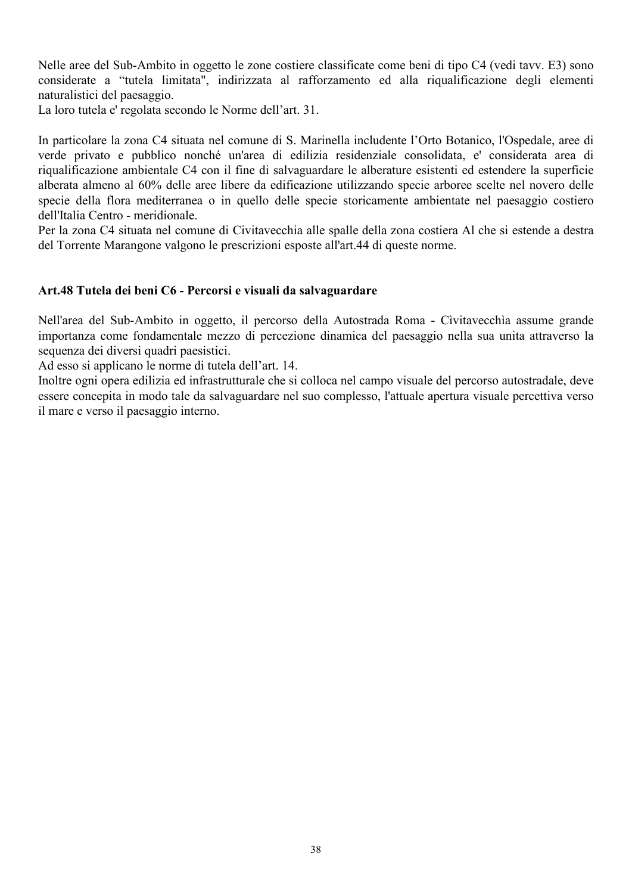Nelle aree del Sub-Ambito in oggetto le zone costiere classificate come beni di tipo C4 (vedi tavv. E3) sono considerate a “tutela limitata", indirizzata al rafforzamento ed alla riqualificazione degli elementi naturalistici del paesaggio.
La loro tutela e' regolata secondo le Norme dell’art. 31.

In particolare la zona C4 situata nel comune di S. Marinella includente l’Orto Botanico, l'Ospedale, aree di verde privato e pubblico nonché un'area di edilizia residenziale consolidata, e' considerata area di riqualificazione ambientale C4 con il fine di salvaguardare le alberature esistenti ed estendere la superficie alberata almeno al 60% delle aree libere da edificazione utilizzando specie arboree scelte nel novero delle specie della flora mediterranea o in quello delle specie storicamente ambientate nel paesaggio costiero dell'Italia Centro - meridionale.
Per la zona C4 situata nel comune di Civitavecchia alle spalle della zona costiera Al che si estende a destra del Torrente Marangone valgono le prescrizioni esposte all'art.44 di queste norme.

### Art.48 Tutela dei beni C6 - Percorsi e visuali da salvaguardare

Nell'area del Sub-Ambito in oggetto, il percorso della Autostrada Roma - Cìvitavecchìa assume grande importanza come fondamentale mezzo di percezione dinamica del paesaggio nella sua unita attraverso la sequenza dei diversi quadri paesistici.
Ad esso si applicano le norme di tutela dell’art. 14.
Inoltre ogni opera edilizia ed infrastrutturale che si colloca nel campo visuale del percorso autostradale, deve essere concepita in modo tale da salvaguardare nel suo complesso, l'attuale apertura visuale percettiva verso il mare e verso il paesaggio interno.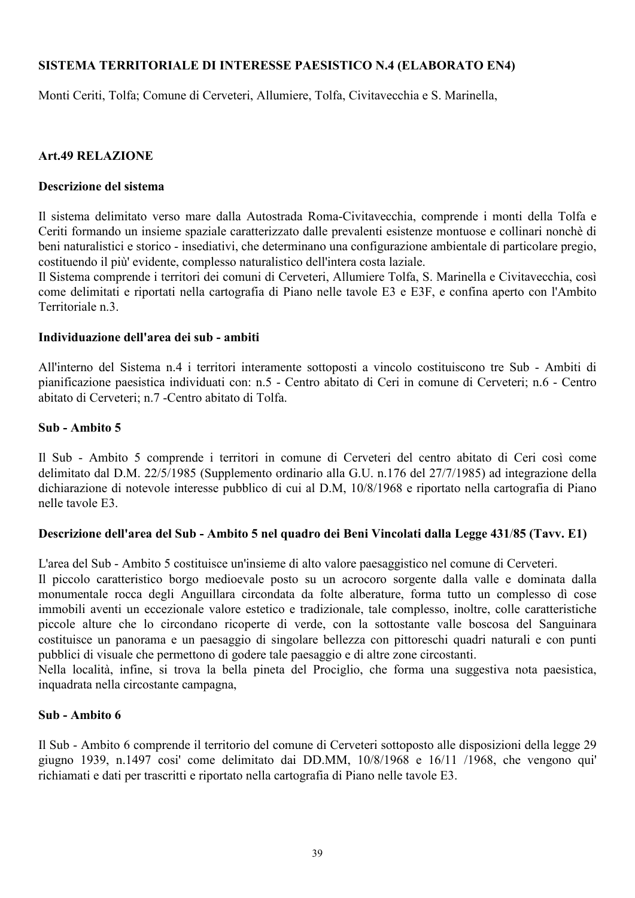**SISTEMA TERRITORIALE DI INTERESSE PAESISTICO N.4 (ELABORATO EN4)**

Monti Ceriti, Tolfa; Comune di Cerveteri, Allumiere, Tolfa, Civitavecchia e S. Marinella,

**Art.49 RELAZIONE**

**Descrizione del sistema**

Il sistema delimitato verso mare dalla Autostrada Roma-Civitavecchia, comprende i monti della Tolfa e Ceriti formando un insieme spaziale caratterizzato dalle prevalenti esistenze montuose e collinari nonchè di beni naturalistici e storico - insediativi, che determinano una configurazione ambientale di particolare pregio, costituendo il più' evidente, complesso naturalistico dell'intera costa laziale.
Il Sistema comprende i territori dei comuni di Cerveteri, Allumiere Tolfa, S. Marinella e Civitavecchia, così come delimitati e riportati nella cartografia di Piano nelle tavole E3 e E3F, e confina aperto con l'Ambito Territoriale n.3.

**Individuazione dell'area dei sub - ambiti**

All'interno del Sistema n.4 i territori interamente sottoposti a vincolo costituiscono tre Sub - Ambiti di pianificazione paesistica individuati con: n.5 - Centro abitato di Ceri in comune di Cerveteri; n.6 - Centro abitato di Cerveteri; n.7 -Centro abitato di Tolfa.

**Sub - Ambito 5**

Il Sub - Ambito 5 comprende i territori in comune di Cerveteri del centro abitato di Ceri così come delimitato dal D.M. 22/5/1985 (Supplemento ordinario alla G.U. n.176 del 27/7/1985) ad integrazione della dichiarazione di notevole interesse pubblico di cui al D.M, 10/8/1968 e riportato nella cartografia di Piano nelle tavole E3.

**Descrizione dell'area del Sub - Ambito 5 nel quadro dei Beni Vincolati dalla Legge 431/85 (Tavv. E1)**

L'area del Sub - Ambito 5 costituisce un'insieme di alto valore paesaggistico nel comune di Cerveteri.
Il piccolo caratteristico borgo medioevale posto su un acrocoro sorgente dalla valle e dominata dalla monumentale rocca degli Anguillara circondata da folte alberature, forma tutto un complesso dì cose immobili aventi un eccezionale valore estetico e tradizionale, tale complesso, inoltre, colle caratteristiche piccole alture che lo circondano ricoperte di verde, con la sottostante valle boscosa del Sanguinara costituisce un panorama e un paesaggio di singolare bellezza con pittoreschi quadri naturali e con punti pubblici di visuale che permettono di godere tale paesaggio e di altre zone circostanti.
Nella località, infine, si trova la bella pineta del Prociglio, che forma una suggestiva nota paesistica, inquadrata nella circostante campagna,

**Sub - Ambito 6**

Il Sub - Ambito 6 comprende il territorio del comune di Cerveteri sottoposto alle disposizioni della legge 29 giugno 1939, n.1497 cosi' come delimitato dai DD.MM, 10/8/1968 e 16/11 /1968, che vengono qui' richiamati e dati per trascritti e riportato nella cartografia di Piano nelle tavole E3.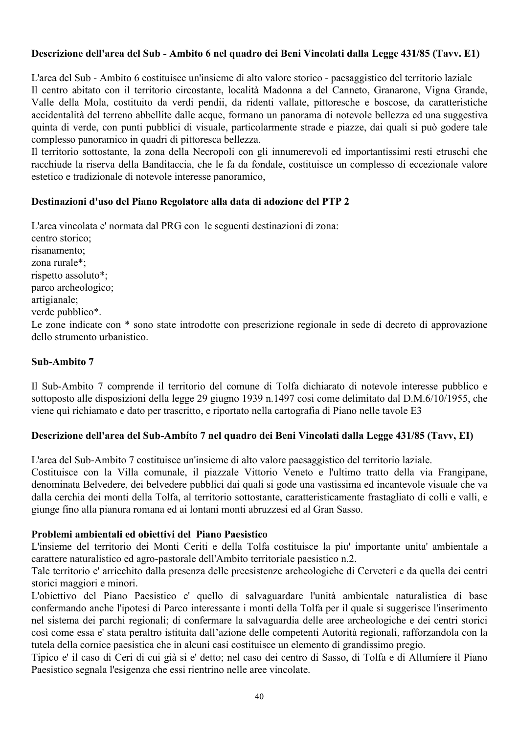**Descrizione dell'area del Sub - Ambito 6 nel quadro dei Beni Vincolati dalla Legge 431/85 (Tavv. E1)**

L'area del Sub - Ambito 6 costituisce un'insieme di alto valore storico - paesaggistico del territorio laziale
Il centro abitato con il territorio circostante, località Madonna a del Canneto, Granarone, Vigna Grande, Valle della Mola, costituito da verdi pendii, da ridenti vallate, pittoresche e boscose, da caratteristiche accidentalità del terreno abbellite dalle acque, formano un panorama di notevole bellezza ed una suggestiva quinta di verde, con punti pubblici di visuale, particolarmente strade e piazze, dai quali si può godere tale complesso panoramico in quadri di pittoresca bellezza.
Il territorio sottostante, la zona della Necropoli con gli innumerevoli ed importantissimi resti etruschi che racchiude la riserva della Banditaccia, che le fa da fondale, costituisce un complesso di eccezionale valore estetico e tradizionale di notevole interesse panoramico,

**Destinazioni d'uso del Piano Regolatore alla data di adozione del PTP 2**

L'area vincolata e' normata dal PRG con le seguenti destinazioni di zona:
centro storico;
risanamento;
zona rurale*;
rispetto assoluto*;
parco archeologico;
artigianale;
verde pubblico*.
Le zone indicate con * sono state introdotte con prescrizione regionale in sede di decreto di approvazione dello strumento urbanistico.

**Sub-Ambito 7**

Il Sub-Ambito 7 comprende il territorio del comune di Tolfa dichiarato di notevole interesse pubblico e sottoposto alle disposizioni della legge 29 giugno 1939 n.1497 cosi come delimitato dal D.M.6/10/1955, che viene quì richiamato e dato per trascritto, e riportato nella cartografia di Piano nelle tavole E3

**Descrizione dell'area del Sub-Ambíto 7 nel quadro dei Beni Vincolati dalla Legge 431/85 (Tavv, EI)**

L'area del Sub-Ambito 7 costituisce un'insieme di alto valore paesaggistico del territorio laziale.
Costituisce con la Villa comunale, il piazzale Vittorio Veneto e l'ultimo tratto della via Frangipane, denominata Belvedere, dei belvedere pubblici dai quali si gode una vastissima ed incantevole visuale che va dalla cerchia dei monti della Tolfa, al territorio sottostante, caratteristicamente frastagliato di colli e valli, e giunge fino alla pianura romana ed ai lontani monti abruzzesi ed al Gran Sasso.

**Problemi ambientali ed obiettivi del Piano Paesistico**

L'insieme del territorio dei Monti Ceriti e della Tolfa costituisce la piu' importante unita' ambientale a carattere naturalistico ed agro-pastorale dell'Ambìto territoriale paesistico n.2.
Tale territorio e' arricchito dalla presenza delle preesistenze archeologiche di Cerveteri e da quella dei centri storici maggiori e minori.
L'obiettivo del Piano Paesistico e' quello di salvaguardare l'unità ambientale naturalistica di base confermando anche l'ipotesi di Parco interessante i monti della Tolfa per il quale si suggerisce l'inserimento nel sistema dei parchi regionali; di confermare la salvaguardia delle aree archeologiche e dei centri storici così come essa e' stata peraltro istituita dall'azione delle competenti Autorità regionali, rafforzandola con la tutela della cornice paesistica che in alcuni casi costituisce un elemento di grandissimo pregio.
Tipico e' il caso di Ceri di cui già si e' detto; nel caso dei centro di Sasso, di Tolfa e di Allumíere il Piano Paesistico segnala l'esigenza che essi rientrino nelle aree vincolate.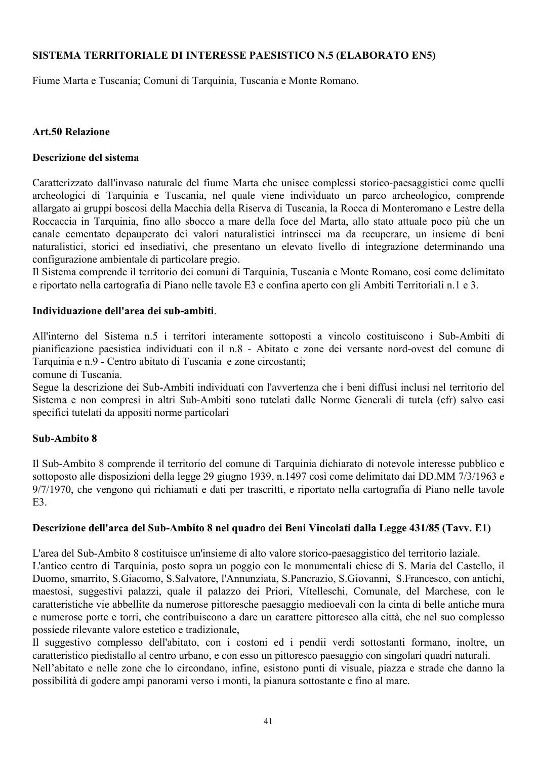**SISTEMA TERRITORIALE DI INTERESSE PAESISTICO N.5 (ELABORATO EN5)**

Fiume Marta e Tuscania; Comuni di Tarquinia, Tuscania e Monte Romano.

**Art.50 Relazione**

**Descrizione del sistema**

Caratterizzato dall'invaso naturale del fiume Marta che unisce complessi storico-paesaggistici come quelli archeologici di Tarquinia e Tuscania, nel quale viene individuato un parco archeologico, comprende allargato ai gruppi boscosi della Macchia della Riserva di Tuscania, la Rocca di Monteromano e Lestre della Roccaccia in Tarquinia, fino allo sbocco a mare della foce del Marta, allo stato attuale poco più che un canale cementato depauperato dei valori naturalistici intrinseci ma da recuperare, un insieme di beni naturalistici, storici ed insediativi, che presentano un elevato livello di integrazione determinando una configurazione ambientale di particolare pregio.
Il Sistema comprende il territorio dei comuni di Tarquinia, Tuscania e Monte Romano, così come delimitato e riportato nella cartografia di Piano nelle tavole E3 e confina aperto con gli Ambiti Territoriali n.1 e 3.

**Individuazione dell'area dei sub-ambiti**.

All'interno del Sistema n.5 i territori interamente sottoposti a vincolo costituiscono i Sub-Ambiti di pianificazione paesistica individuati con il n.8 - Abitato e zone dei versante nord-ovest del comune di Tarquinia e n.9 - Centro abitato di Tuscania e zone circostanti;
comune di Tuscania.
Segue la descrizione dei Sub-Ambiti individuati con l'avvertenza che i beni diffusi inclusi nel territorio del Sistema e non compresi in altri Sub-Ambiti sono tutelati dalle Norme Generali di tutela (cfr) salvo casi specifici tutelati da appositi norme particolari

**Sub-Ambito 8**

Il Sub-Ambito 8 comprende il territorio del comune di Tarquinia dichiarato di notevole interesse pubblico e sottoposto alle disposizioni della legge 29 giugno 1939, n.1497 così come delimitato dai DD.MM 7/3/1963 e 9/7/1970, che vengono quì richiamati e dati per trascritti, e riportato nella cartografia di Piano nelle tavole E3.

**Descrizione dell'arca del Sub-Ambito 8 nel quadro dei Beni Vincolati dalla Legge 431/85 (Tavv. E1)**

L'area del Sub-Ambito 8 costituisce un'insieme di alto valore storico-paesaggistico del territorio laziale.
L'antico centro di Tarquinia, posto sopra un poggio con le monumentali chiese di S. Maria del Castello, il Duomo, smarrito, S.Giacomo, S.Salvatore, l'Annunziata, S.Pancrazio, S.Giovanni, S.Francesco, con antichi, maestosi, suggestivi palazzi, quale il palazzo dei Priori, Vítelleschi, Comunale, del Marchese, con le caratteristiche vie abbellite da numerose pittoresche paesaggio medioevali con la cinta di belle antiche mura e numerose porte e torri, che contribuiscono a dare un carattere pittoresco alla città, che nel suo complesso possiede rilevante valore estetico e tradizionale,
Il suggestivo complesso dell'abitato, con i costoni ed i pendii verdi sottostanti formano, inoltre, un caratteristico piedistallo al centro urbano, e con esso un pittoresco paesaggio con singolari quadri naturali.
Nell'abitato e nelle zone che lo circondano, infine, esistono punti di visuale, piazza e strade che danno la possibilità di godere ampi panorami verso i monti, la pianura sottostante e fino al mare.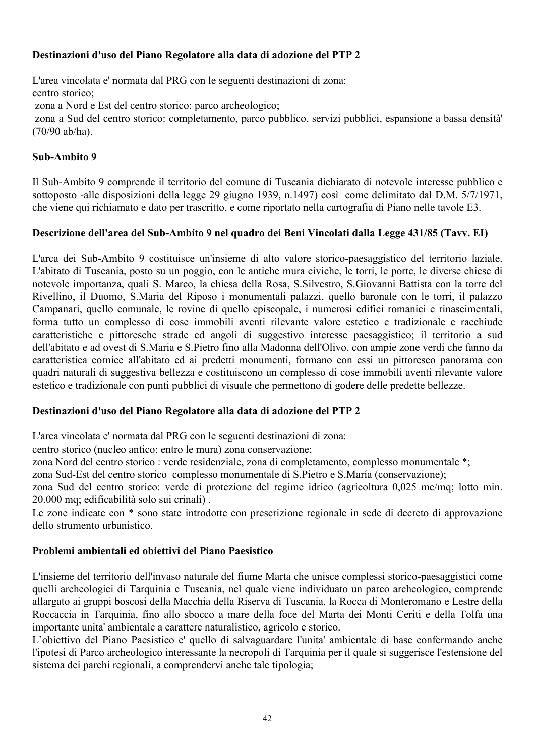**Destinazioni d'uso del Piano Regolatore alla data di adozione del PTP 2**

L'area vincolata e' normata dal PRG con le seguenti destinazioni di zona:
centro storico;
zona a Nord e Est del centro storico: parco archeologico;
zona a Sud del centro storico: completamento, parco pubblico, servizi pubblici, espansione a bassa densità' (70/90 ab/ha).

**Sub-Ambito 9**

Il Sub-Ambito 9 comprende il territorio del comune di Tuscania dichiarato di notevole interesse pubblico e sottoposto -alle disposizioni della legge 29 giugno 1939, n.1497) così come delimitato dal D.M. 5/7/1971, che viene qui richiamato e dato per trascritto, e come riportato nella cartografia di Piano nelle tavole E3.

**Descrizione dell'area del Sub-Ambíto 9 nel quadro dei Beni Vincolati dalla Legge 431/85 (Tavv. EI)**

L'arca dei Sub-Ambito 9 costituisce un'insieme di alto valore storico-paesaggistico del territorio laziale. L'abitato di Tuscania, posto su un poggio, con le antiche mura civiche, le torri, le porte, le diverse chiese di notevole importanza, quali S. Marco, la chiesa della Rosa, S.Silvestro, S.Giovanni Battista con la torre del Rivellino, il Duomo, S.Maria del Riposo i monumentali palazzi, quello baronale con le torri, il palazzo Campanari, quello comunale, le rovine di quello episcopale, i numerosi edifici romanici e rinascimentali, forma tutto un complesso di cose immobili aventi rilevante valore estetico e tradizionale e racchiude caratteristiche e pittoresche strade ed angoli di suggestivo interesse paesaggistico; il territorio a sud dell'abitato e ad ovest di S.Maria e S.Pietro fino alla Madonna dell'Olivo, con ampie zone verdi che fanno da caratteristica cornice all'abitato ed ai predetti monumenti, formano con essi un pittoresco panorama con quadri naturali di suggestiva bellezza e costituiscono un complesso di cose immobili aventi rilevante valore estetico e tradizionale con punti pubblici di visuale che permettono di godere delle predette bellezze.

**Destinazioni d'uso del Piano Regolatore alla data di adozione del PTP 2**

L'arca vincolata e' normata dal PRG con le seguenti destinazioni di zona:
centro storico (nucleo antico: entro le mura) zona conservazione;
zona Nord del centro storico : verde residenziale, zona di completamento, complesso monumentale *;
zona Sud-Est del centro storico complesso monumentale di S.Pietro e S.María (conservazione);
zona Sud del centro storico: verde di protezione del regime idrico (agricoltura 0,025 mc/mq; lotto min. 20.000 mq; edificabilità solo sui crinali) .
Le zone indicate con * sono state introdotte con prescrizione regionale in sede di decreto di approvazione dello strumento urbanistico.

**Problemi ambientali ed obiettivi del Piano Paesistico**

L'insieme del territorio dell'invaso naturale del fiume Marta che unisce complessi storico-paesaggistici come quelli archeologici di Tarquinia e Tuscania, nel quale viene individuato un parco archeologico, comprende allargato ai gruppi boscosi della Macchia della Riserva di Tuscania, la Rocca di Monteromano e Lestre della Roccaccia in Tarquinia, fino allo sbocco a mare della foce del Marta dei Monti Ceriti e della Tolfa una importante unita' ambientale a carattere naturalistico, agricolo e storico.
L'obiettivo del Piano Paesistico e' quello di salvaguardare l'unita' ambientale di base confermando anche l'ipotesi di Parco archeologico interessante la necropoli di Tarquinia per il quale si suggerisce l'estensione del sistema dei parchi regionali, a comprendervi anche tale tipologia;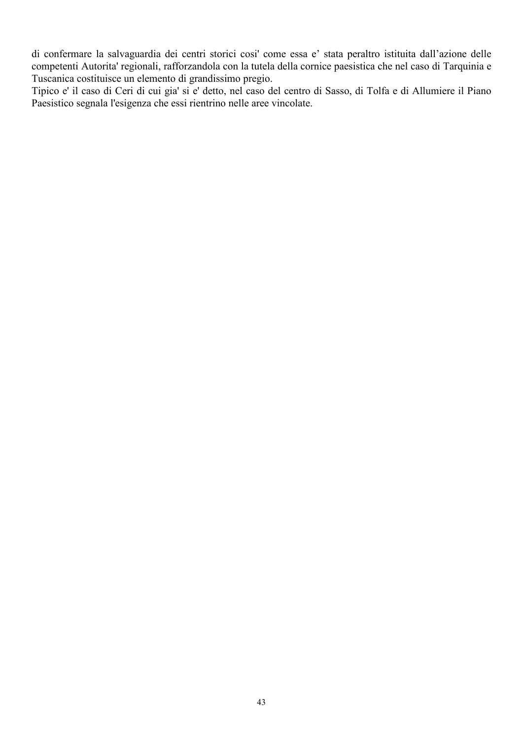di confermare la salvaguardia dei centri storici cosi' come essa e' stata peraltro istituita dall'azione delle competenti Autorita' regionali, rafforzandola con la tutela della cornice paesistica che nel caso di Tarquinia e Tuscanica costituisce un elemento di grandissimo pregio.

Tipico e' il caso di Ceri di cui gia' si e' detto, nel caso del centro di Sasso, di Tolfa e di Allumiere il Piano Paesistico segnala l'esigenza che essi rientrino nelle aree vincolate.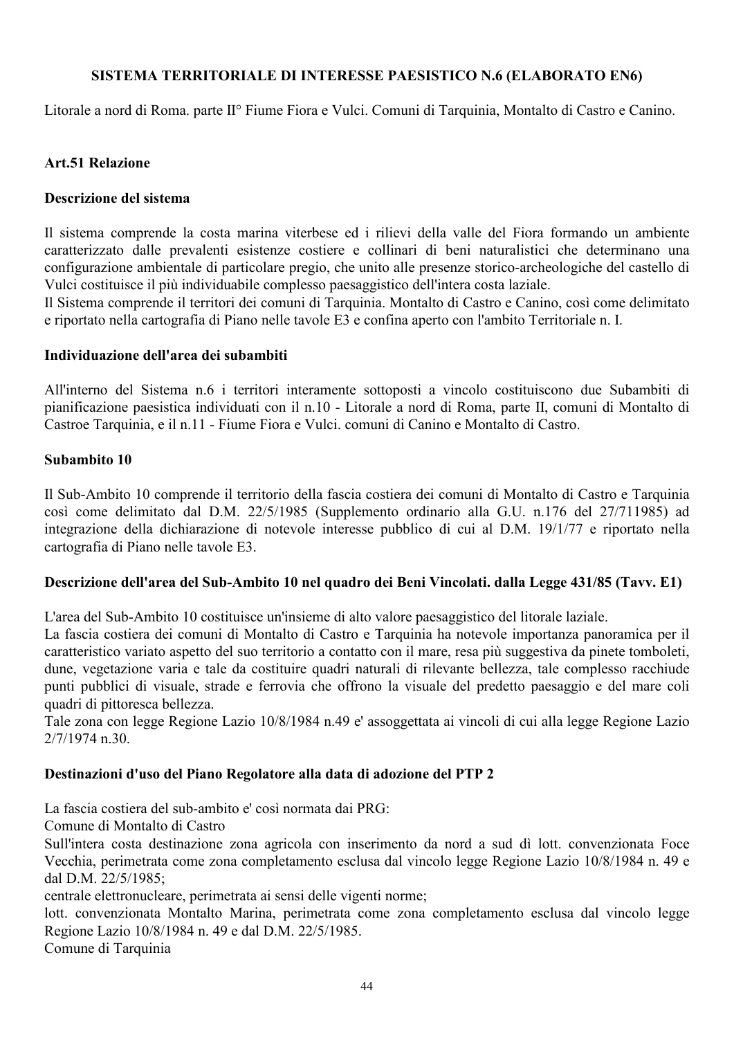**SISTEMA TERRITORIALE DI INTERESSE PAESISTICO N.6 (ELABORATO EN6)**

Litorale a nord di Roma. parte II° Fiume Fiora e Vulci. Comuni di Tarquinia, Montalto di Castro e Canino.

**Art.51 Relazione**

**Descrizione del sistema**

Il sistema comprende la costa marina viterbese ed i rilievi della valle del Fiora formando un ambiente caratterizzato dalle prevalenti esistenze costiere e collinari di beni naturalistici che determinano una configurazione ambientale di particolare pregio, che unito alle presenze storico-archeologiche del castello di Vulci costituisce il più individuabile complesso paesaggistico dell'intera costa laziale.
Il Sistema comprende il territori dei comuni di Tarquinia. Montalto di Castro e Canino, così come delimitato e riportato nella cartografia di Piano nelle tavole E3 e confina aperto con l'ambito Territoriale n. I.

**Individuazione dell'area dei subambiti**

All'interno del Sistema n.6 i territori interamente sottoposti a vincolo costituiscono due Subambiti di pianificazione paesistica individuati con il n.10 - Litorale a nord di Roma, parte II, comuni di Montalto di Castroe Tarquinia, e il n.11 - Fiume Fiora e Vulci. comuni di Canino e Montalto di Castro.

**Subambito 10**

Il Sub-Ambito 10 comprende il territorio della fascia costiera dei comuni di Montalto di Castro e Tarquinia così come delimitato dal D.M. 22/5/1985 (Supplemento ordinario alla G.U. n.176 del 27/711985) ad integrazione della dichiarazione di notevole interesse pubblico di cui al D.M. 19/1/77 e riportato nella cartografia di Piano nelle tavole E3.

**Descrizione dell'area del Sub-Ambito 10 nel quadro dei Beni Vincolati. dalla Legge 431/85 (Tavv. E1)**

L'area del Sub-Ambito 10 costituisce un'insieme di alto valore paesaggistico del litorale laziale.
La fascia costiera dei comuni di Montalto di Castro e Tarquinia ha notevole importanza panoramica per il caratteristico variato aspetto del suo territorio a contatto con il mare, resa più suggestiva da pinete tomboleti, dune, vegetazione varia e tale da costituire quadri naturali di rilevante bellezza, tale complesso racchiude punti pubblici di visuale, strade e ferrovia che offrono la visuale del predetto paesaggio e del mare coli quadri di pittoresca bellezza.
Tale zona con legge Regione Lazio 10/8/1984 n.49 e' assoggettata ai vincoli di cui alla legge Regione Lazio 2/7/1974 n.30.

**Destinazioni d'uso del Piano Regolatore alla data di adozione del PTP 2**

La fascia costiera del sub-ambito e' così normata dai PRG:
Comune di Montalto di Castro
Sull'intera costa destinazione zona agricola con inserimento da nord a sud dì lott. convenzionata Foce Vecchia, perimetrata come zona completamento esclusa dal vincolo legge Regione Lazio 10/8/1984 n. 49 e dal D.M. 22/5/1985;
centrale elettronucleare, perimetrata ai sensi delle vigenti norme;
lott. convenzionata Montalto Marina, perimetrata come zona completamento esclusa dal vincolo legge Regione Lazio 10/8/1984 n. 49 e dal D.M. 22/5/1985.
Comune di Tarquinia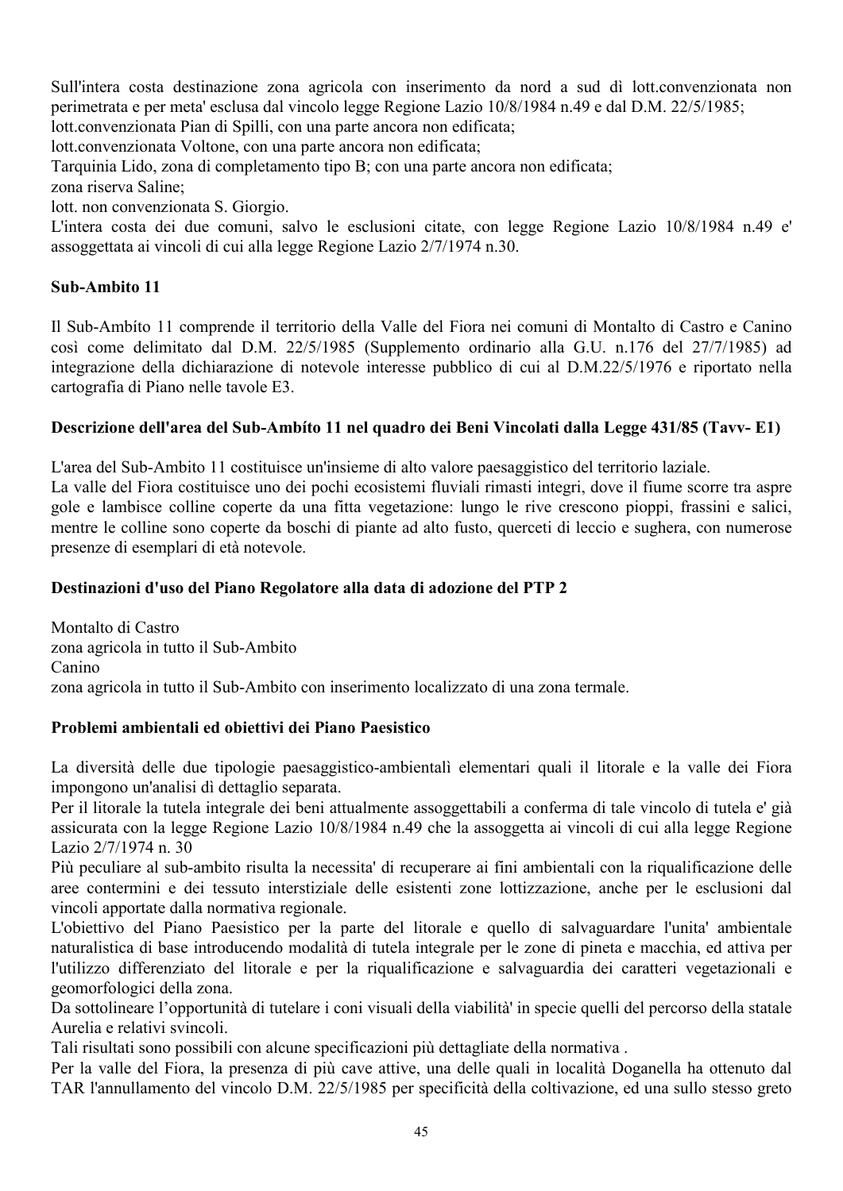Sull'intera costa destinazione zona agricola con inserimento da nord a sud dì lott.convenzionata non perimetrata e per meta' esclusa dal vincolo legge Regione Lazio 10/8/1984 n.49 e dal D.M. 22/5/1985;
lott.convenzionata Pian di Spilli, con una parte ancora non edificata;
lott.convenzionata Voltone, con una parte ancora non edificata;
Tarquinia Lido, zona di completamento tipo B; con una parte ancora non edificata;
zona riserva Saline;
lott. non convenzionata S. Giorgio.
L'intera costa dei due comuni, salvo le esclusioni citate, con legge Regione Lazio 10/8/1984 n.49 e' assoggettata ai vincoli di cui alla legge Regione Lazio 2/7/1974 n.30.

**Sub-Ambito 11**

Il Sub-Ambíto 11 comprende il territorio della Valle del Fiora nei comuni di Montalto di Castro e Canino così come delimitato dal D.M. 22/5/1985 (Supplemento ordinario alla G.U. n.176 del 27/7/1985) ad integrazione della dichiarazione di notevole interesse pubblico di cui al D.M.22/5/1976 e riportato nella cartografia di Piano nelle tavole E3.

**Descrizione dell'area del Sub-Ambíto 11 nel quadro dei Beni Vincolati dalla Legge 431/85 (Tavv- E1)**

L'area del Sub-Ambito 11 costituisce un'insieme di alto valore paesaggistico del territorio laziale.
La valle del Fiora costituisce uno dei pochi ecosistemi fluviali rimasti integri, dove il fiume scorre tra aspre gole e lambisce colline coperte da una fitta vegetazione: lungo le rive crescono pioppi, frassini e salici, mentre le colline sono coperte da boschi di piante ad alto fusto, querceti di leccio e sughera, con numerose presenze di esemplari di età notevole.

**Destinazioni d'uso del Piano Regolatore alla data di adozione del PTP 2**

Montalto di Castro
zona agricola in tutto il Sub-Ambito
Canino
zona agricola in tutto il Sub-Ambito con inserimento localizzato di una zona termale.

**Problemi ambientali ed obiettivi dei Piano Paesistico**

La diversità delle due tipologie paesaggistico-ambientalì elementari quali il litorale e la valle dei Fiora impongono un'analisi dì dettaglio separata.
Per il litorale la tutela integrale dei beni attualmente assoggettabili a conferma di tale vincolo di tutela e' già assicurata con la legge Regione Lazio 10/8/1984 n.49 che la assoggetta ai vincoli di cui alla legge Regione Lazio 2/7/1974 n. 30
Più peculiare al sub-ambito risulta la necessita' di recuperare ai fini ambientali con la riqualificazione delle aree contermini e dei tessuto interstiziale delle esistenti zone lottizzazione, anche per le esclusioni dal vincoli apportate dalla normativa regionale.
L'obiettivo del Piano Paesistico per la parte del litorale e quello di salvaguardare l'unita' ambientale naturalistica di base introducendo modalità di tutela integrale per le zone di pineta e macchia, ed attiva per l'utilizzo differenziato del litorale e per la riqualificazione e salvaguardia dei caratteri vegetazionali e geomorfologici della zona.
Da sottolineare l'opportunità di tutelare i coni visuali della viabilità' in specie quelli del percorso della statale Aurelia e relativi svincoli.
Tali risultati sono possibili con alcune specificazioni più dettagliate della normativa .
Per la valle del Fiora, la presenza di più cave attive, una delle quali in località Doganella ha ottenuto dal TAR l'annullamento del vincolo D.M. 22/5/1985 per specificità della coltivazione, ed una sullo stesso greto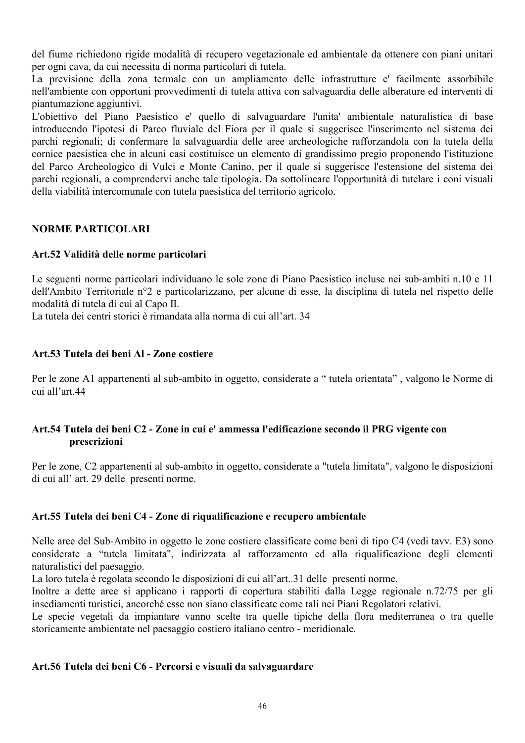del fiume richiedono rigide modalità di recupero vegetazionale ed ambientale da ottenere con piani unitari per ogni cava, da cui necessita di norma particolari di tutela.
La previsione della zona termale con un ampliamento delle infrastrutture e' facilmente assorbibile nell'ambiente con opportuni provvedimenti di tutela attiva con salvaguardia delle alberature ed interventi di piantumazione aggiuntivi.
L'obiettivo del Piano Paesistico e' quello di salvaguardare l'unita' ambientale naturalistica di base introducendo l'ipotesi di Parco fluviale del Fiora per il quale si suggerisce l'inserimento nel sistema dei parchi regionali; di confermare la salvaguardia delle aree archeologiche rafforzandola con la tutela della cornice paesistica che in alcuni casi costituisce un elemento di grandissimo pregio proponendo l'istituzione del Parco Archeologico di Vulci e Monte Canino, per il quale si suggerisce l'estensione del sistema dei parchi regionali, a comprendervi anche tale tipologia. Da sottolineare l'opportunità di tutelare i coni visuali della viabilità intercomunale con tutela paesistica del territorio agricolo.

## NORME PARTICOLARI

### Art.52 Validità delle norme particolari

Le seguenti norme particolari individuano le sole zone di Piano Paesistico incluse nei sub-ambiti n.10 e 11 dell'Ambito Territoriale n°2 e particolarizzano, per alcune di esse, la disciplina dì tutela nel rispetto delle modalità di tutela di cui al Capo II.
La tutela dei centri storici è rimandata alla norma di cui all'art. 34

### Art.53 Tutela dei beni Al - Zone costiere

Per le zone A1 appartenenti al sub-ambito in oggetto, considerate a " tutela orientata" , valgono le Norme di cui all'art.44

### Art.54 Tutela dei beni C2 - Zone in cui e' ammessa l'edificazione secondo il PRG vigente con prescrizioni

Per le zone, C2 appartenenti al sub-ambito in oggetto, considerate a "tutela limitata", valgono le disposizioni di cui all' art. 29 delle presenti norme.

### Art.55 Tutela dei beni C4 - Zone di riqualificazione e recupero ambientale

Nelle aree del Sub-Ambíto in oggetto le zone costiere classificate come beni di tipo C4 (vedi tavv. E3) sono considerate a "tutela limitata", indirizzata al rafforzamento ed alla riqualificazione degli elementi naturalistici del paesaggio.
La loro tutela è regolata secondo le disposizioni di cui all'art..31 delle presenti norme.
Inoltre a dette aree si applicano i rapporti di copertura stabiliti dalla Legge regionale n.72/75 per gli insediamenti turistici, ancorché esse non siano classificate come tali nei Piani Regolatori relativi.
Le specie vegetali da impiantare vanno scelte tra quelle tipiche della flora mediterranea o tra quelle storicamente ambientate nel paesaggio costiero italiano centro - meridionale.

### Art.56 Tutela dei beni C6 - Percorsi e visuali da salvaguardare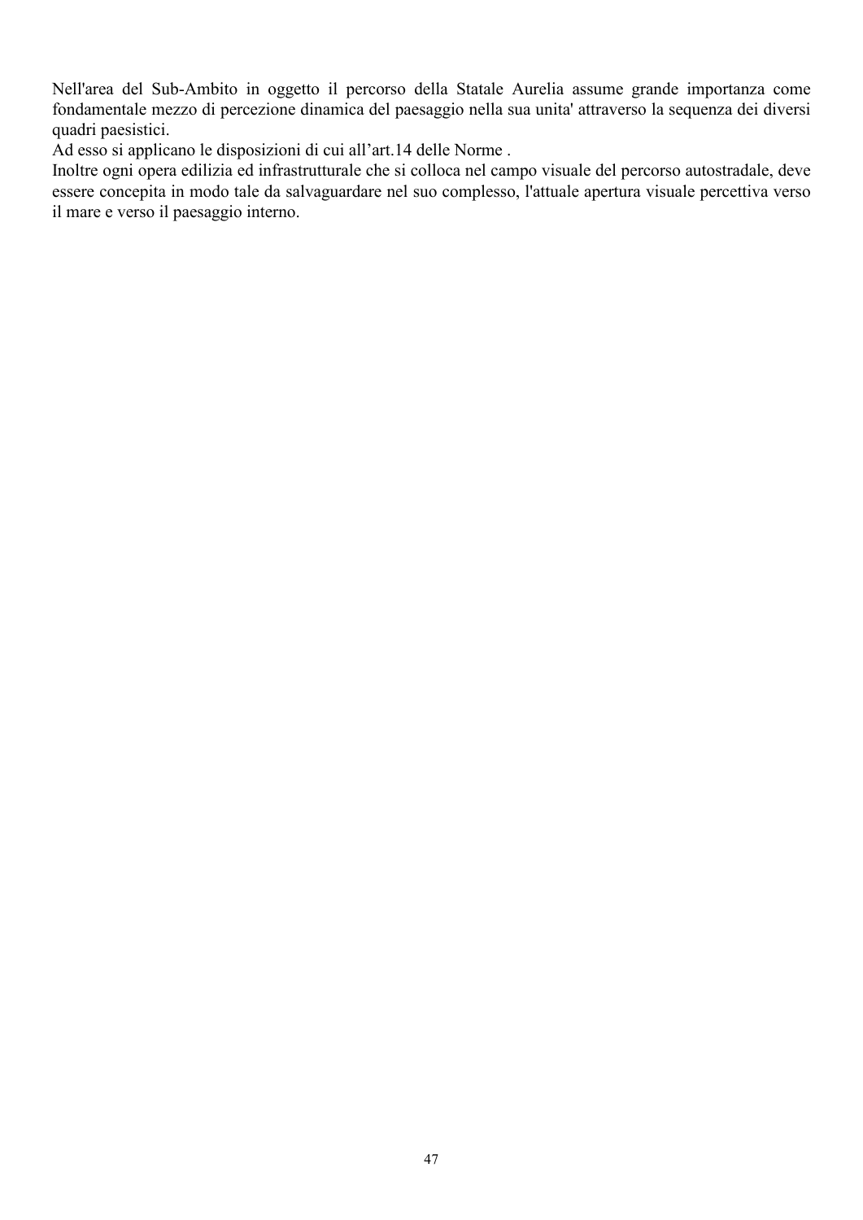Nell'area del Sub-Ambito in oggetto il percorso della Statale Aurelia assume grande importanza come fondamentale mezzo di percezione dinamica del paesaggio nella sua unita' attraverso la sequenza dei diversi quadri paesistici.
Ad esso si applicano le disposizioni di cui all'art.14 delle Norme .
Inoltre ogni opera edilizia ed infrastrutturale che si colloca nel campo visuale del percorso autostradale, deve essere concepita in modo tale da salvaguardare nel suo complesso, l'attuale apertura visuale percettiva verso il mare e verso il paesaggio interno.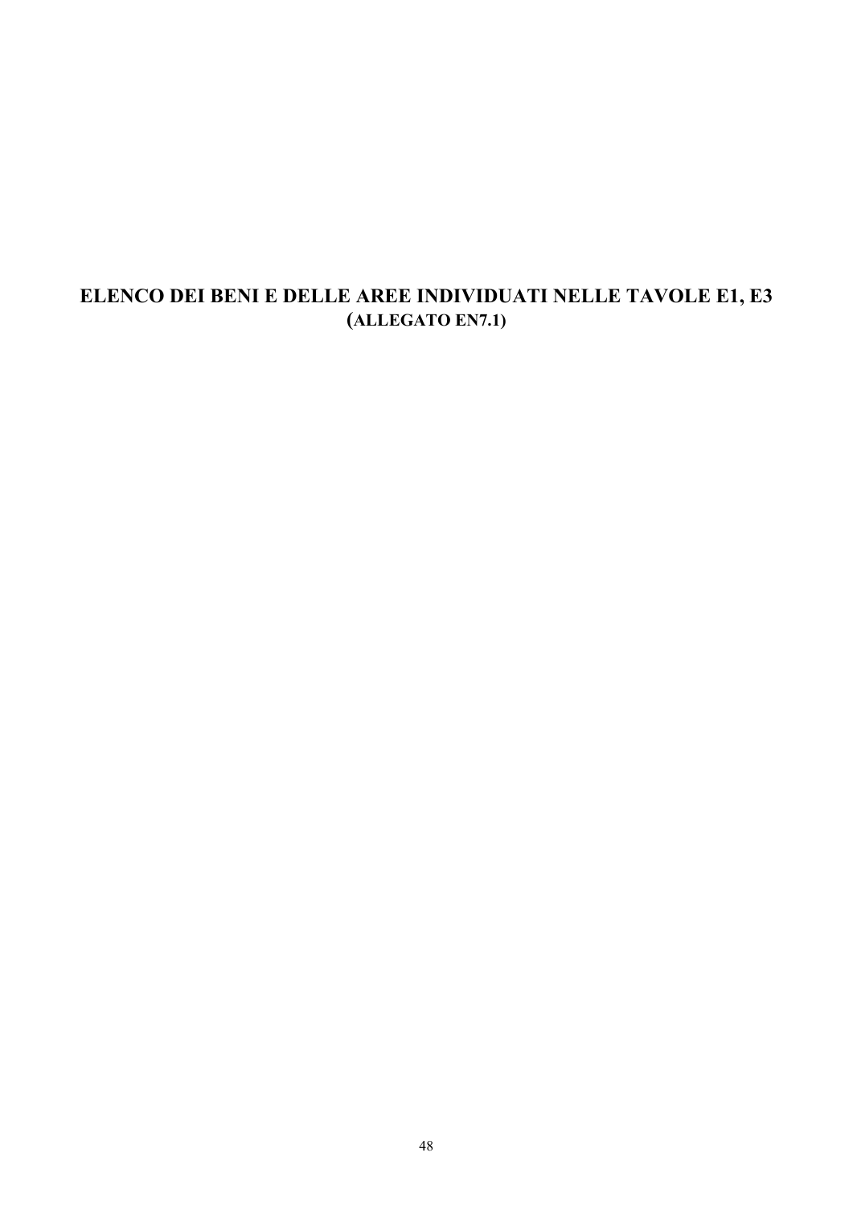# ELENCO DEI BENI E DELLE AREE INDIVIDUATI NELLE TAVOLE E1, E3
## (ALLEGATO EN7.1)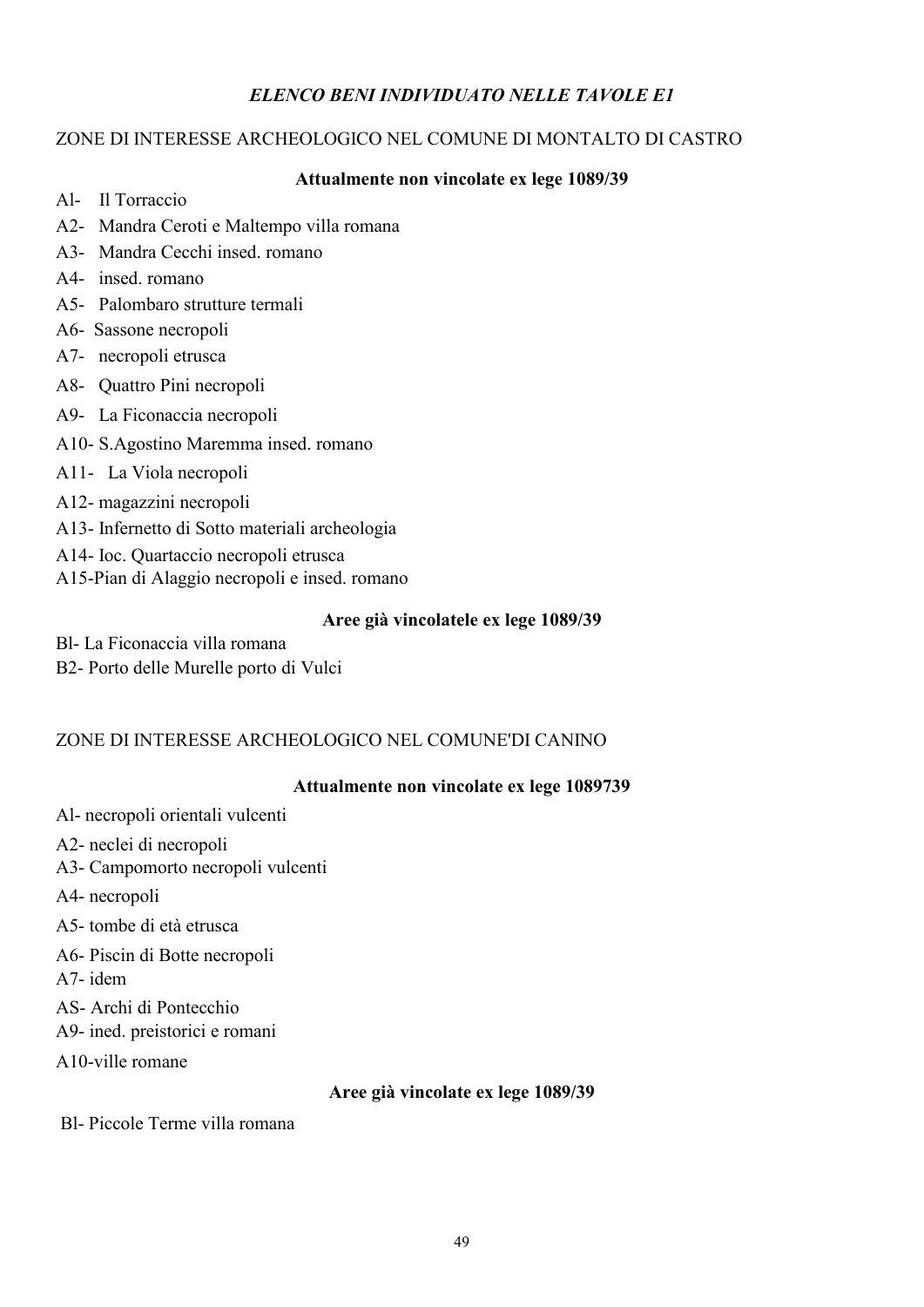### *ELENCO BENI INDIVIDUATO NELLE TAVOLE E1*

ZONE DI INTERESSE ARCHEOLOGICO NEL COMUNE DI MONTALTO DI CASTRO

**Attualmente non vincolate ex lege 1089/39**

Al- Il Torraccio
A2- Mandra Ceroti e Maltempo villa romana
A3- Mandra Cecchi insed. romano
A4- insed. romano
A5- Palombaro strutture termali
A6- Sassone necropoli
A7- necropoli etrusca
A8- Quattro Pini necropoli
A9- La Ficonaccia necropoli
A10- S.Agostino Maremma insed. romano
A11- La Viola necropoli
A12- magazzini necropoli
A13- Infernetto di Sotto materiali archeologia
A14- Ioc. Quartaccio necropoli etrusca
A15-Pian di Alaggio necropoli e insed. romano

**Aree già vincolatele ex lege 1089/39**

Bl- La Ficonaccia villa romana
B2- Porto delle Murelle porto di Vulci

ZONE DI INTERESSE ARCHEOLOGICO NEL COMUNE'DI CANINO

**Attualmente non vincolate ex lege 1089739**

Al- necropoli orientali vulcenti
A2- neclei di necropoli
A3- Campomorto necropoli vulcenti
A4- necropoli
A5- tombe di età etrusca
A6- Piscin di Botte necropoli
A7- idem
AS- Archi di Pontecchio
A9- ined. preistorici e romani
A10-ville romane

**Aree già vincolate ex lege 1089/39**

Bl- Piccole Terme villa romana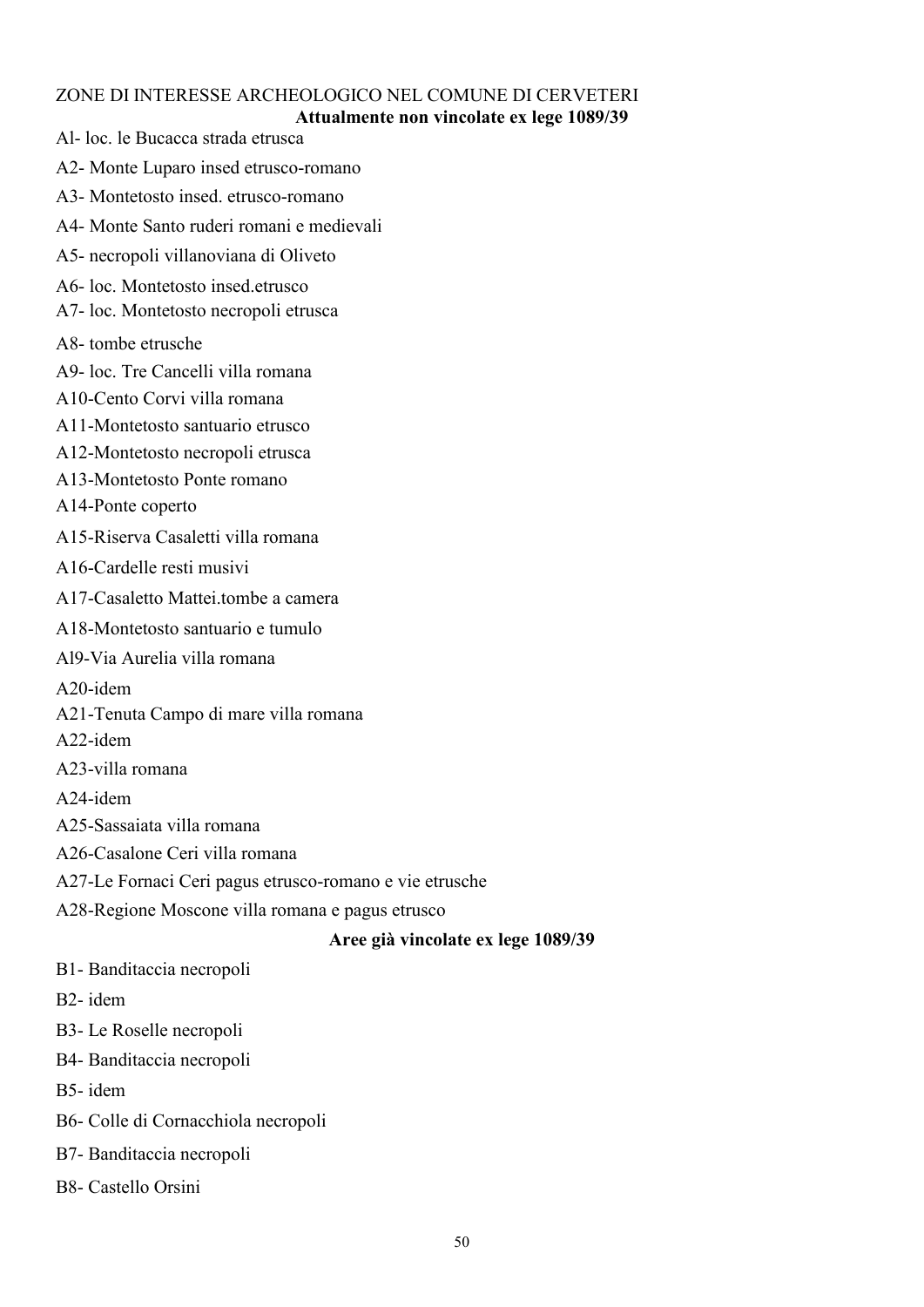ZONE DI INTERESSE ARCHEOLOGICO NEL COMUNE DI CERVETERI

**Attualmente non vincolate ex lege 1089/39**

Al- loc. le Bucacca strada etrusca

A2- Monte Luparo insed etrusco-romano

A3- Montetosto insed. etrusco-romano

A4- Monte Santo ruderi romani e medievali

A5- necropoli villanoviana di Oliveto

A6- loc. Montetosto insed.etrusco

A7- loc. Montetosto necropoli etrusca

A8- tombe etrusche

A9- loc. Tre Cancelli villa romana

A10-Cento Corvi villa romana

A11-Montetosto santuario etrusco

A12-Montetosto necropoli etrusca

A13-Montetosto Ponte romano

A14-Ponte coperto

A15-Riserva Casaletti villa romana

A16-Cardelle resti musivi

A17-Casaletto Mattei.tombe a camera

A18-Montetosto santuario e tumulo

Al9-Via Aurelia villa romana

A20-idem

A21-Tenuta Campo di mare villa romana

A22-idem

A23-villa romana

A24-idem

A25-Sassaiata villa romana

A26-Casalone Ceri villa romana

A27-Le Fornaci Ceri pagus etrusco-romano e vie etrusche

A28-Regione Moscone villa romana e pagus etrusco

**Aree già vincolate ex lege 1089/39**

B1- Banditaccia necropoli

B2- idem

B3- Le Roselle necropoli

B4- Banditaccia necropoli

B5- idem

B6- Colle di Cornacchiola necropoli

B7- Banditaccia necropoli

B8- Castello Orsini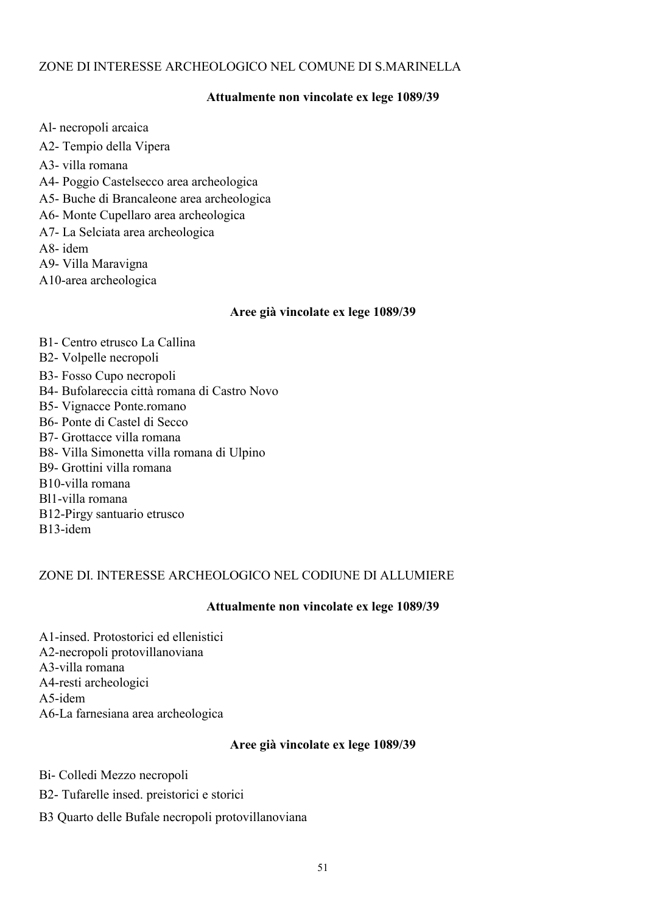ZONE DI INTERESSE ARCHEOLOGICO NEL COMUNE DI S.MARINELLA

**Attualmente non vincolate ex lege 1089/39**

Al- necropoli arcaica
A2- Tempio della Vipera
A3- villa romana
A4- Poggio Castelsecco area archeologica
A5- Buche di Brancaleone area archeologica
A6- Monte Cupellaro area archeologica
A7- La Selciata area archeologica
A8- idem
A9- Villa Maravigna
A10-area archeologica

**Aree già vincolate ex lege 1089/39**

B1- Centro etrusco La Callina
B2- Volpelle necropoli
B3- Fosso Cupo necropoli
B4- Bufolareccia città romana di Castro Novo
B5- Vignacce Ponte.romano
B6- Ponte di Castel di Secco
B7- Grottacce villa romana
B8- Villa Simonetta villa romana di Ulpino
B9- Grottini villa romana
B10-villa romana
Bl1-villa romana
B12-Pirgy santuario etrusco
B13-idem

ZONE DI. INTERESSE ARCHEOLOGICO NEL CODIUNE DI ALLUMIERE

**Attualmente non vincolate ex lege 1089/39**

A1-insed. Protostorici ed ellenistici
A2-necropoli protovillanoviana
A3-villa romana
A4-resti archeologici
A5-idem
A6-La farnesiana area archeologica

**Aree già vincolate ex lege 1089/39**

Bi- Colledi Mezzo necropoli
B2- Tufarelle insed. preistorici e storici
B3 Quarto delle Bufale necropoli protovillanoviana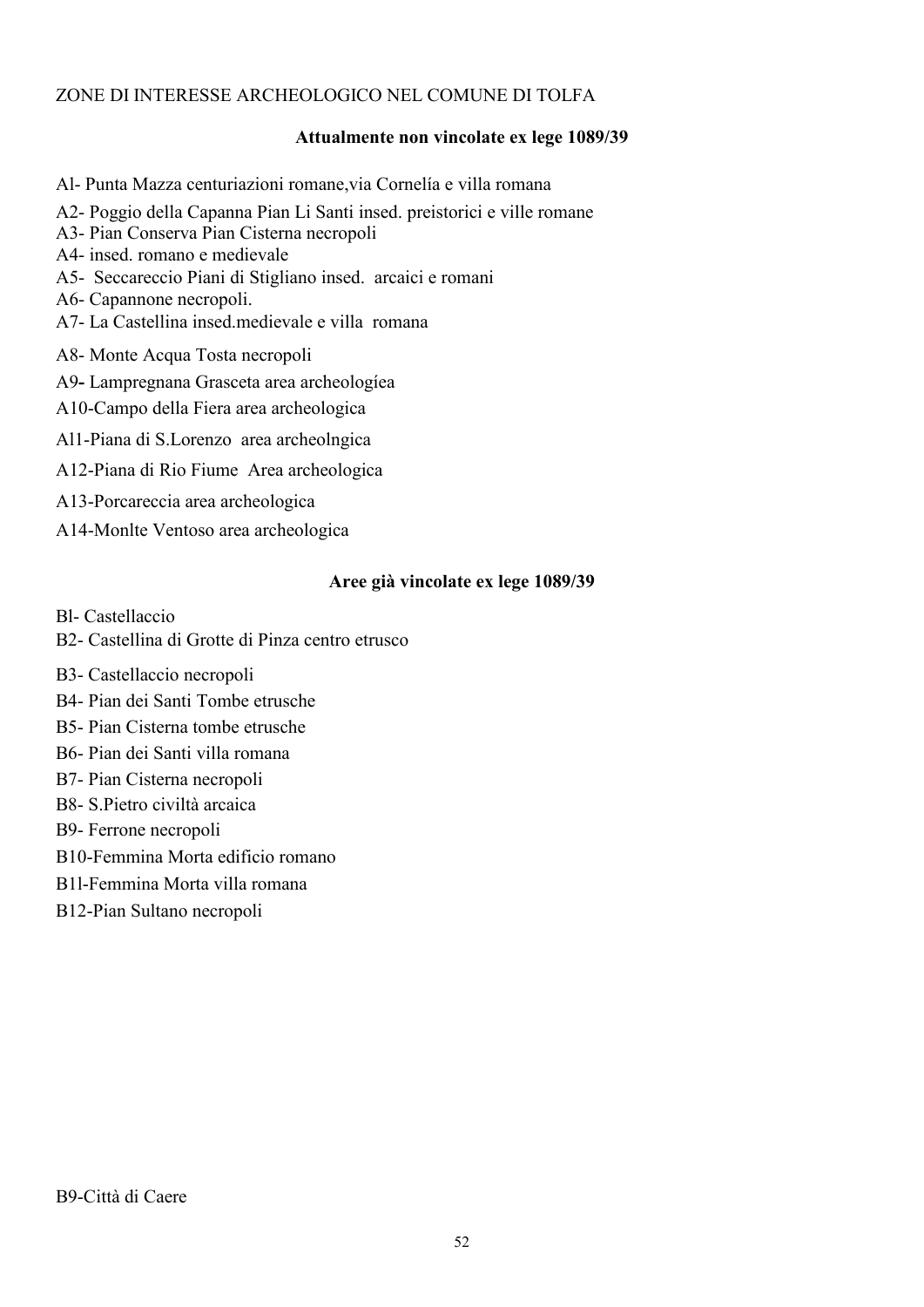ZONE DI INTERESSE ARCHEOLOGICO NEL COMUNE DI TOLFA

**Attualmente non vincolate ex lege 1089/39**

Al- Punta Mazza centuriazioni romane,via Cornelía e villa romana

A2- Poggio della Capanna Pian Li Santi insed. preistorici e ville romane
A3- Pian Conserva Pian Cisterna necropoli
A4- insed. romano e medievale
A5- Seccareccio Piani di Stigliano insed. arcaici e romani
A6- Capannone necropoli.
A7- La Castellina insed.medievale e villa romana

A8- Monte Acqua Tosta necropoli

A9- Lampregnana Grasceta area archeologíea

A10-Campo della Fiera area archeologica

Al1-Piana di S.Lorenzo area archeolngica

A12-Piana di Rio Fiume Area archeologica

A13-Porcareccia area archeologica

A14-Monlte Ventoso area archeologica

**Aree già vincolate ex lege 1089/39**

Bl- Castellaccio
B2- Castellina di Grotte di Pinza centro etrusco

B3- Castellaccio necropoli
B4- Pian dei Santi Tombe etrusche
B5- Pian Cisterna tombe etrusche
B6- Pian dei Santi villa romana
B7- Pian Cisterna necropoli
B8- S.Pietro civiltà arcaica
B9- Ferrone necropoli
B10-Femmina Morta edificio romano
B1l-Femmina Morta villa romana
B12-Pian Sultano necropoli

B9-Città di Caere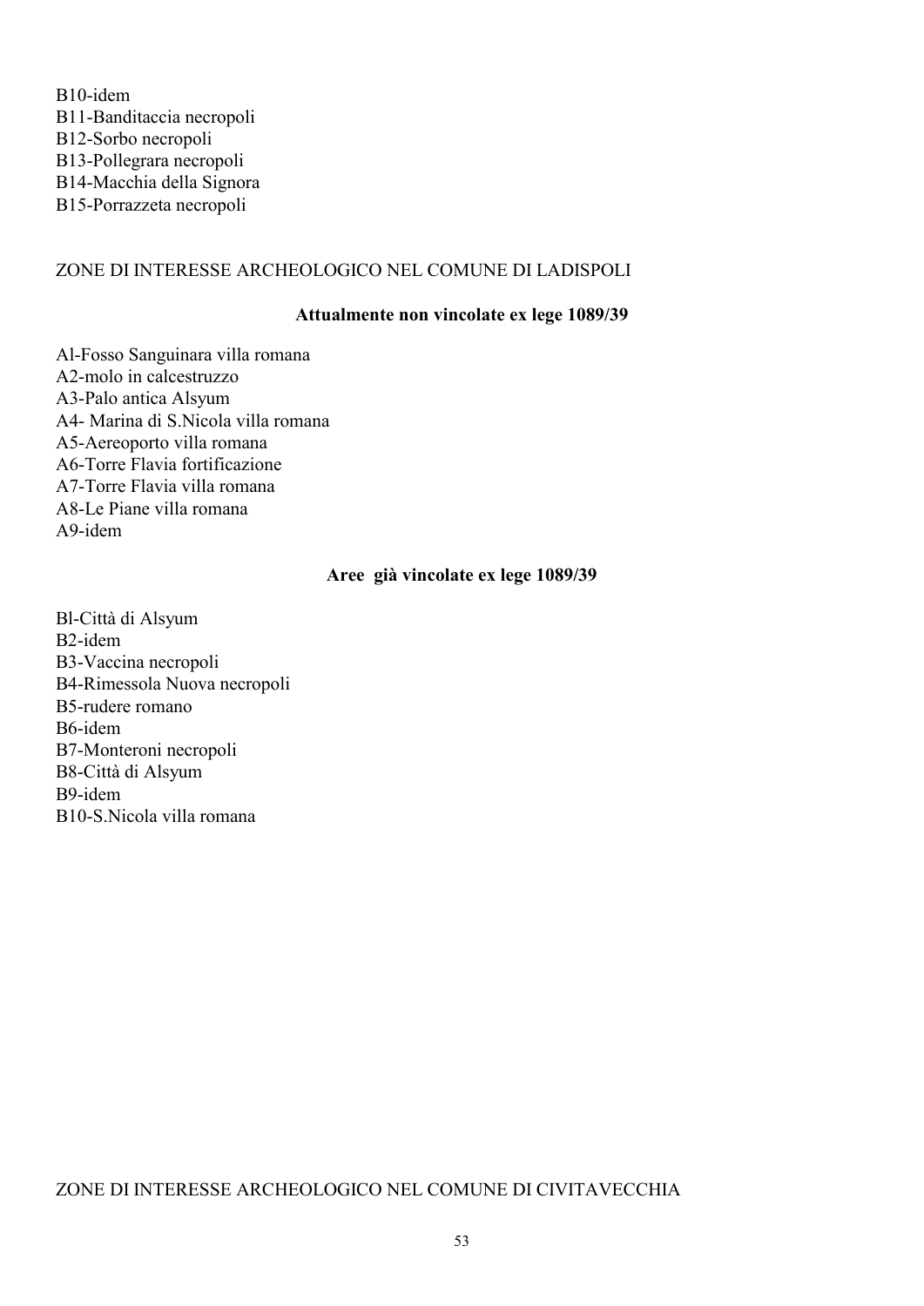B10-idem
B11-Banditaccia necropoli
B12-Sorbo necropoli
B13-Pollegrara necropoli
B14-Macchia della Signora
B15-Porrazzeta necropoli

ZONE DI INTERESSE ARCHEOLOGICO NEL COMUNE DI LADISPOLI

**Attualmente non vincolate ex lege 1089/39**

Al-Fosso Sanguinara villa romana
A2-molo in calcestruzzo
A3-Palo antica Alsyum
A4- Marina di S.Nicola villa romana
A5-Aereoporto villa romana
A6-Torre Flavia fortificazione
A7-Torre Flavia villa romana
A8-Le Piane villa romana
A9-idem

**Aree già vincolate ex lege 1089/39**

Bl-Città di Alsyum
B2-idem
B3-Vaccina necropoli
B4-Rimessola Nuova necropoli
B5-rudere romano
B6-idem
B7-Monteroni necropoli
B8-Città di Alsyum
B9-idem
B10-S.Nicola villa romana

ZONE DI INTERESSE ARCHEOLOGICO NEL COMUNE DI CIVITAVECCHIA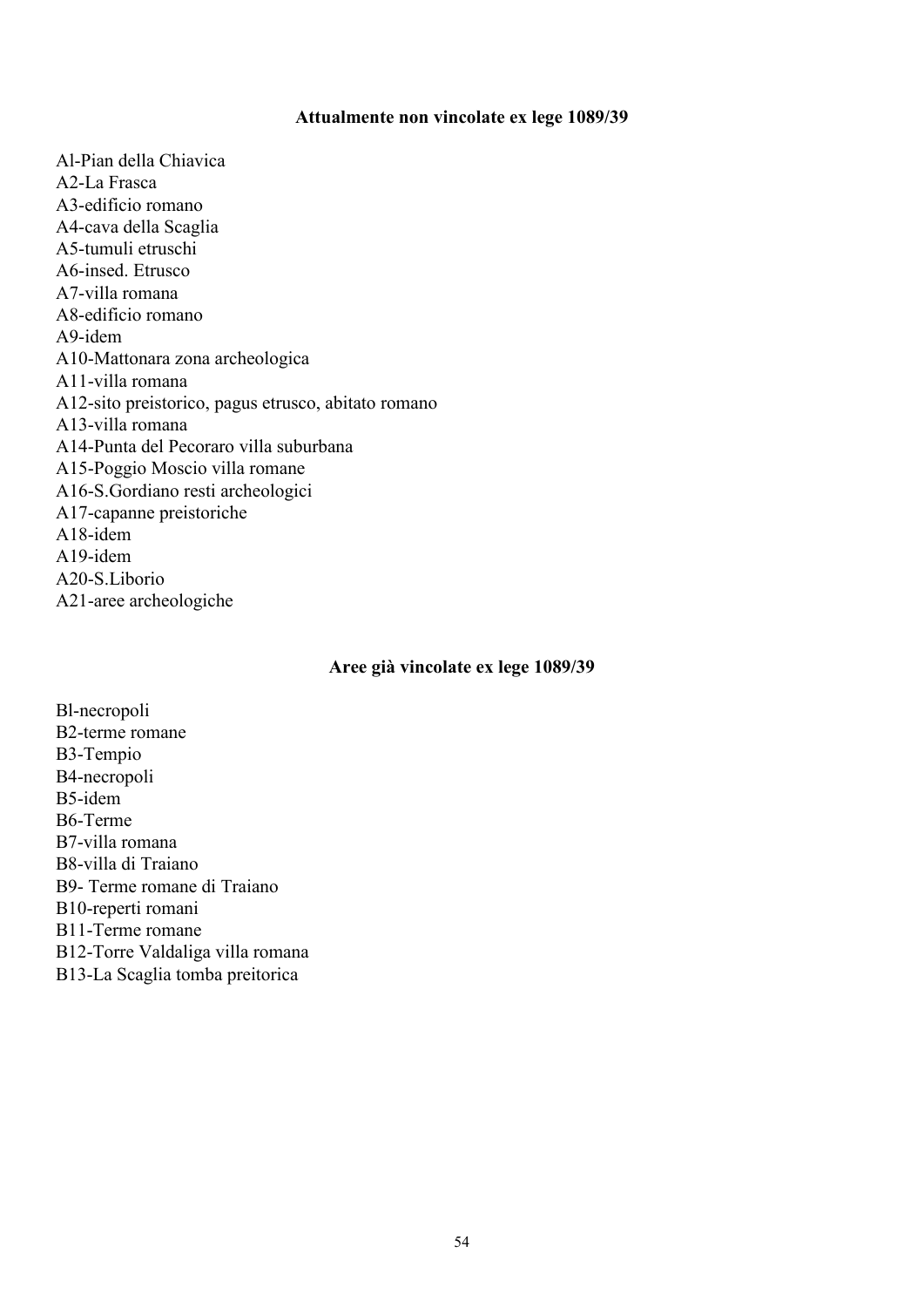**Attualmente non vincolate ex lege 1089/39**

Al-Pian della Chiavica
A2-La Frasca
A3-edificio romano
A4-cava della Scaglia
A5-tumuli etruschi
A6-insed. Etrusco
A7-villa romana
A8-edificio romano
A9-idem
A10-Mattonara zona archeologica
A11-villa romana
A12-sito preistorico, pagus etrusco, abitato romano
A13-villa romana
A14-Punta del Pecoraro villa suburbana
A15-Poggio Moscio villa romane
A16-S.Gordiano resti archeologici
A17-capanne preistoriche
A18-idem
A19-idem
A20-S.Liborio
A21-aree archeologiche

**Aree già vincolate ex lege 1089/39**

Bl-necropoli
B2-terme romane
B3-Tempio
B4-necropoli
B5-idem
B6-Terme
B7-villa romana
B8-villa di Traiano
B9- Terme romane di Traiano
B10-reperti romani
B11-Terme romane
B12-Torre Valdaliga villa romana
B13-La Scaglia tomba preitorica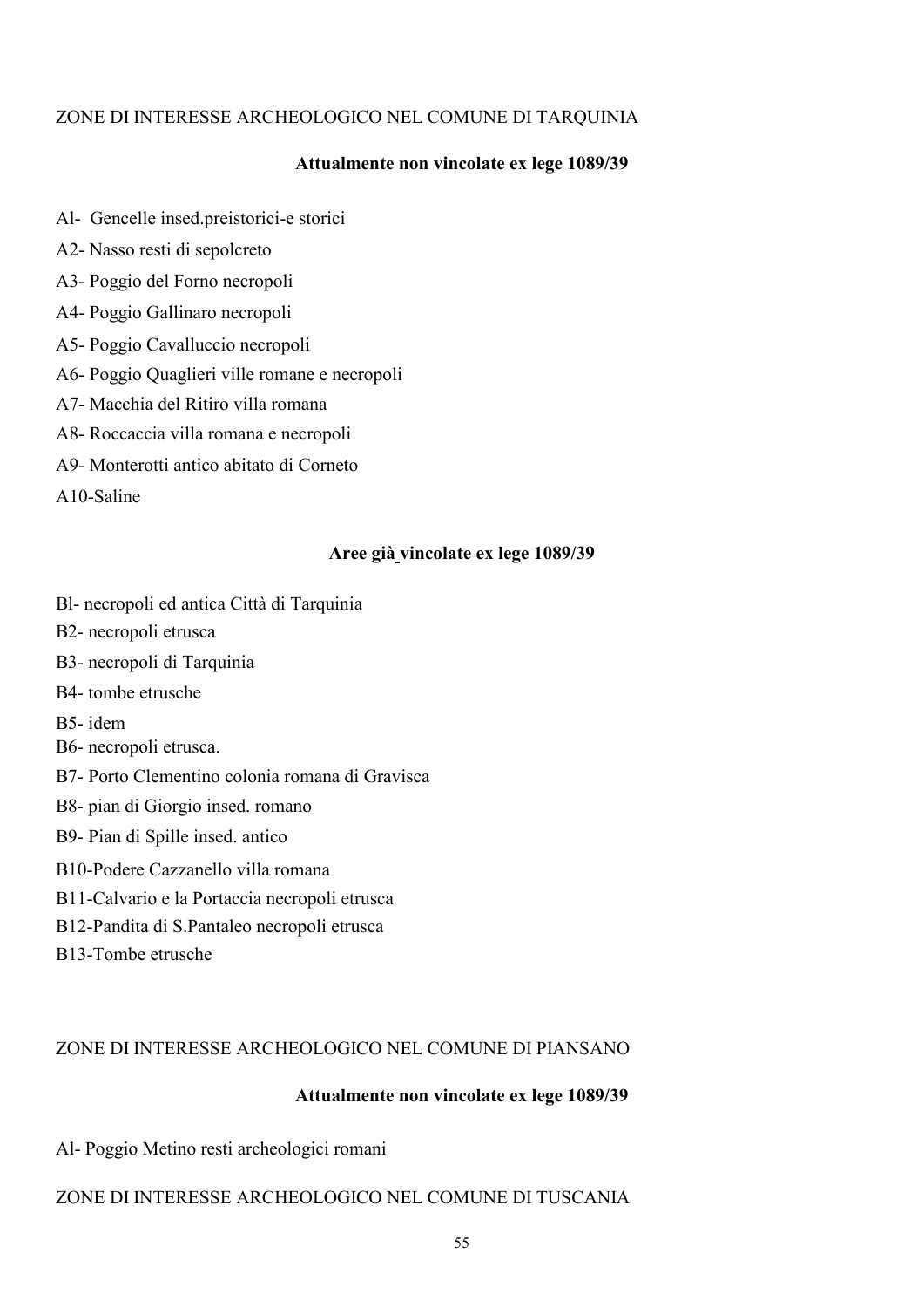ZONE DI INTERESSE ARCHEOLOGICO NEL COMUNE DI TARQUINIA

**Attualmente non vincolate ex lege 1089/39**

Al- Gencelle insed.preistorici-e storici

A2- Nasso resti di sepolcreto

A3- Poggio del Forno necropoli

A4- Poggio Gallinaro necropoli

A5- Poggio Cavalluccio necropoli

A6- Poggio Quaglieri ville romane e necropoli

A7- Macchia del Ritiro villa romana

A8- Roccaccia villa romana e necropoli

A9- Monterotti antico abitato di Corneto

A10-Saline

**Aree già vincolate ex lege 1089/39**

Bl- necropoli ed antica Città di Tarquinia

B2- necropoli etrusca

B3- necropoli di Tarquinia

B4- tombe etrusche

B5- idem

B6- necropoli etrusca.

B7- Porto Clementino colonia romana di Gravisca

B8- pian di Giorgio insed. romano

B9- Pian di Spille insed. antico

B10-Podere Cazzanello villa romana

B11-Calvario e la Portaccia necropoli etrusca

B12-Pandita di S.Pantaleo necropoli etrusca

B13-Tombe etrusche

ZONE DI INTERESSE ARCHEOLOGICO NEL COMUNE DI PIANSANO

**Attualmente non vincolate ex lege 1089/39**

Al- Poggio Metino resti archeologici romani

ZONE DI INTERESSE ARCHEOLOGICO NEL COMUNE DI TUSCANIA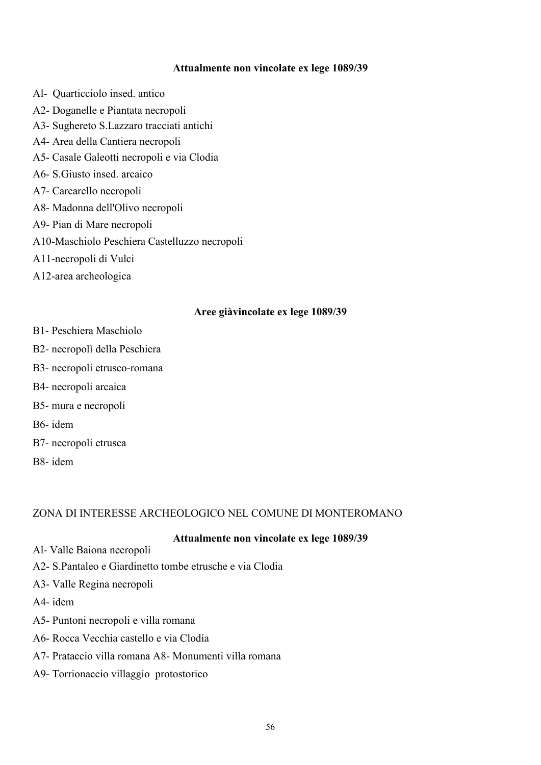**Attualmente non vincolate ex lege 1089/39**

Al- Quarticciolo insed. antico

A2- Doganelle e Piantata necropoli

A3- Sughereto S.Lazzaro tracciati antichi

A4- Area della Cantiera necropoli

A5- Casale Galeotti necropoli e via Clodia

A6- S.Giusto insed. arcaico

A7- Carcarello necropoli

A8- Madonna dell'Olivo necropoli

A9- Pian di Mare necropoli

A10-Maschiolo Peschiera Castelluzzo necropoli

A11-necropoli di Vulci

A12-area archeologica

**Aree giàvincolate ex lege 1089/39**

B1- Peschiera Maschiolo

B2- necropolì della Peschiera

B3- necropoli etrusco-romana

B4- necropoli arcaica

B5- mura e necropoli

B6- idem

B7- necropoli etrusca

B8- idem

ZONA DI INTERESSE ARCHEOLOGICO NEL COMUNE DI MONTEROMANO

**Attualmente non vincolate ex lege 1089/39**

Al- Valle Baiona necropoli

A2- S.Pantaleo e Giardinetto tombe etrusche e via Clodia

A3- Valle Regina necropoli

A4- idem

A5- Puntoni necropoli e villa romana

A6- Rocca Vecchia castello e via Clodía

A7- Prataccio villa romana A8- Monumenti villa romana

A9- Torrionaccio villaggio protostorico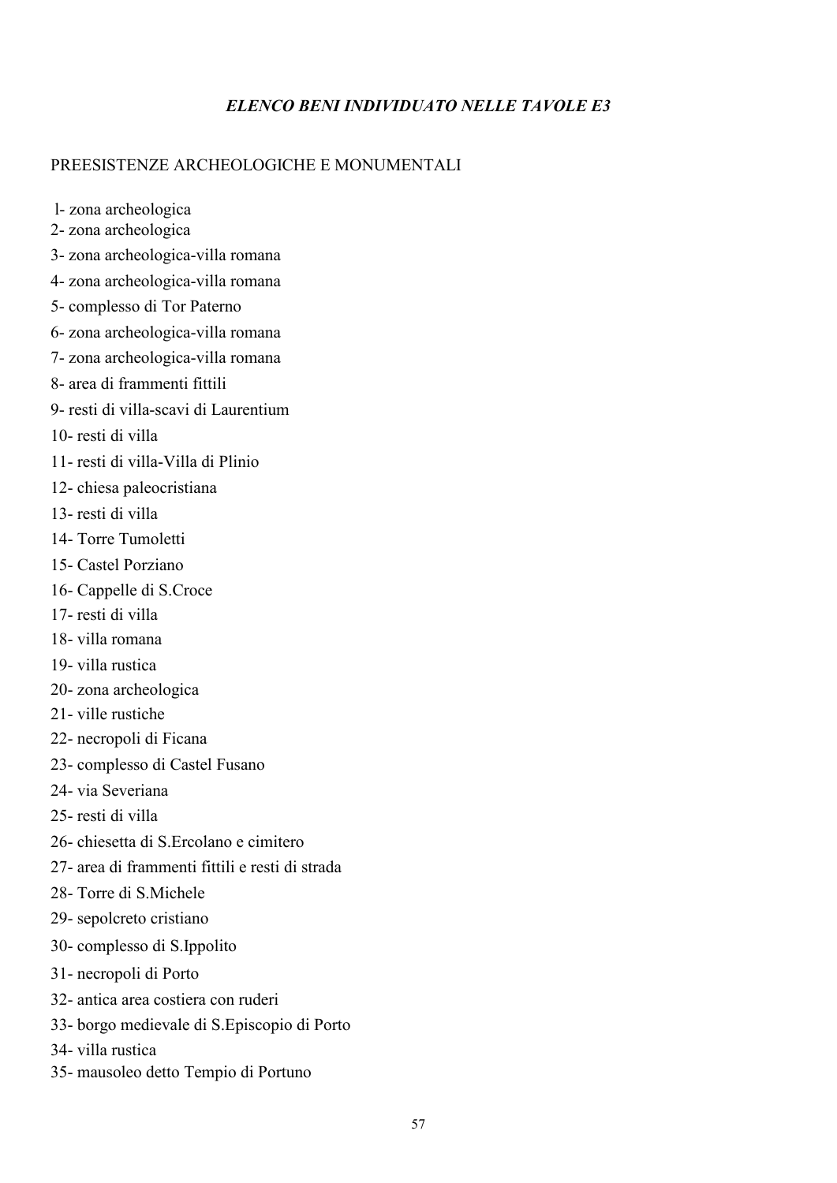## *ELENCO BENI INDIVIDUATO NELLE TAVOLE E3*

PREESISTENZE ARCHEOLOGICHE E MONUMENTALI

l- zona archeologica
2- zona archeologica
3- zona archeologica-villa romana
4- zona archeologica-villa romana
5- complesso di Tor Paterno
6- zona archeologica-villa romana
7- zona archeologica-villa romana
8- area di frammenti fittili
9- resti di villa-scavi di Laurentium
10- resti di villa
11- resti di villa-Villa di Plinio
12- chiesa paleocristiana
13- resti di villa
14- Torre Tumoletti
15- Castel Porziano
16- Cappelle di S.Croce
17- resti di villa
18- villa romana
19- villa rustica
20- zona archeologica
21- ville rustiche
22- necropoli di Ficana
23- complesso di Castel Fusano
24- via Severiana
25- resti di villa
26- chiesetta di S.Ercolano e cimitero
27- area di frammenti fittili e resti di strada
28- Torre di S.Michele
29- sepolcreto cristiano
30- complesso di S.Ippolito
31- necropoli di Porto
32- antica area costiera con ruderi
33- borgo medievale di S.Episcopio di Porto
34- villa rustica
35- mausoleo detto Tempio di Portuno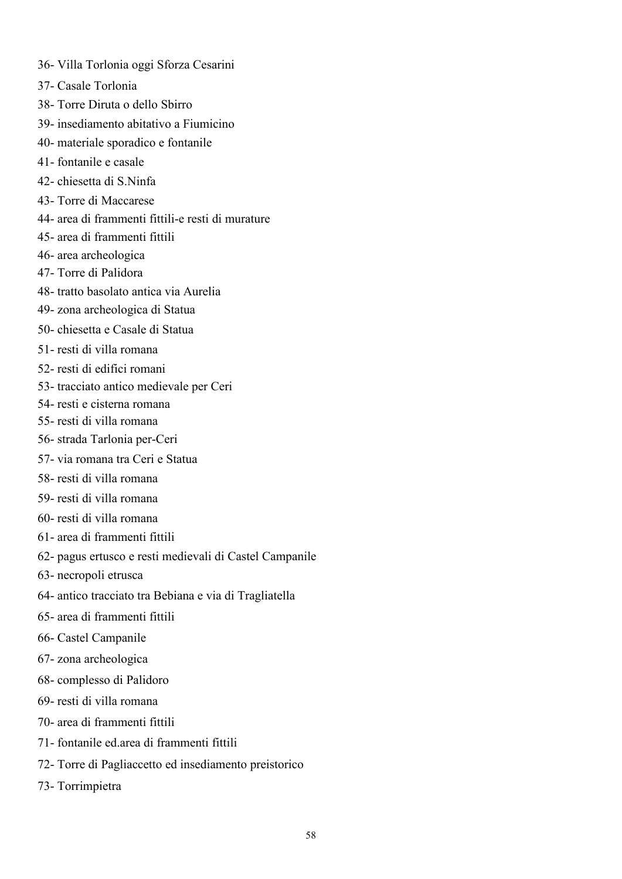36- Villa Torlonia oggi Sforza Cesarini

37- Casale Torlonia

38- Torre Diruta o dello Sbirro

39- insediamento abitativo a Fiumicino

40- materiale sporadico e fontanile

41- fontanile e casale

42- chiesetta di S.Ninfa

43- Torre di Maccarese

44- area di frammenti fittili-e resti di murature

45- area di frammenti fittili

46- area archeologica

47- Torre di Palidora

48- tratto basolato antica via Aurelia

49- zona archeologica di Statua

50- chiesetta e Casale di Statua

51- resti di villa romana

52- resti di edifici romani

53- tracciato antico medievale per Ceri

54- resti e cisterna romana

55- resti di villa romana

56- strada Tarlonia per-Ceri

57- via romana tra Ceri e Statua

58- resti di villa romana

59- resti di villa romana

60- resti di villa romana

61- area di frammenti fittili

62- pagus ertusco e resti medievali di Castel Campanile

63- necropoli etrusca

64- antico tracciato tra Bebiana e via di Tragliatella

65- area di frammenti fittili

66- Castel Campanile

67- zona archeologica

68- complesso di Palidoro

69- resti di villa romana

70- area di frammenti fittili

71- fontanile ed.area di frammenti fittili

72- Torre di Pagliaccetto ed insediamento preistorico

73- Torrimpietra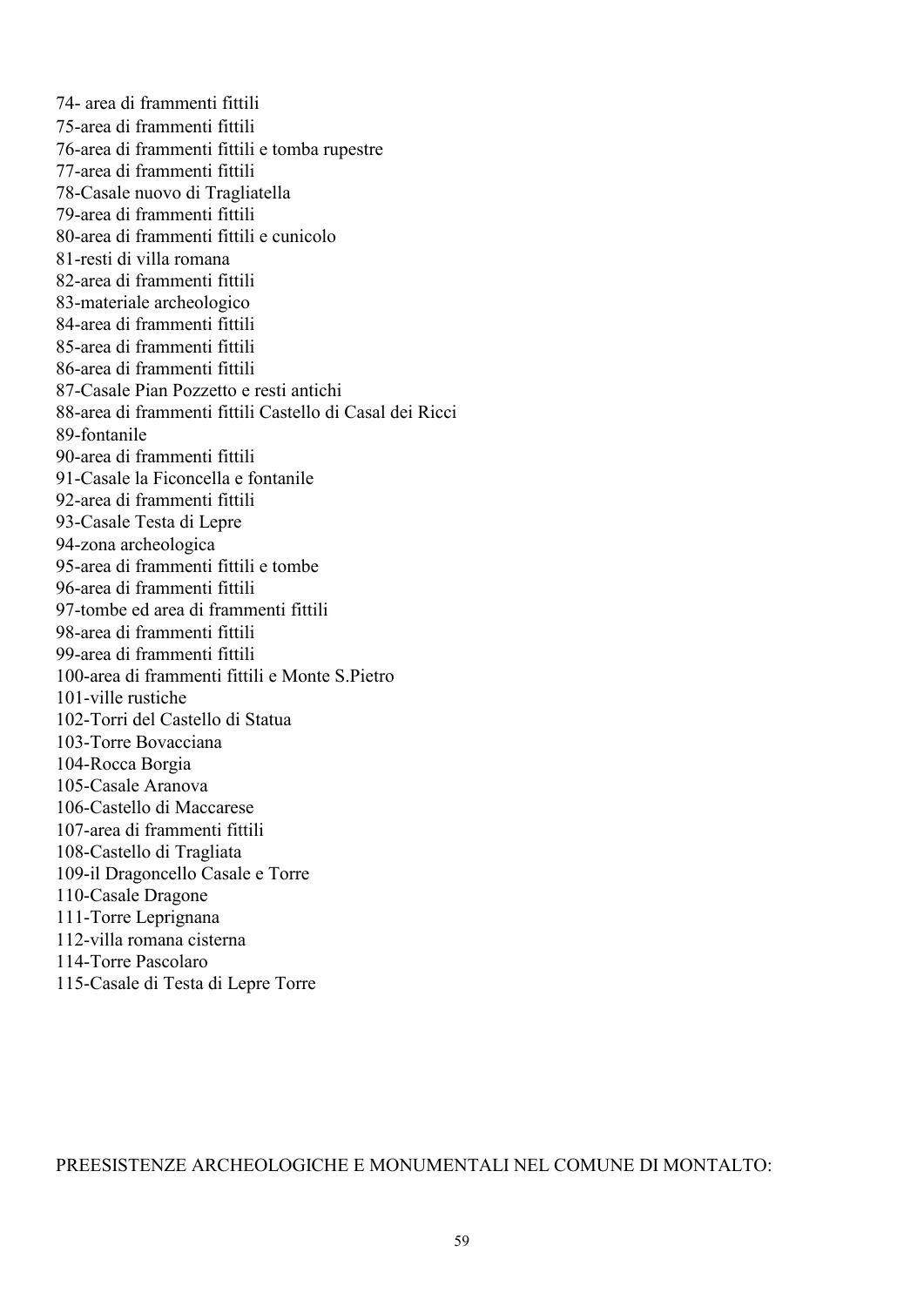74- area di frammenti fittili
75-area di frammenti fittili
76-area di frammenti fittili e tomba rupestre
77-area di frammenti fittili
78-Casale nuovo di Tragliatella
79-area di frammenti fittili
80-area di frammenti fittili e cunicolo
81-resti di villa romana
82-area di frammenti fittili
83-materiale archeologico
84-area di frammenti fittili
85-area di frammenti fittili
86-area di frammenti fittili
87-Casale Pian Pozzetto e resti antichi
88-area di frammenti fittili Castello di Casal dei Ricci
89-fontanile
90-area di frammenti fittili
91-Casale la Ficoncella e fontanile
92-area di frammenti fittili
93-Casale Testa di Lepre
94-zona archeologica
95-area di frammenti fittili e tombe
96-area di frammenti fittili
97-tombe ed area di frammenti fittili
98-area di frammenti fittili
99-area di frammenti fittili
100-area di frammenti fittili e Monte S.Pietro
101-ville rustiche
102-Torri del Castello di Statua
103-Torre Bovacciana
104-Rocca Borgia
105-Casale Aranova
106-Castello di Maccarese
107-area di frammenti fittili
108-Castello di Tragliata
109-il Dragoncello Casale e Torre
110-Casale Dragone
111-Torre Leprignana
112-villa romana cisterna
114-Torre Pascolaro
115-Casale di Testa di Lepre Torre

PREESISTENZE ARCHEOLOGICHE E MONUMENTALI NEL COMUNE DI MONTALTO: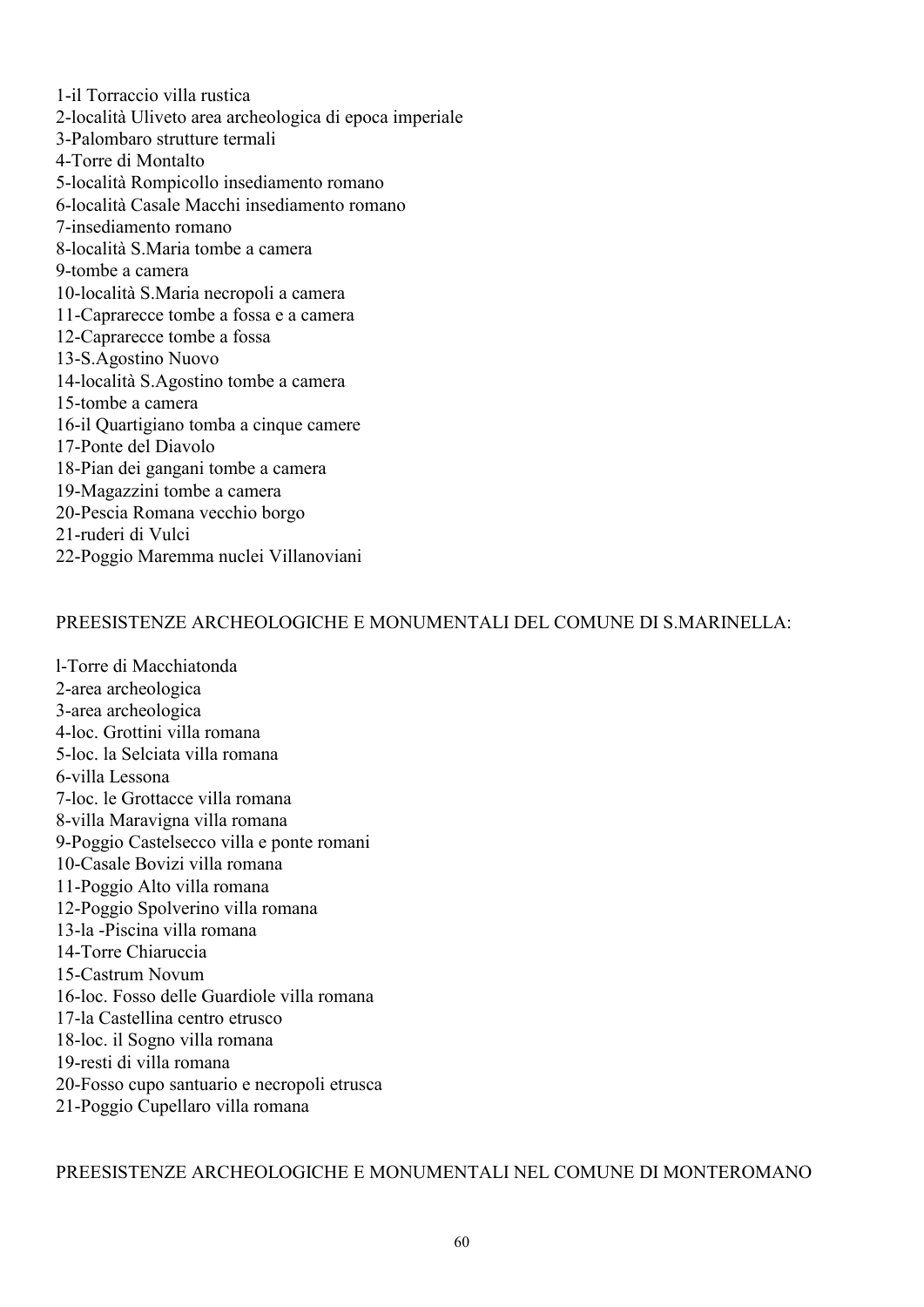1-il Torraccio villa rustica
2-località Uliveto area archeologica di epoca imperiale
3-Palombaro strutture termali
4-Torre di Montalto
5-località Rompicollo insediamento romano
6-località Casale Macchi insediamento romano
7-insediamento romano
8-località S.Maria tombe a camera
9-tombe a camera
10-località S.Maria necropoli a camera
11-Caprarecce tombe a fossa e a camera
12-Caprarecce tombe a fossa
13-S.Agostino Nuovo
14-località S.Agostino tombe a camera
15-tombe a camera
16-il Quartigiano tomba a cinque camere
17-Ponte del Diavolo
18-Pian dei gangani tombe a camera
19-Magazzini tombe a camera
20-Pescia Romana vecchio borgo
21-ruderi di Vulci
22-Poggio Maremma nuclei Villanoviani

PREESISTENZE ARCHEOLOGICHE E MONUMENTALI DEL COMUNE DI S.MARINELLA:

l-Torre di Macchiatonda
2-area archeologica
3-area archeologica
4-loc. Grottini villa romana
5-loc. la Selciata villa romana
6-villa Lessona
7-loc. le Grottacce villa romana
8-villa Maravigna villa romana
9-Poggio Castelsecco villa e ponte romani
10-Casale Bovizi villa romana
11-Poggio Alto villa romana
12-Poggio Spolverino villa romana
13-la -Piscina villa romana
14-Torre Chiaruccia
15-Castrum Novum
16-loc. Fosso delle Guardiole villa romana
17-la Castellina centro etrusco
18-loc. il Sogno villa romana
19-resti di villa romana
20-Fosso cupo santuario e necropoli etrusca
21-Poggio Cupellaro villa romana

PREESISTENZE ARCHEOLOGICHE E MONUMENTALI NEL COMUNE DI MONTEROMANO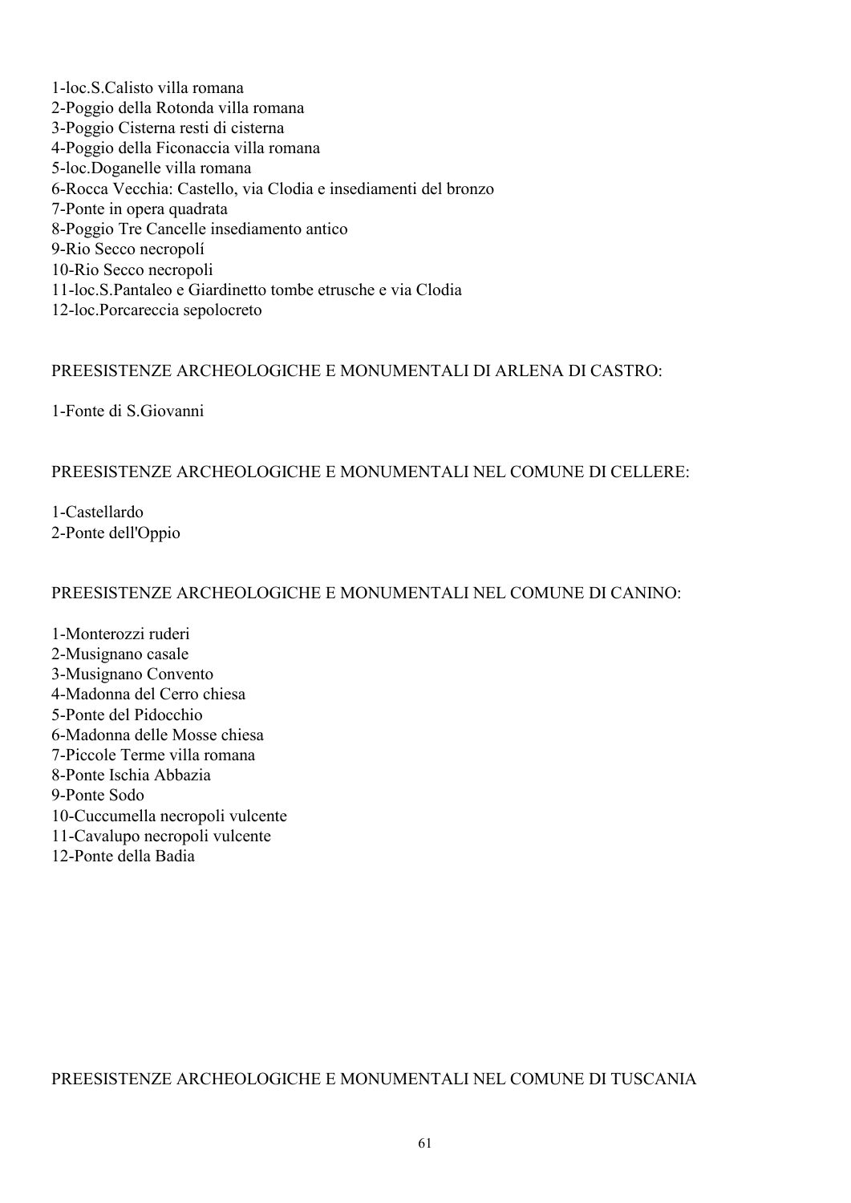1-loc.S.Calisto villa romana
2-Poggio della Rotonda villa romana
3-Poggio Cisterna resti di cisterna
4-Poggio della Ficonaccia villa romana
5-loc.Doganelle villa romana
6-Rocca Vecchia: Castello, via Clodia e insediamenti del bronzo
7-Ponte in opera quadrata
8-Poggio Tre Cancelle insediamento antico
9-Rio Secco necropolí
10-Rio Secco necropoli
11-loc.S.Pantaleo e Giardinetto tombe etrusche e via Clodia
12-loc.Porcareccia sepolocreto

PREESISTENZE ARCHEOLOGICHE E MONUMENTALI DI ARLENA DI CASTRO:

1-Fonte di S.Giovanni

PREESISTENZE ARCHEOLOGICHE E MONUMENTALI NEL COMUNE DI CELLERE:

1-Castellardo
2-Ponte dell'Oppio

PREESISTENZE ARCHEOLOGICHE E MONUMENTALI NEL COMUNE DI CANINO:

1-Monterozzi ruderi
2-Musignano casale
3-Musignano Convento
4-Madonna del Cerro chiesa
5-Ponte del Pidocchio
6-Madonna delle Mosse chiesa
7-Piccole Terme villa romana
8-Ponte Ischia Abbazia
9-Ponte Sodo
10-Cuccumella necropoli vulcente
11-Cavalupo necropoli vulcente
12-Ponte della Badia

PREESISTENZE ARCHEOLOGICHE E MONUMENTALI NEL COMUNE DI TUSCANIA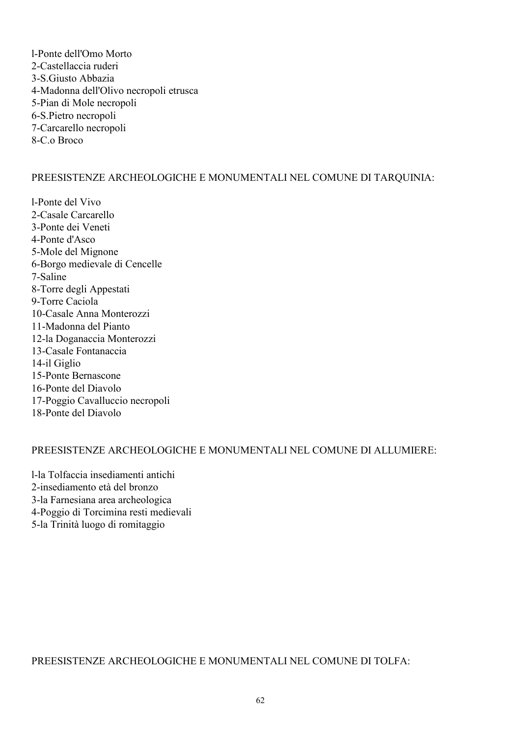l-Ponte dell'Omo Morto
2-Castellaccia ruderi
3-S.Giusto Abbazia
4-Madonna dell'Olivo necropoli etrusca
5-Pian di Mole necropoli
6-S.Pietro necropoli
7-Carcarello necropoli
8-C.o Broco

PREESISTENZE ARCHEOLOGICHE E MONUMENTALI NEL COMUNE DI TARQUINIA:

l-Ponte del Vivo
2-Casale Carcarello
3-Ponte dei Veneti
4-Ponte d'Asco
5-Mole del Mignone
6-Borgo medievale di Cencelle
7-Saline
8-Torre degli Appestati
9-Torre Caciola
10-Casale Anna Monterozzi
11-Madonna del Pianto
12-la Doganaccia Monterozzi
13-Casale Fontanaccia
14-il Giglio
15-Ponte Bernascone
16-Ponte del Diavolo
17-Poggio Cavalluccio necropoli
18-Ponte del Diavolo

PREESISTENZE ARCHEOLOGICHE E MONUMENTALI NEL COMUNE DI ALLUMIERE:

l-la Tolfaccia insediamenti antichi
2-insediamento età del bronzo
3-la Farnesiana area archeologica
4-Poggio di Torcimina resti medievali
5-la Trinità luogo di romitaggio

PREESISTENZE ARCHEOLOGICHE E MONUMENTALI NEL COMUNE DI TOLFA: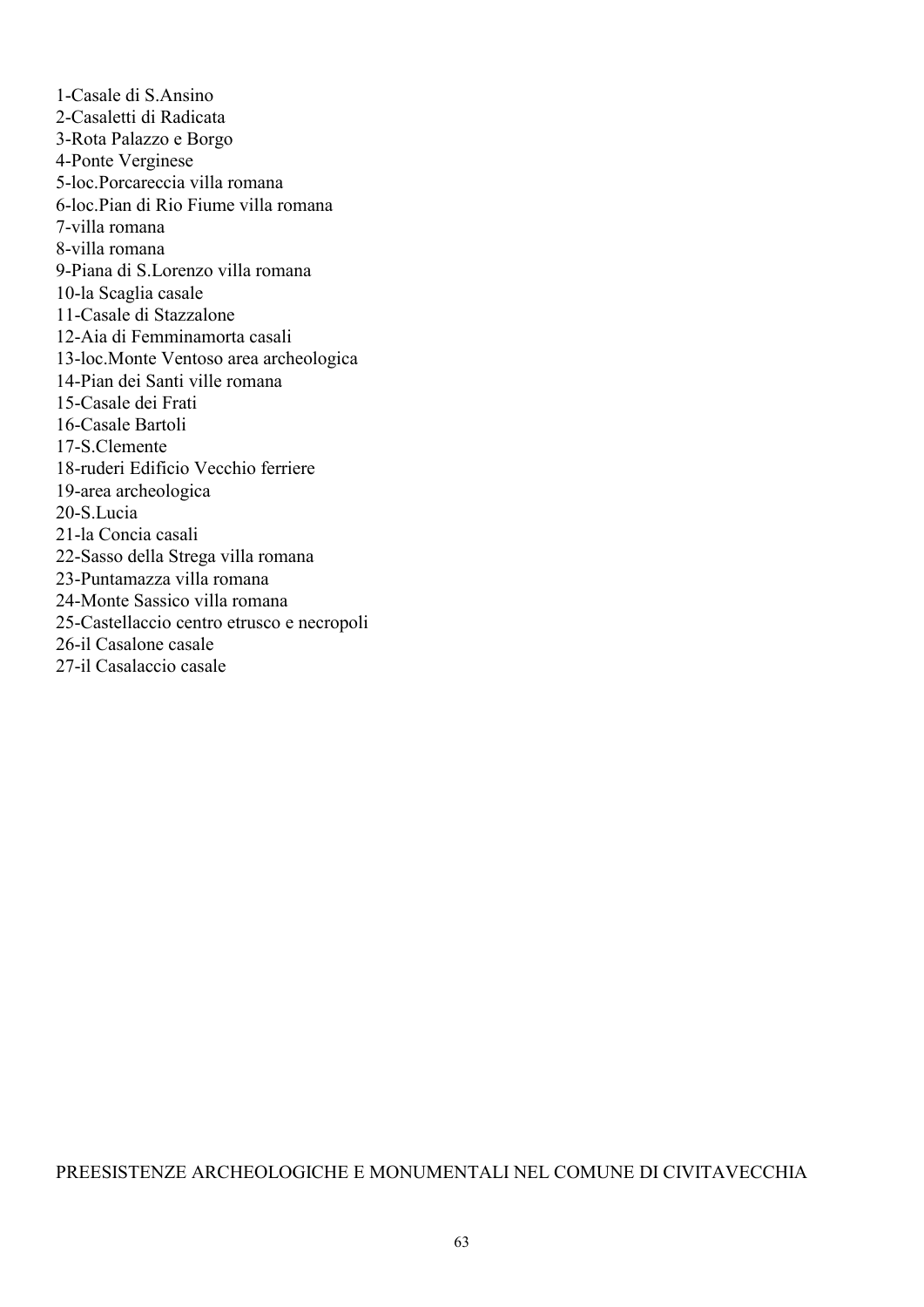1-Casale di S.Ansino
2-Casaletti di Radicata
3-Rota Palazzo e Borgo
4-Ponte Verginese
5-loc.Porcareccia villa romana
6-loc.Pian di Rio Fiume villa romana
7-villa romana
8-villa romana
9-Piana di S.Lorenzo villa romana
10-la Scaglia casale
11-Casale di Stazzalone
12-Aia di Femminamorta casali
13-loc.Monte Ventoso area archeologica
14-Pian dei Santi ville romana
15-Casale dei Frati
16-Casale Bartoli
17-S.Clemente
18-ruderi Edificio Vecchio ferriere
19-area archeologica
20-S.Lucia
21-la Concia casali
22-Sasso della Strega villa romana
23-Puntamazza villa romana
24-Monte Sassico villa romana
25-Castellaccio centro etrusco e necropoli
26-il Casalone casale
27-il Casalaccio casale

PREESISTENZE ARCHEOLOGICHE E MONUMENTALI NEL COMUNE DI CIVITAVECCHIA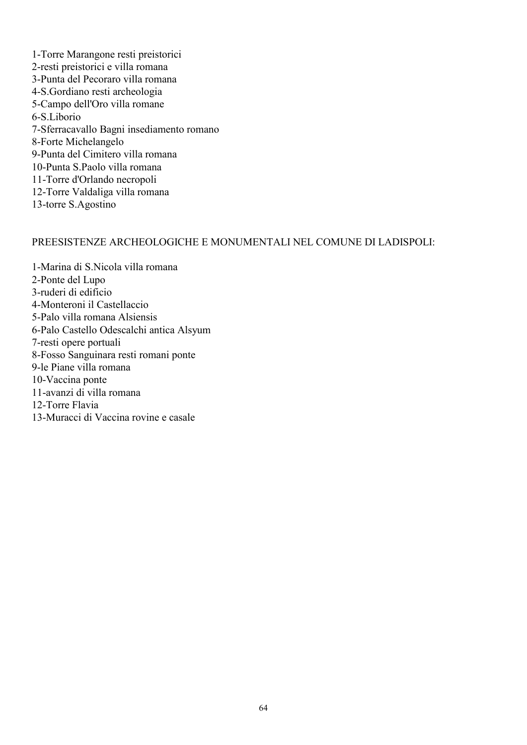1-Torre Marangone resti preistorici
2-resti preistorici e villa romana
3-Punta del Pecoraro villa romana
4-S.Gordiano resti archeologia
5-Campo dell'Oro villa romane
6-S.Liborio
7-Sferracavallo Bagni insediamento romano
8-Forte Michelangelo
9-Punta del Cimitero villa romana
10-Punta S.Paolo villa romana
11-Torre d'Orlando necropoli
12-Torre Valdaliga villa romana
13-torre S.Agostino

PREESISTENZE ARCHEOLOGICHE E MONUMENTALI NEL COMUNE DI LADISPOLI:

1-Marina di S.Nicola villa romana
2-Ponte del Lupo
3-ruderi di edificio
4-Monteroni il Castellaccio
5-Palo villa romana Alsiensis
6-Palo Castello Odescalchi antica Alsyum
7-resti opere portuali
8-Fosso Sanguinara resti romani ponte
9-le Piane villa romana
10-Vaccina ponte
11-avanzi di villa romana
12-Torre Flavia
13-Muracci di Vaccina rovine e casale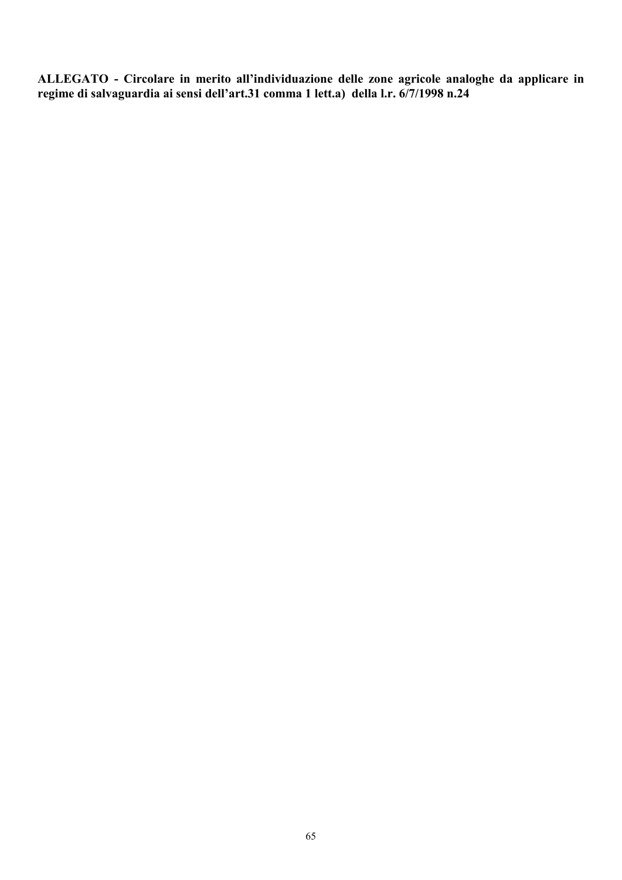**ALLEGATO - Circolare in merito all'individuazione delle zone agricole analoghe da applicare in regime di salvaguardia ai sensi dell'art.31 comma 1 lett.a) della l.r. 6/7/1998 n.24**